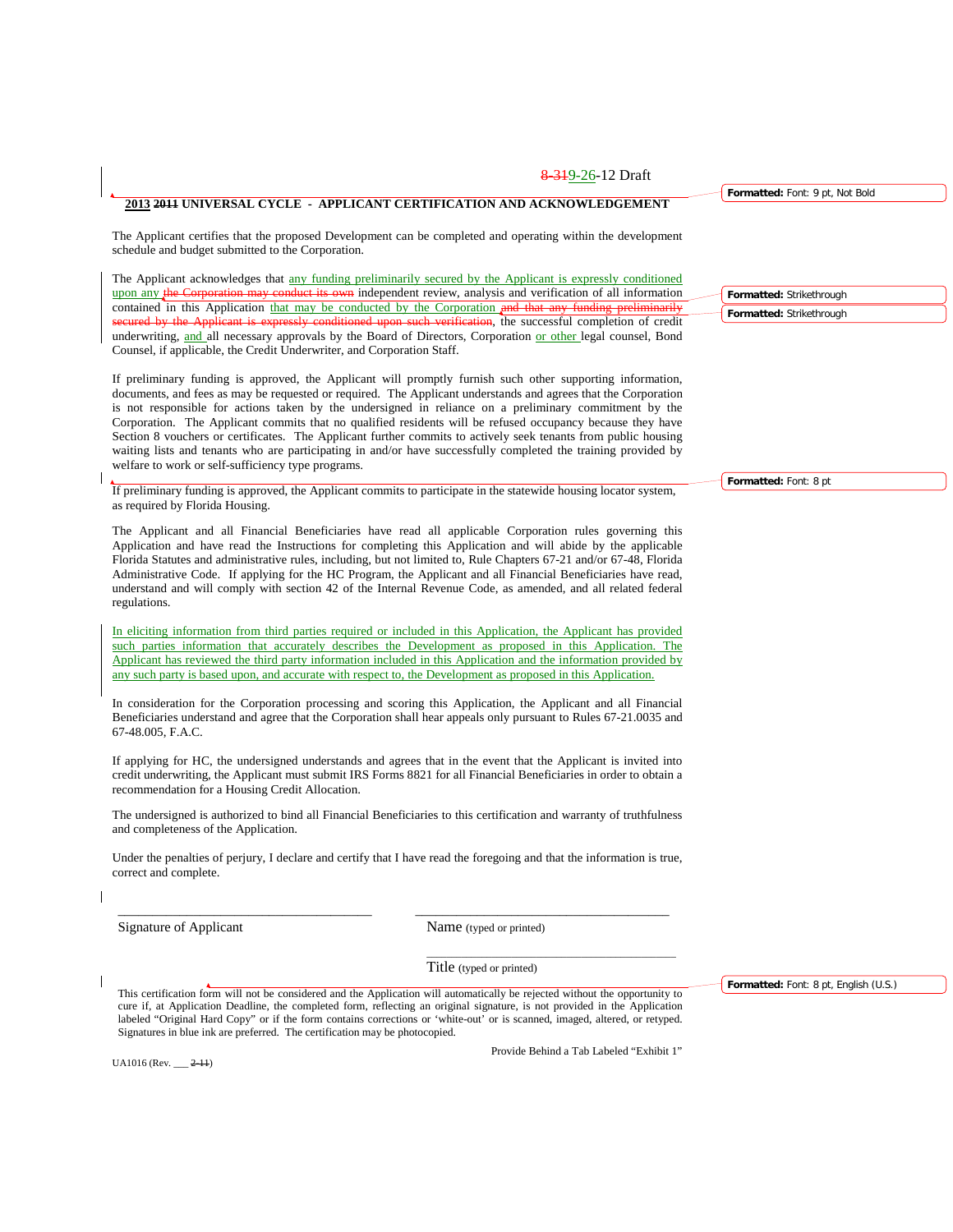8-319-26-12 Draft

**2013 2011 UNIVERSAL CYCLE - APPLICANT CERTIFICATION AND ACKNOWLEDGEMENT**

The Applicant certifies that the proposed Development can be completed and operating within the development schedule and budget submitted to the Corporation.

The Applicant acknowledges that any funding preliminarily secured by the Applicant is expressly conditioned upon any the Corporation may conduct its own independent review, analysis and verification of all information contained in this Application that may be conducted by the Corporation and that any funding preliminarily secured by the Applicant is expressly conditioned upon such verification, the successful completion of credit underwriting, and all necessary approvals by the Board of Directors, Corporation or other legal counsel, Bond Counsel, if applicable, the Credit Underwriter, and Corporation Staff.

If preliminary funding is approved, the Applicant will promptly furnish such other supporting information, documents, and fees as may be requested or required. The Applicant understands and agrees that the Corporation is not responsible for actions taken by the undersigned in reliance on a preliminary commitment by the Corporation. The Applicant commits that no qualified residents will be refused occupancy because they have Section 8 vouchers or certificates. The Applicant further commits to actively seek tenants from public housing waiting lists and tenants who are participating in and/or have successfully completed the training provided by welfare to work or self-sufficiency type programs.

If preliminary funding is approved, the Applicant commits to participate in the statewide housing locator system, as required by Florida Housing.

The Applicant and all Financial Beneficiaries have read all applicable Corporation rules governing this Application and have read the Instructions for completing this Application and will abide by the applicable Florida Statutes and administrative rules, including, but not limited to, Rule Chapters 67-21 and/or 67-48, Florida Administrative Code. If applying for the HC Program, the Applicant and all Financial Beneficiaries have read, understand and will comply with section 42 of the Internal Revenue Code, as amended, and all related federal regulations.

In eliciting information from third parties required or included in this Application, the Applicant has provided such parties information that accurately describes the Development as proposed in this Application. The Applicant has reviewed the third party information included in this Application and the information provided by any such party is based upon, and accurate with respect to, the Development as proposed in this Application.

In consideration for the Corporation processing and scoring this Application, the Applicant and all Financial Beneficiaries understand and agree that the Corporation shall hear appeals only pursuant to Rules 67-21.0035 and 67-48.005, F.A.C.

If applying for HC, the undersigned understands and agrees that in the event that the Applicant is invited into credit underwriting, the Applicant must submit IRS Forms 8821 for all Financial Beneficiaries in order to obtain a recommendation for a Housing Credit Allocation.

The undersigned is authorized to bind all Financial Beneficiaries to this certification and warranty of truthfulness and completeness of the Application.

Under the penalties of perjury, I declare and certify that I have read the foregoing and that the information is true, correct and complete.

\_\_\_\_\_\_\_\_\_\_\_\_\_\_\_\_\_\_\_\_\_\_\_\_\_\_\_\_\_\_\_\_\_\_\_\_ \_\_\_\_\_\_\_\_\_\_\_\_\_\_\_\_\_\_\_\_\_\_\_\_\_\_\_\_\_\_\_\_\_\_\_\_

Signature of Applicant Name (typed or printed)

\_\_\_\_\_\_\_\_\_\_\_\_\_\_\_\_\_\_\_\_\_\_\_\_\_\_\_\_\_\_\_\_\_\_\_\_

Title (typed or printed)

This certification form will not be considered and the Application will automatically be rejected without the opportunity to cure if, at Application Deadline, the completed form, reflecting an original signature, is not provided in the Application labeled "Original Hard Copy" or if the form contains corrections or 'white-out' or is scanned, imaged, altered, or retyped. Signatures in blue ink are preferred. The certification may be photocopied.

Provide Behind a Tab Labeled "Exhibit 1"

UA1016 (Rev. \_\_\_ 2-11)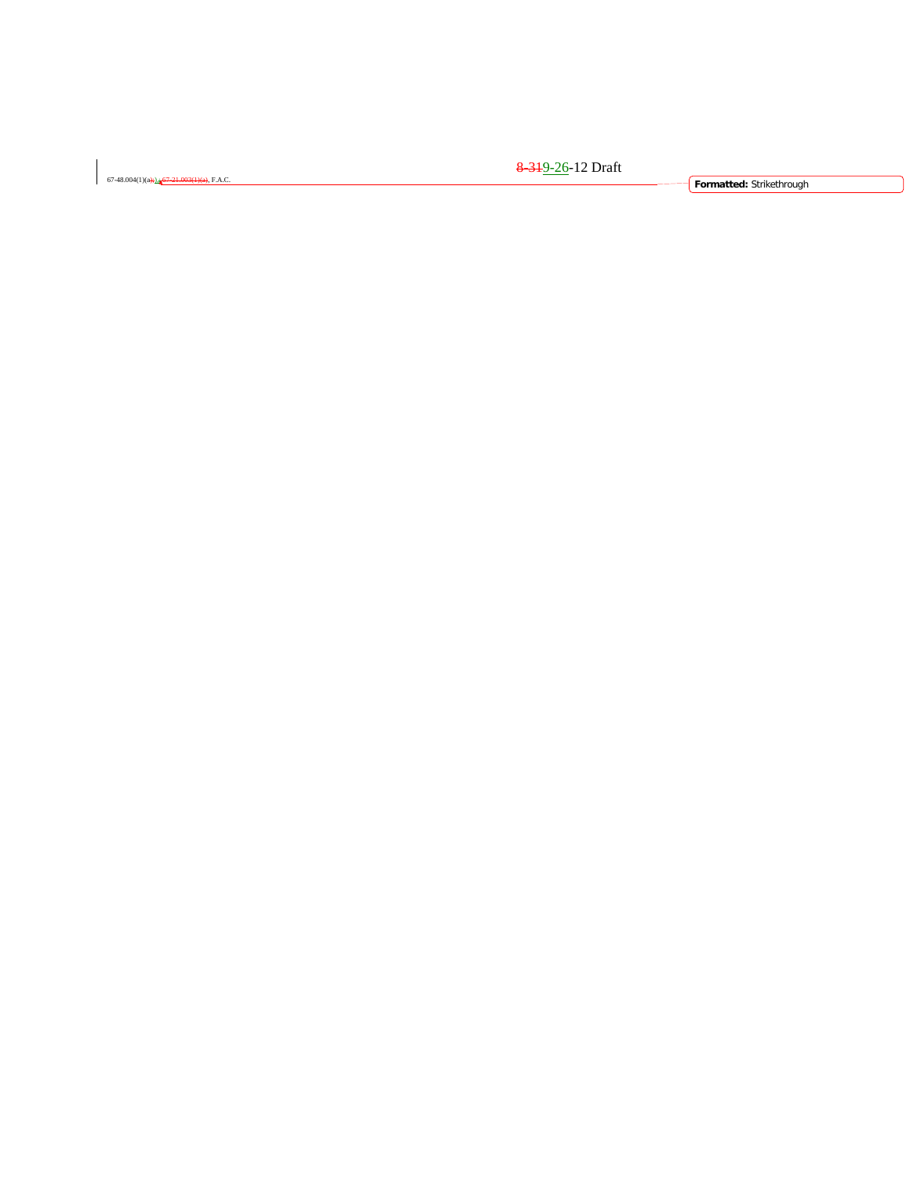67-48.004(1)(a);), ~~67-21.003(1)(a)~~, F.A.C.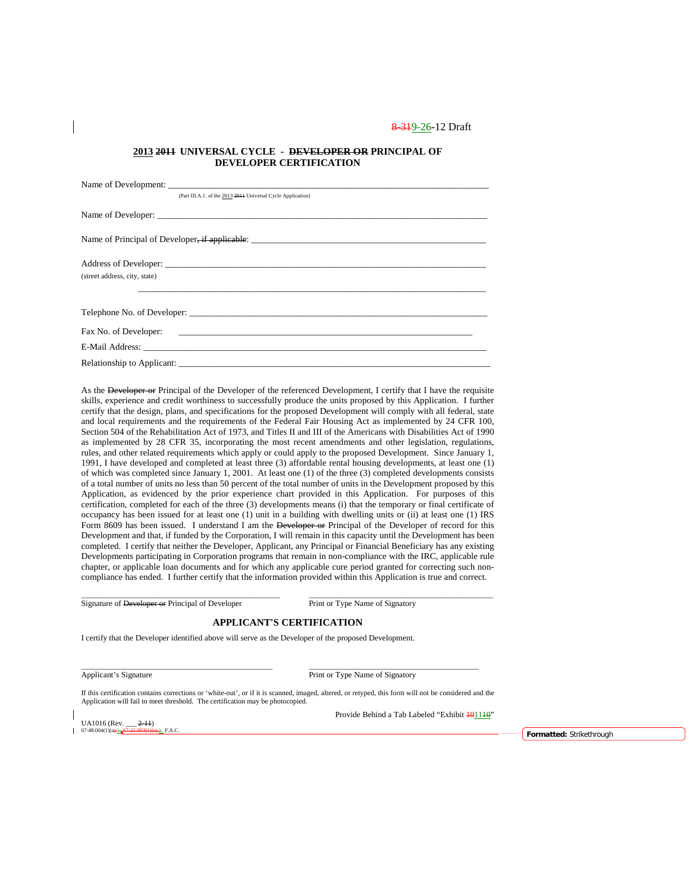8-319-26-12 Draft

## 2013 ~~2011~~ UNIVERSAL CYCLE - ~~DEVELOPER OR~~ PRINCIPAL OF DEVELOPER CERTIFICATION

Name of Development: ___________________________________________________________

(Part III.A.1. of the 2013 ~~2011~~ Universal Cycle Application)

Name of Developer: ___________________________________________________________

Name of Principal of Developer~~, if applicable~~: ________________________________________

Address of Developer: _________________________________________________________
(street address, city, state)

_______________________________________________________________________

Telephone No. of Developer: ____________________________________________________

Fax No. of Developer: ________________________________________________________

E-Mail Address: _____________________________________________________________

Relationship to Applicant: ______________________________________________________

As the ~~Developer or~~ Principal of the Developer of the referenced Development, I certify that I have the requisite skills, experience and credit worthiness to successfully produce the units proposed by this Application. I further certify that the design, plans, and specifications for the proposed Development will comply with all federal, state and local requirements and the requirements of the Federal Fair Housing Act as implemented by 24 CFR 100, Section 504 of the Rehabilitation Act of 1973, and Titles II and III of the Americans with Disabilities Act of 1990 as implemented by 28 CFR 35, incorporating the most recent amendments and other legislation, regulations, rules, and other related requirements which apply or could apply to the proposed Development. Since January 1, 1991, I have developed and completed at least three (3) affordable rental housing developments, at least one (1) of which was completed since January 1, 2001. At least one (1) of the three (3) completed developments consists of a total number of units no less than 50 percent of the total number of units in the Development proposed by this Application, as evidenced by the prior experience chart provided in this Application. For purposes of this certification, completed for each of the three (3) developments means (i) that the temporary or final certificate of occupancy has been issued for at least one (1) unit in a building with dwelling units or (ii) at least one (1) IRS Form 8609 has been issued. I understand I am the ~~Developer or~~ Principal of the Developer of record for this Development and that, if funded by the Corporation, I will remain in this capacity until the Development has been completed. I certify that neither the Developer, Applicant, any Principal or Financial Beneficiary has any existing Developments participating in Corporation programs that remain in non-compliance with the IRC, applicable rule chapter, or applicable loan documents and for which any applicable cure period granted for correcting such non-compliance has ended. I further certify that the information provided within this Application is true and correct.

_____________________________________ _____________________________________
Signature of ~~Developer or~~ Principal of Developer Print or Type Name of Signatory

### APPLICANT'S CERTIFICATION

I certify that the Developer identified above will serve as the Developer of the proposed Development.

_____________________________________ _____________________________________
Applicant's Signature Print or Type Name of Signatory

If this certification contains corrections or 'white-out', or if it is scanned, imaged, altered, or retyped, this form will not be considered and the Application will fail to meet threshold. The certification may be photocopied.

Provide Behind a Tab Labeled "Exhibit ~~10~~11~~10~~"

UA1016 (Rev. ___ ~~2-11~~)
67-48.004(1)(a); ~~67-21.003(1)(a)~~, F.A.C.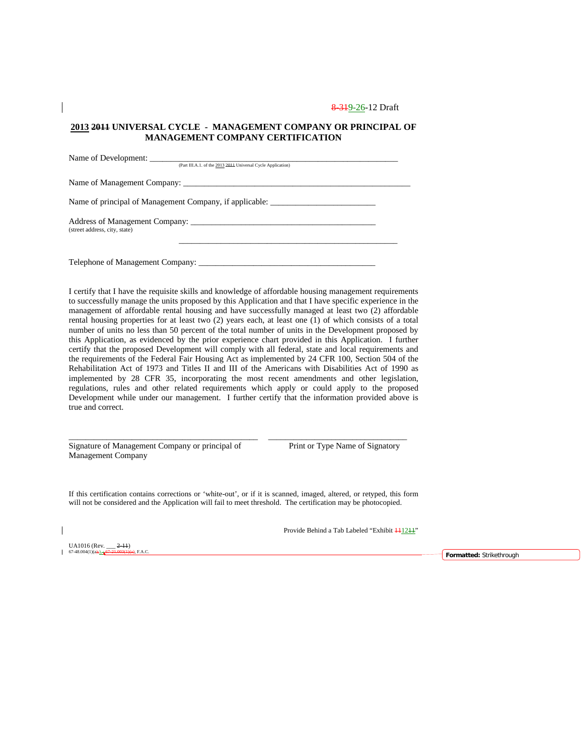8-319-26-12 Draft

**2013 ~~2011~~ UNIVERSAL CYCLE - MANAGEMENT COMPANY OR PRINCIPAL OF MANAGEMENT COMPANY CERTIFICATION**

Name of Development: ___________________________________________________________
(Part III.A.1. of the 2013 ~~2011~~ Universal Cycle Application)

Name of Management Company: _______________________________________________________

Name of principal of Management Company, if applicable: _________________________

Address of Management Company: _____________________________________________
(street address, city, state)

_____________________________________________________

Telephone of Management Company: __________________________________________

I certify that I have the requisite skills and knowledge of affordable housing management requirements to successfully manage the units proposed by this Application and that I have specific experience in the management of affordable rental housing and have successfully managed at least two (2) affordable rental housing properties for at least two (2) years each, at least one (1) of which consists of a total number of units no less than 50 percent of the total number of units in the Development proposed by this Application, as evidenced by the prior experience chart provided in this Application. I further certify that the proposed Development will comply with all federal, state and local requirements and the requirements of the Federal Fair Housing Act as implemented by 24 CFR 100, Section 504 of the Rehabilitation Act of 1973 and Titles II and III of the Americans with Disabilities Act of 1990 as implemented by 28 CFR 35, incorporating the most recent amendments and other legislation, regulations, rules and other related requirements which apply or could apply to the proposed Development while under our management. I further certify that the information provided above is true and correct.

____________________________________________ ________________________________

Signature of Management Company or principal of Management Company — Print or Type Name of Signatory

If this certification contains corrections or 'white-out', or if it is scanned, imaged, altered, or retyped, this form will not be considered and the Application will fail to meet threshold. The certification may be photocopied.

Provide Behind a Tab Labeled "Exhibit ~~11~~12~~11~~"

UA1016 (Rev. ___ ~~2-11~~)
67-48.004(1)(a)~~;), 67-21.003(1)(a)~~, F.A.C.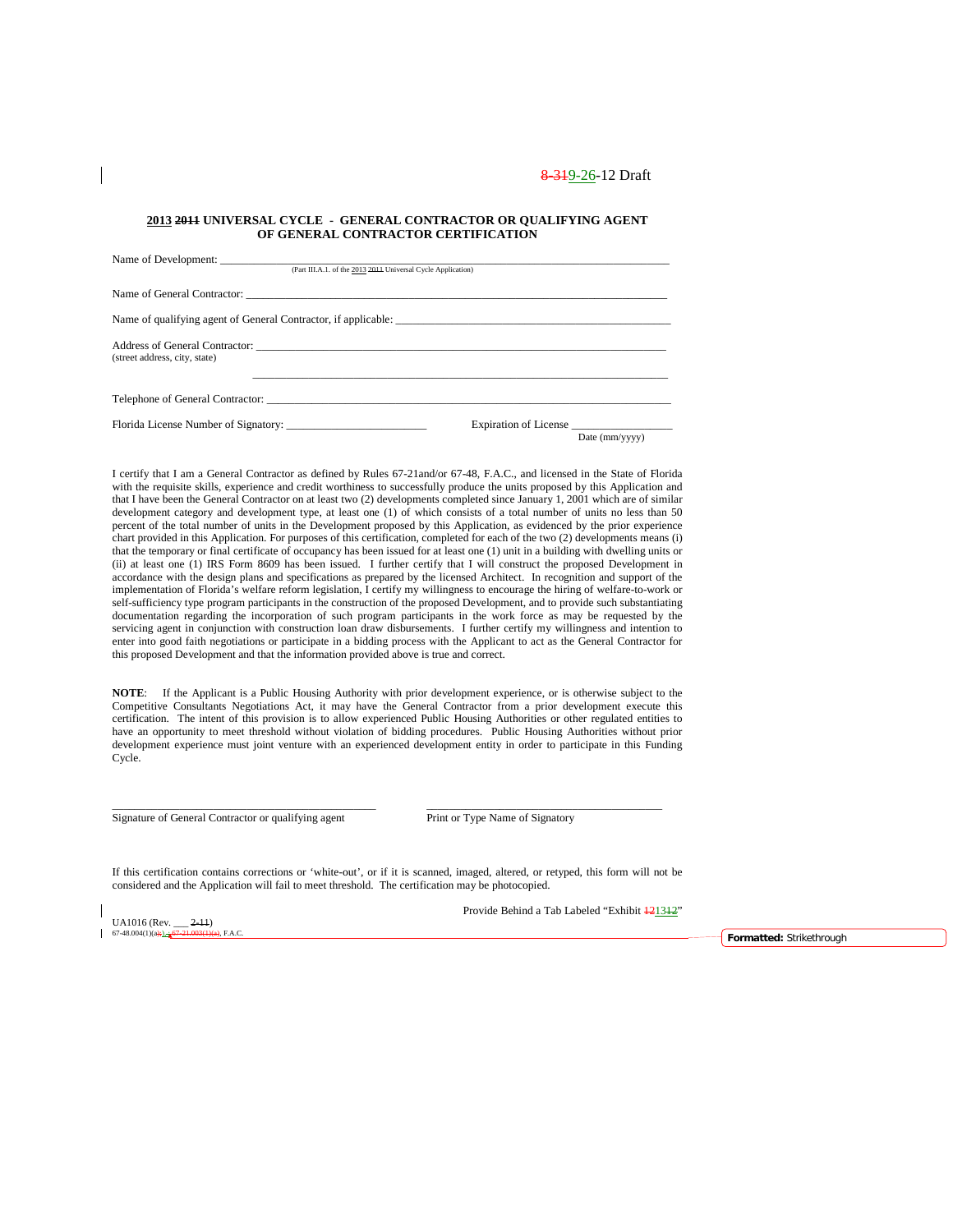8-319-26-12 Draft

**2013 2011 UNIVERSAL CYCLE - GENERAL CONTRACTOR OR QUALIFYING AGENT OF GENERAL CONTRACTOR CERTIFICATION**

Name of Development: ___________________________________________________________________________
(Part III.A.1. of the 2013 2011 Universal Cycle Application)

Name of General Contractor: _____________________________________________________________________

Name of qualifying agent of General Contractor, if applicable: _______________________________________________

Address of General Contractor: ___________________________________________________________________
(street address, city, state)

_________________________________________________________________________

Telephone of General Contractor: _________________________________________________________________

Florida License Number of Signatory: _________________________ Expiration of License _________________
Date (mm/yyyy)

I certify that I am a General Contractor as defined by Rules 67-21and/or 67-48, F.A.C., and licensed in the State of Florida with the requisite skills, experience and credit worthiness to successfully produce the units proposed by this Application and that I have been the General Contractor on at least two (2) developments completed since January 1, 2001 which are of similar development category and development type, at least one (1) of which consists of a total number of units no less than 50 percent of the total number of units in the Development proposed by this Application, as evidenced by the prior experience chart provided in this Application. For purposes of this certification, completed for each of the two (2) developments means (i) that the temporary or final certificate of occupancy has been issued for at least one (1) unit in a building with dwelling units or (ii) at least one (1) IRS Form 8609 has been issued. I further certify that I will construct the proposed Development in accordance with the design plans and specifications as prepared by the licensed Architect. In recognition and support of the implementation of Florida's welfare reform legislation, I certify my willingness to encourage the hiring of welfare-to-work or self-sufficiency type program participants in the construction of the proposed Development, and to provide such substantiating documentation regarding the incorporation of such program participants in the work force as may be requested by the servicing agent in conjunction with construction loan draw disbursements. I further certify my willingness and intention to enter into good faith negotiations or participate in a bidding process with the Applicant to act as the General Contractor for this proposed Development and that the information provided above is true and correct.

**NOTE**: If the Applicant is a Public Housing Authority with prior development experience, or is otherwise subject to the Competitive Consultants Negotiations Act, it may have the General Contractor from a prior development execute this certification. The intent of this provision is to allow experienced Public Housing Authorities or other regulated entities to have an opportunity to meet threshold without violation of bidding procedures. Public Housing Authorities without prior development experience must joint venture with an experienced development entity in order to participate in this Funding Cycle.

_____________________________________________ _______________________________________
Signature of General Contractor or qualifying agent Print or Type Name of Signatory

If this certification contains corrections or 'white-out', or if it is scanned, imaged, altered, or retyped, this form will not be considered and the Application will fail to meet threshold. The certification may be photocopied.

Provide Behind a Tab Labeled "Exhibit 121312"

UA1016 (Rev. ___ 2-11)
67-48.004(1)(a); 67-21.003(1)(a), F.A.C.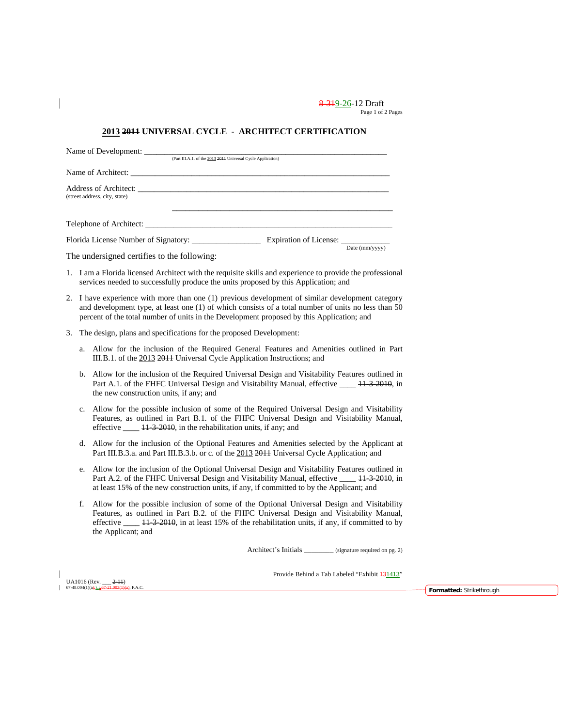8-319-26-12 Draft

# 2013 ~~2011~~ UNIVERSAL CYCLE - ARCHITECT CERTIFICATION

Name of Development: ___________________________________________________________
(Part III.A.1. of the 2013 ~~2011~~ Universal Cycle Application)

Name of Architect: ___________________________________________________________

Address of Architect: ___________________________________________________________
(street address, city, state)

___________________________________________________________

Telephone of Architect: ___________________________________________________________

Florida License Number of Signatory: ________________ Expiration of License: ____________
Date (mm/yyyy)

The undersigned certifies to the following:

1. I am a Florida licensed Architect with the requisite skills and experience to provide the professional services needed to successfully produce the units proposed by this Application; and

2. I have experience with more than one (1) previous development of similar development category and development type, at least one (1) of which consists of a total number of units no less than 50 percent of the total number of units in the Development proposed by this Application; and

3. The design, plans and specifications for the proposed Development:

   a. Allow for the inclusion of the Required General Features and Amenities outlined in Part III.B.1. of the 2013 ~~2011~~ Universal Cycle Application Instructions; and

   b. Allow for the inclusion of the Required Universal Design and Visitability Features outlined in Part A.1. of the FHFC Universal Design and Visitability Manual, effective ____ ~~11-3-2010~~, in the new construction units, if any; and

   c. Allow for the possible inclusion of some of the Required Universal Design and Visitability Features, as outlined in Part B.1. of the FHFC Universal Design and Visitability Manual, effective ____ ~~11-3-2010~~, in the rehabilitation units, if any; and

   d. Allow for the inclusion of the Optional Features and Amenities selected by the Applicant at Part III.B.3.a. and Part III.B.3.b. or c. of the 2013 ~~2011~~ Universal Cycle Application; and

   e. Allow for the inclusion of the Optional Universal Design and Visitability Features outlined in Part A.2. of the FHFC Universal Design and Visitability Manual, effective ____ ~~11-3-2010~~, in at least 15% of the new construction units, if any, if committed to by the Applicant; and

   f. Allow for the possible inclusion of some of the Optional Universal Design and Visitability Features, as outlined in Part B.2. of the FHFC Universal Design and Visitability Manual, effective ____ ~~11-3-2010~~, in at least 15% of the rehabilitation units, if any, if committed to by the Applicant; and

Architect's Initials ________ (signature required on pg. 2)

Provide Behind a Tab Labeled "Exhibit ~~13~~1413"

UA1016 (Rev. ___ ~~2-11~~)
67-48.004(1)(a); ~~67-21.003(1)(a)~~, F.A.C.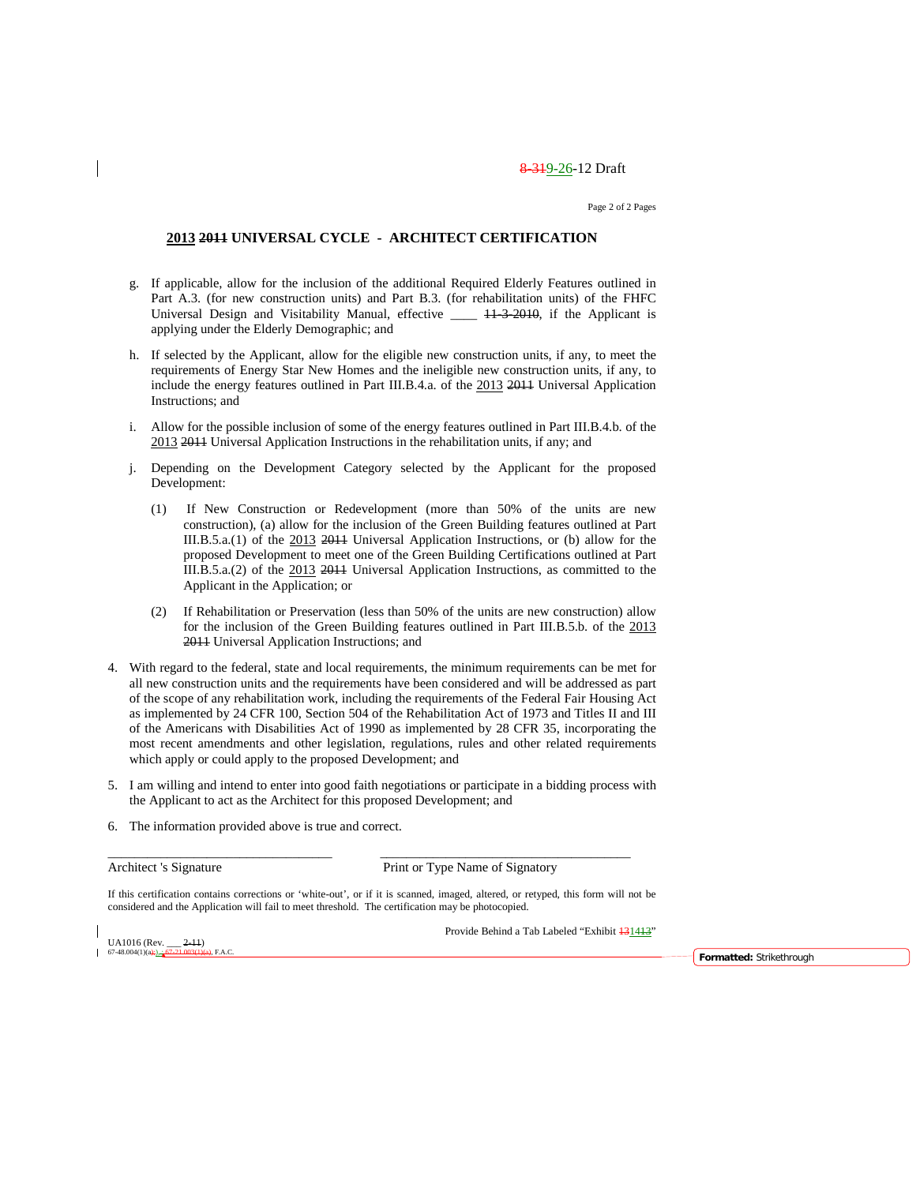8-319-26-12 Draft

## 2013 ~~2011~~ UNIVERSAL CYCLE - ARCHITECT CERTIFICATION

g. If applicable, allow for the inclusion of the additional Required Elderly Features outlined in Part A.3. (for new construction units) and Part B.3. (for rehabilitation units) of the FHFC Universal Design and Visitability Manual, effective ____ ~~11-3-2010~~, if the Applicant is applying under the Elderly Demographic; and

h. If selected by the Applicant, allow for the eligible new construction units, if any, to meet the requirements of Energy Star New Homes and the ineligible new construction units, if any, to include the energy features outlined in Part III.B.4.a. of the 2013 ~~2011~~ Universal Application Instructions; and

i. Allow for the possible inclusion of some of the energy features outlined in Part III.B.4.b. of the 2013 ~~2011~~ Universal Application Instructions in the rehabilitation units, if any; and

j. Depending on the Development Category selected by the Applicant for the proposed Development:

   (1) If New Construction or Redevelopment (more than 50% of the units are new construction), (a) allow for the inclusion of the Green Building features outlined at Part III.B.5.a.(1) of the 2013 ~~2011~~ Universal Application Instructions, or (b) allow for the proposed Development to meet one of the Green Building Certifications outlined at Part III.B.5.a.(2) of the 2013 ~~2011~~ Universal Application Instructions, as committed to the Applicant in the Application; or

   (2) If Rehabilitation or Preservation (less than 50% of the units are new construction) allow for the inclusion of the Green Building features outlined in Part III.B.5.b. of the 2013 ~~2011~~ Universal Application Instructions; and

4. With regard to the federal, state and local requirements, the minimum requirements can be met for all new construction units and the requirements have been considered and will be addressed as part of the scope of any rehabilitation work, including the requirements of the Federal Fair Housing Act as implemented by 24 CFR 100, Section 504 of the Rehabilitation Act of 1973 and Titles II and III of the Americans with Disabilities Act of 1990 as implemented by 28 CFR 35, incorporating the most recent amendments and other legislation, regulations, rules and other related requirements which apply or could apply to the proposed Development; and

5. I am willing and intend to enter into good faith negotiations or participate in a bidding process with the Applicant to act as the Architect for this proposed Development; and

6. The information provided above is true and correct.

\_\_\_\_\_\_\_\_\_\_\_\_\_\_\_\_\_\_\_\_\_\_\_\_\_\_\_\_\_\_\_\_\_\_ \_\_\_\_\_\_\_\_\_\_\_\_\_\_\_\_\_\_\_\_\_\_\_\_\_\_\_\_\_\_\_\_\_\_\_\_\_\_

Architect 's Signature | Print or Type Name of Signatory

If this certification contains corrections or 'white-out', or if it is scanned, imaged, altered, or retyped, this form will not be considered and the Application will fail to meet threshold. The certification may be photocopied.

Provide Behind a Tab Labeled "Exhibit ~~13~~1413"

UA1016 (Rev. ___ ~~2-11~~)
67-48.004(1)(a); ~~67-21.003(1)(a)~~, F.A.C.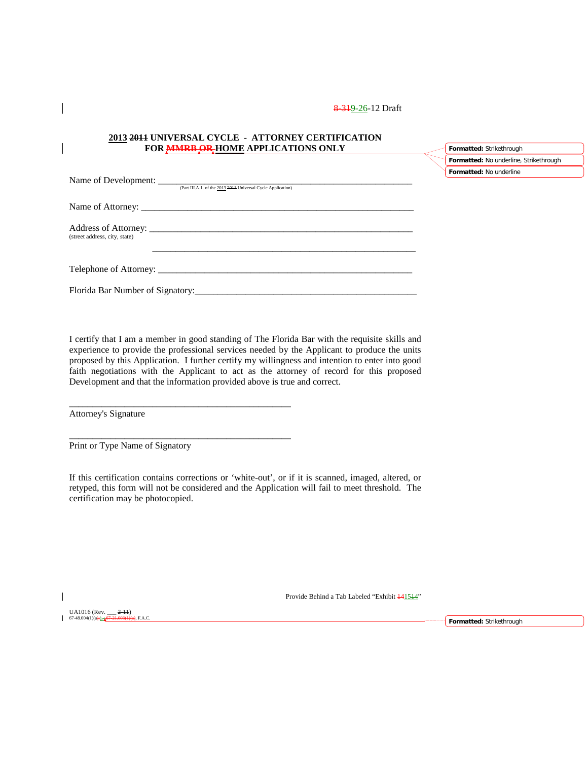8-319-26-12 Draft

**2013 2011 UNIVERSAL CYCLE - ATTORNEY CERTIFICATION FOR MMRB OR HOME APPLICATIONS ONLY**

Name of Development: \_\_\_\_\_\_\_\_\_\_\_\_\_\_\_\_\_\_\_\_\_\_\_\_\_\_\_\_\_\_\_\_\_\_\_\_\_\_\_\_\_\_\_\_\_\_\_\_\_\_\_\_\_\_\_\_\_\_\_
(Part III.A.1. of the 2013 2011 Universal Cycle Application)

Name of Attorney: \_\_\_\_\_\_\_\_\_\_\_\_\_\_\_\_\_\_\_\_\_\_\_\_\_\_\_\_\_\_\_\_\_\_\_\_\_\_\_\_\_\_\_\_\_\_\_\_\_\_\_\_\_\_\_\_\_\_\_\_

Address of Attorney: \_\_\_\_\_\_\_\_\_\_\_\_\_\_\_\_\_\_\_\_\_\_\_\_\_\_\_\_\_\_\_\_\_\_\_\_\_\_\_\_\_\_\_\_\_\_\_\_\_\_\_\_\_\_\_\_\_\_
(street address, city, state)

\_\_\_\_\_\_\_\_\_\_\_\_\_\_\_\_\_\_\_\_\_\_\_\_\_\_\_\_\_\_\_\_\_\_\_\_\_\_\_\_\_\_\_\_\_\_\_\_\_\_\_\_\_\_\_\_\_\_\_\_

Telephone of Attorney: \_\_\_\_\_\_\_\_\_\_\_\_\_\_\_\_\_\_\_\_\_\_\_\_\_\_\_\_\_\_\_\_\_\_\_\_\_\_\_\_\_\_\_\_\_\_\_\_\_\_\_\_\_\_\_\_

Florida Bar Number of Signatory:\_\_\_\_\_\_\_\_\_\_\_\_\_\_\_\_\_\_\_\_\_\_\_\_\_\_\_\_\_\_\_\_\_\_\_\_\_\_\_\_\_\_\_\_\_\_\_\_\_\_

I certify that I am a member in good standing of The Florida Bar with the requisite skills and experience to provide the professional services needed by the Applicant to produce the units proposed by this Application. I further certify my willingness and intention to enter into good faith negotiations with the Applicant to act as the attorney of record for this proposed Development and that the information provided above is true and correct.

\_\_\_\_\_\_\_\_\_\_\_\_\_\_\_\_\_\_\_\_\_\_\_\_\_\_\_\_\_\_\_\_\_\_\_\_\_\_\_\_\_\_\_\_\_\_\_\_\_\_
Attorney's Signature

\_\_\_\_\_\_\_\_\_\_\_\_\_\_\_\_\_\_\_\_\_\_\_\_\_\_\_\_\_\_\_\_\_\_\_\_\_\_\_\_\_\_\_\_\_\_\_\_\_\_
Print or Type Name of Signatory

If this certification contains corrections or 'white-out', or if it is scanned, imaged, altered, or retyped, this form will not be considered and the Application will fail to meet threshold. The certification may be photocopied.

Provide Behind a Tab Labeled "Exhibit 141514"

UA1016 (Rev. \_\_\_ 2-11)
67-48.004(1)(a);), 67-21.003(1)(a), F.A.C.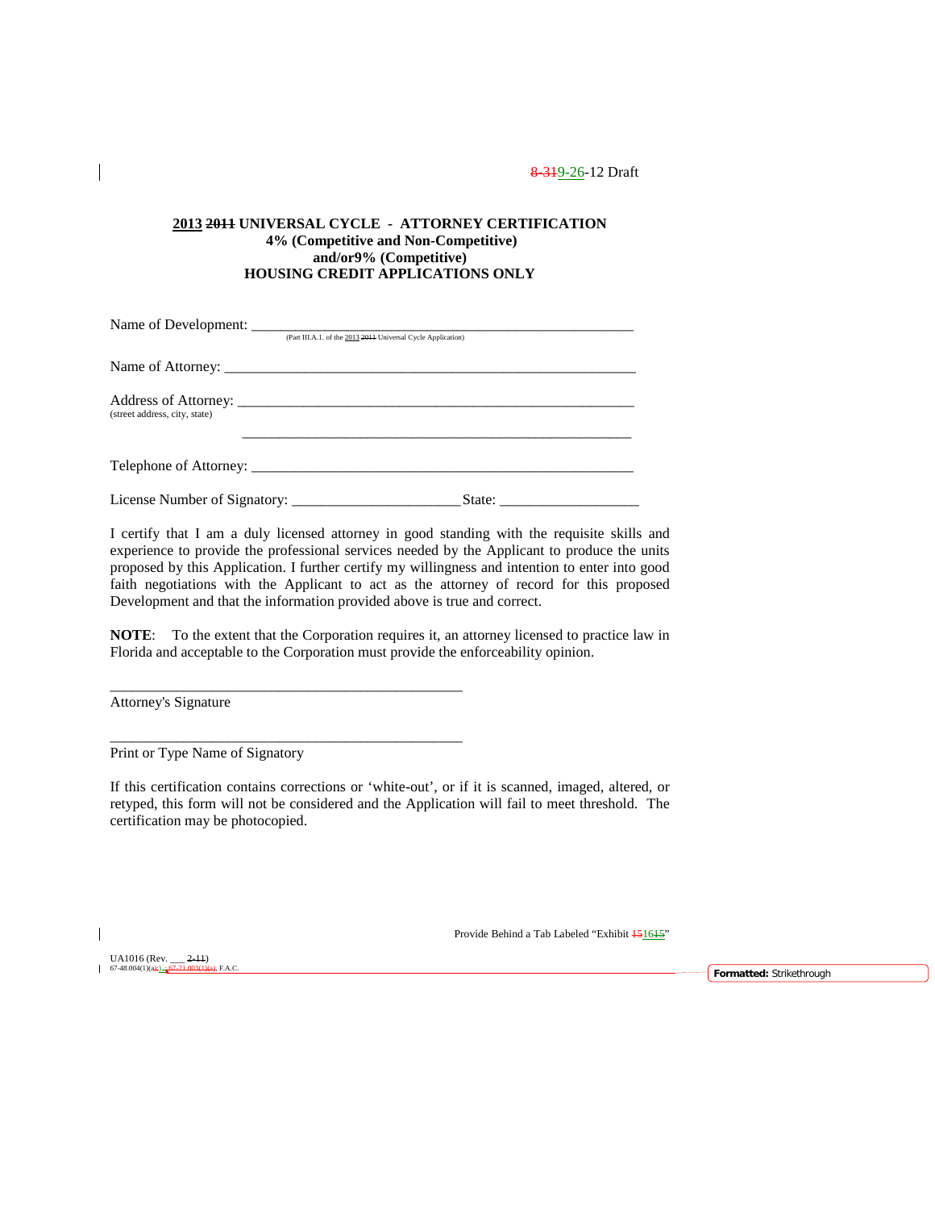8-319-26-12 Draft

**2013 2011 UNIVERSAL CYCLE - ATTORNEY CERTIFICATION**
**4% (Competitive and Non-Competitive)**
**and/or9% (Competitive)**
**HOUSING CREDIT APPLICATIONS ONLY**

Name of Development: ___________________________________________________________
(Part III.A.1. of the 2013 2011 Universal Cycle Application)

Name of Attorney: ___________________________________________________________

Address of Attorney: ___________________________________________________________
(street address, city, state)

___________________________________________________________

Telephone of Attorney: ___________________________________________________________

License Number of Signatory: _______________________ State: ___________________

I certify that I am a duly licensed attorney in good standing with the requisite skills and experience to provide the professional services needed by the Applicant to produce the units proposed by this Application. I further certify my willingness and intention to enter into good faith negotiations with the Applicant to act as the attorney of record for this proposed Development and that the information provided above is true and correct.

**NOTE**: To the extent that the Corporation requires it, an attorney licensed to practice law in Florida and acceptable to the Corporation must provide the enforceability opinion.

__________________________________________________
Attorney's Signature

__________________________________________________
Print or Type Name of Signatory

If this certification contains corrections or 'white-out', or if it is scanned, imaged, altered, or retyped, this form will not be considered and the Application will fail to meet threshold. The certification may be photocopied.

Provide Behind a Tab Labeled "Exhibit 151615"

UA1016 (Rev. ___ 2-11)
67-48.004(1)(a); 67-21.003(1)(a), F.A.C.

Formatted: Strikethrough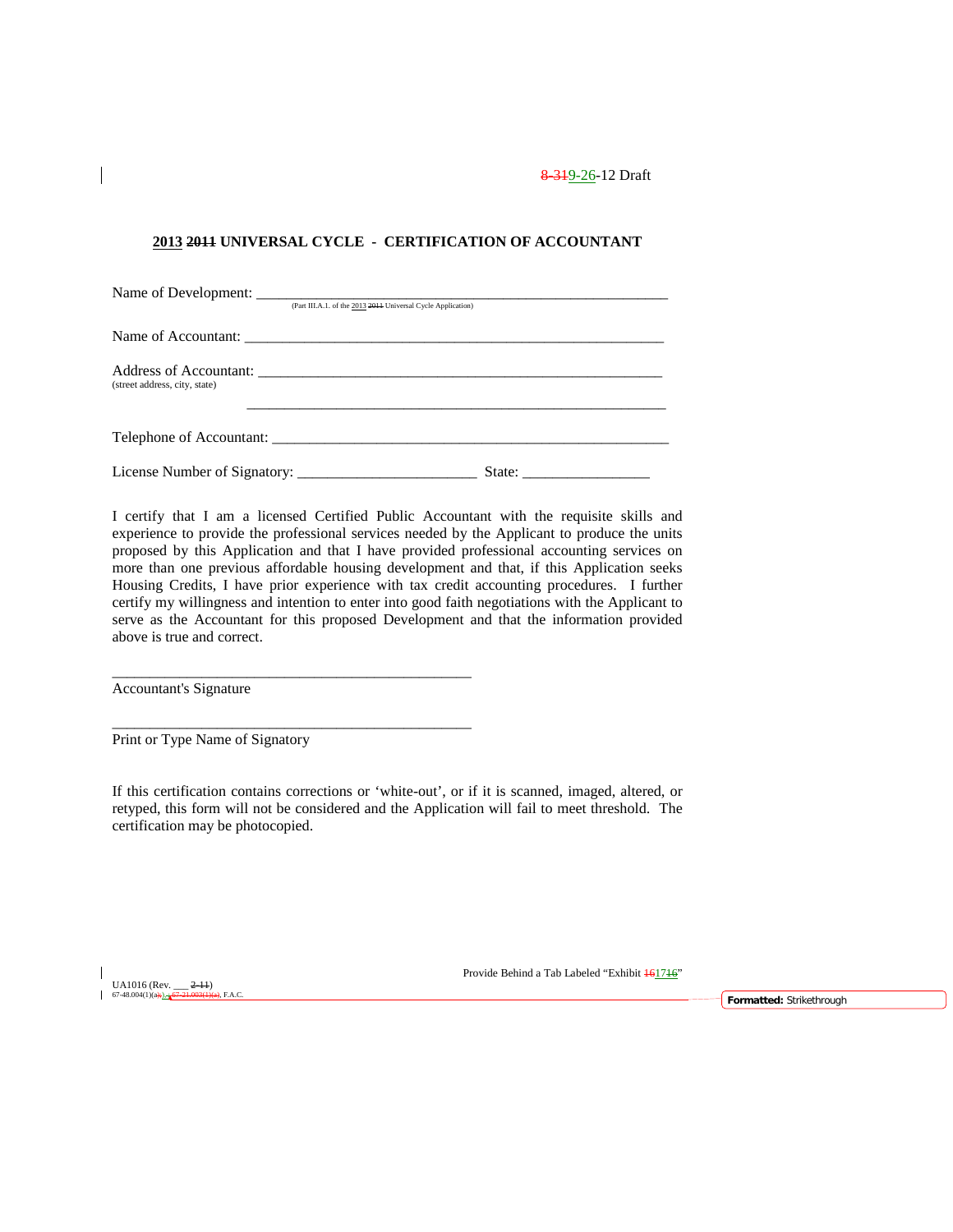8-319-26-12 Draft

**2013 2011 UNIVERSAL CYCLE - CERTIFICATION OF ACCOUNTANT**

Name of Development: ___________________________________________________________
(Part III.A.1. of the 2013 2011 Universal Cycle Application)

Name of Accountant: ____________________________________________________________

Address of Accountant: __________________________________________________________
(street address, city, state)

_______________________________________________________________________

Telephone of Accountant: ________________________________________________________

License Number of Signatory: ________________________ State: _________________

I certify that I am a licensed Certified Public Accountant with the requisite skills and experience to provide the professional services needed by the Applicant to produce the units proposed by this Application and that I have provided professional accounting services on more than one previous affordable housing development and that, if this Application seeks Housing Credits, I have prior experience with tax credit accounting procedures. I further certify my willingness and intention to enter into good faith negotiations with the Applicant to serve as the Accountant for this proposed Development and that the information provided above is true and correct.

_________________________________________________
Accountant's Signature

_________________________________________________
Print or Type Name of Signatory

If this certification contains corrections or 'white-out', or if it is scanned, imaged, altered, or retyped, this form will not be considered and the Application will fail to meet threshold. The certification may be photocopied.

Provide Behind a Tab Labeled "Exhibit 161716"

UA1016 (Rev. ___ 2-11)
67-48.004(1)(a); 67-21.003(1)(a), F.A.C.

Formatted: Strikethrough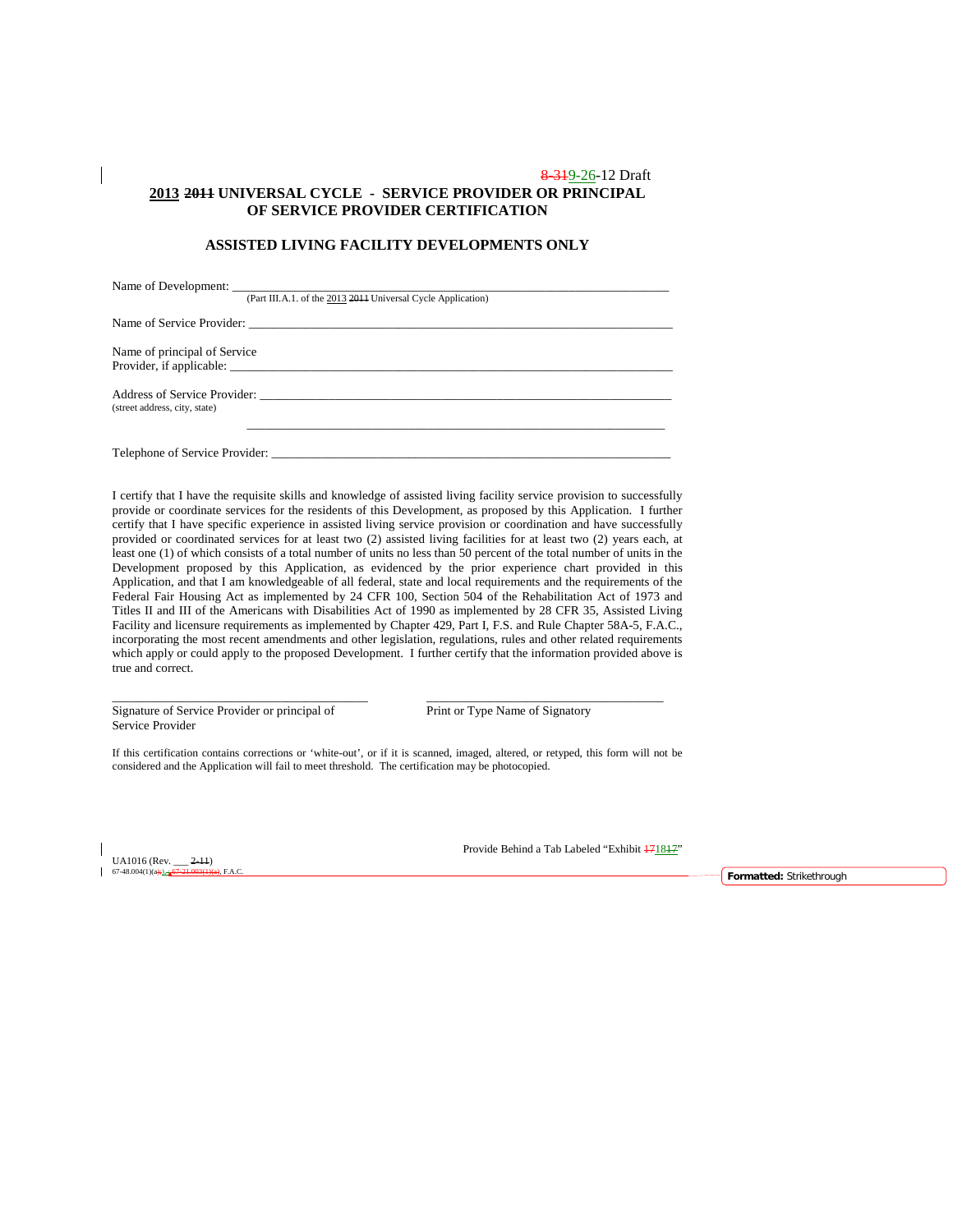8-319-26-12 Draft

## 2013 ~~2011~~ UNIVERSAL CYCLE - SERVICE PROVIDER OR PRINCIPAL OF SERVICE PROVIDER CERTIFICATION

### ASSISTED LIVING FACILITY DEVELOPMENTS ONLY

Name of Development: ___________________________________________________________________________
(Part III.A.1. of the 2013 ~~2011~~ Universal Cycle Application)

Name of Service Provider: _______________________________________________________________________

Name of principal of Service Provider, if applicable: ___________________________________________________

Address of Service Provider: _____________________________________________________________________
(street address, city, state)

_____________________________________________________________________

Telephone of Service Provider: ____________________________________________________________________

I certify that I have the requisite skills and knowledge of assisted living facility service provision to successfully provide or coordinate services for the residents of this Development, as proposed by this Application. I further certify that I have specific experience in assisted living service provision or coordination and have successfully provided or coordinated services for at least two (2) assisted living facilities for at least two (2) years each, at least one (1) of which consists of a total number of units no less than 50 percent of the total number of units in the Development proposed by this Application, as evidenced by the prior experience chart provided in this Application, and that I am knowledgeable of all federal, state and local requirements and the requirements of the Federal Fair Housing Act as implemented by 24 CFR 100, Section 504 of the Rehabilitation Act of 1973 and Titles II and III of the Americans with Disabilities Act of 1990 as implemented by 28 CFR 35, Assisted Living Facility and licensure requirements as implemented by Chapter 429, Part I, F.S. and Rule Chapter 58A-5, F.A.C., incorporating the most recent amendments and other legislation, regulations, rules and other related requirements which apply or could apply to the proposed Development. I further certify that the information provided above is true and correct.

________________________________________ ________________________________________
Signature of Service Provider or principal of Service Provider | Print or Type Name of Signatory

If this certification contains corrections or 'white-out', or if it is scanned, imaged, altered, or retyped, this form will not be considered and the Application will fail to meet threshold. The certification may be photocopied.

Provide Behind a Tab Labeled "Exhibit ~~17~~18~~17~~"

UA1016 (Rev. ___ ~~2-11~~)
67-48.004(1)(a); ~~67-21.003(1)(a)~~, F.A.C.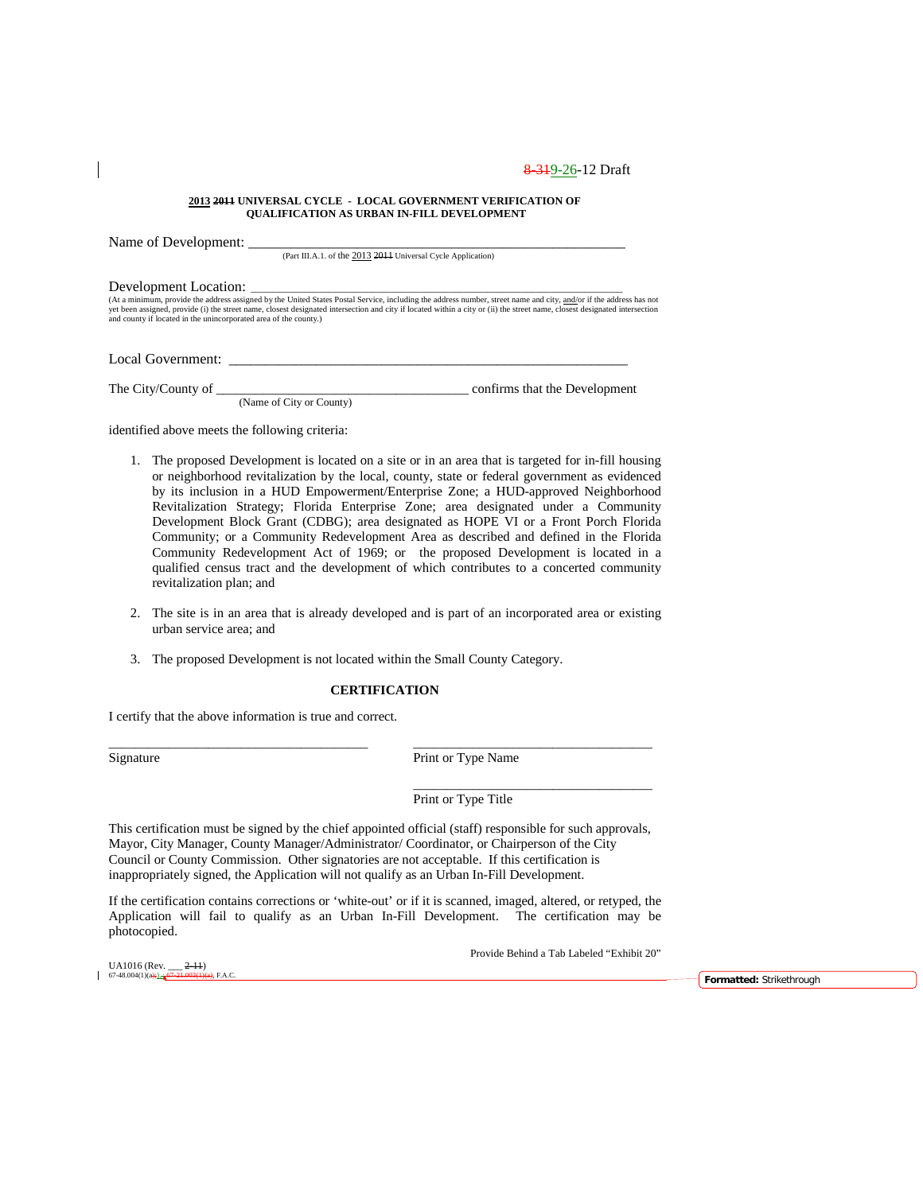8-319-26-12 Draft

**2013 2011 UNIVERSAL CYCLE - LOCAL GOVERNMENT VERIFICATION OF QUALIFICATION AS URBAN IN-FILL DEVELOPMENT**

Name of Development: ______________________________________________________
(Part III.A.1. of the 2013 2011 Universal Cycle Application)

Development Location: ______________________________________________________
(At a minimum, provide the address assigned by the United States Postal Service, including the address number, street name and city, and/or if the address has not yet been assigned, provide (i) the street name, closest designated intersection and city if located within a city or (ii) the street name, closest designated intersection and county if located in the unincorporated area of the county.)

Local Government: ______________________________________________________

The City/County of ____________________________________ confirms that the Development
(Name of City or County)

identified above meets the following criteria:

1. The proposed Development is located on a site or in an area that is targeted for in-fill housing or neighborhood revitalization by the local, county, state or federal government as evidenced by its inclusion in a HUD Empowerment/Enterprise Zone; a HUD-approved Neighborhood Revitalization Strategy; Florida Enterprise Zone; area designated under a Community Development Block Grant (CDBG); area designated as HOPE VI or a Front Porch Florida Community; or a Community Redevelopment Area as described and defined in the Florida Community Redevelopment Act of 1969; or the proposed Development is located in a qualified census tract and the development of which contributes to a concerted community revitalization plan; and

2. The site is in an area that is already developed and is part of an incorporated area or existing urban service area; and

3. The proposed Development is not located within the Small County Category.

**CERTIFICATION**

I certify that the above information is true and correct.

______________________________________ ______________________________________
Signature Print or Type Name

______________________________________
Print or Type Title

This certification must be signed by the chief appointed official (staff) responsible for such approvals, Mayor, City Manager, County Manager/Administrator/ Coordinator, or Chairperson of the City Council or County Commission. Other signatories are not acceptable. If this certification is inappropriately signed, the Application will not qualify as an Urban In-Fill Development.

If the certification contains corrections or 'white-out' or if it is scanned, imaged, altered, or retyped, the Application will fail to qualify as an Urban In-Fill Development. The certification may be photocopied.

Provide Behind a Tab Labeled "Exhibit 20"

UA1016 (Rev. ___ 2-11)
67-48.004(1)(a); 67-21.003(1)(a), F.A.C.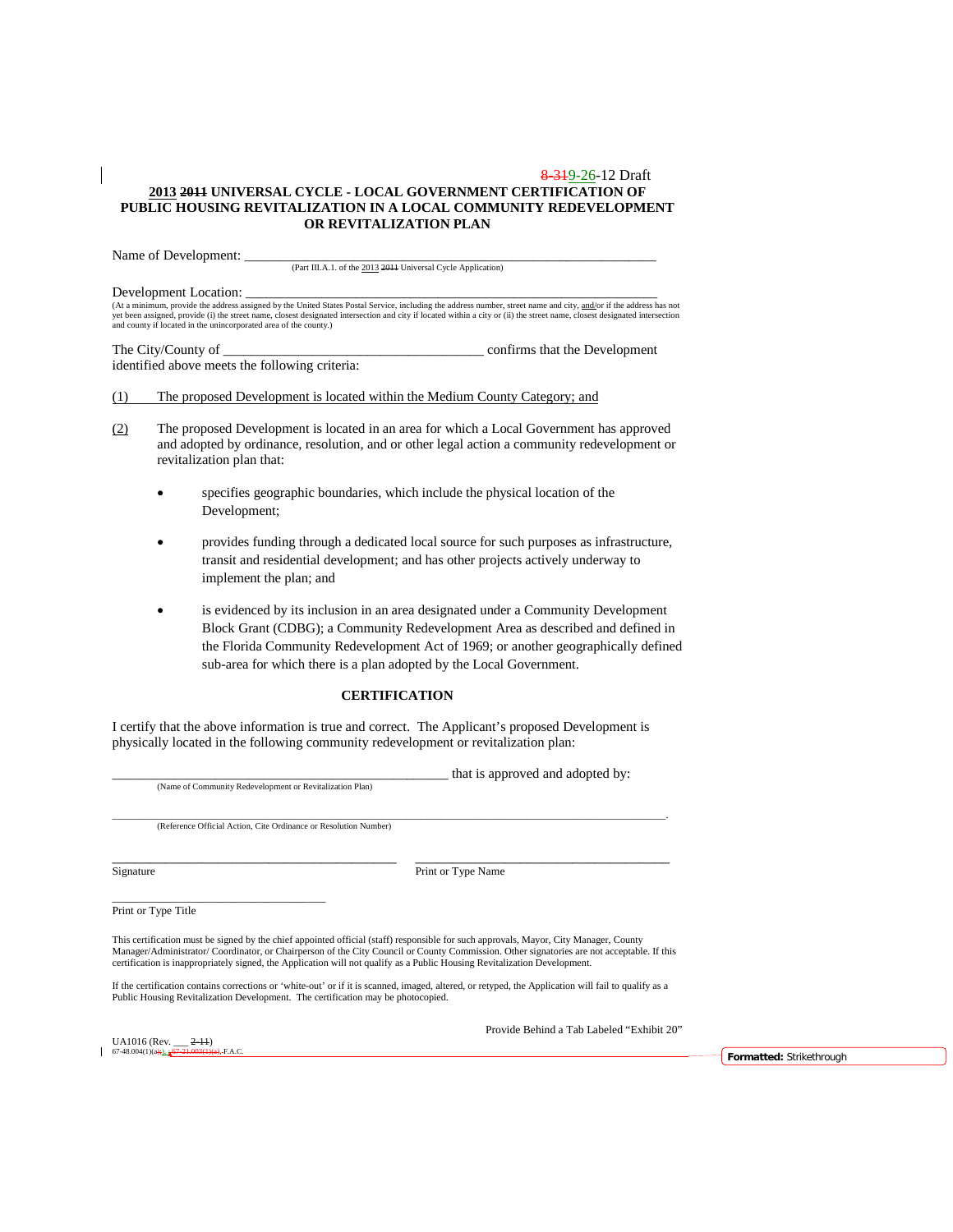8-319-26-12 Draft

**2013 2011 UNIVERSAL CYCLE - LOCAL GOVERNMENT CERTIFICATION OF PUBLIC HOUSING REVITALIZATION IN A LOCAL COMMUNITY REDEVELOPMENT OR REVITALIZATION PLAN**

Name of Development: ___________________________________________________________
(Part III.A.1. of the 2013 2011 Universal Cycle Application)

Development Location: __________________________________________________________
(At a minimum, provide the address assigned by the United States Postal Service, including the address number, street name and city, and/or if the address has not yet been assigned, provide (i) the street name, closest designated intersection and city if located within a city or (ii) the street name, closest designated intersection and county if located in the unincorporated area of the county.)

The City/County of ______________________________________ confirms that the Development identified above meets the following criteria:

(1) The proposed Development is located within the Medium County Category; and

(2) The proposed Development is located in an area for which a Local Government has approved and adopted by ordinance, resolution, and or other legal action a community redevelopment or revitalization plan that:

- specifies geographic boundaries, which include the physical location of the Development;
- provides funding through a dedicated local source for such purposes as infrastructure, transit and residential development; and has other projects actively underway to implement the plan; and
- is evidenced by its inclusion in an area designated under a Community Development Block Grant (CDBG); a Community Redevelopment Area as described and defined in the Florida Community Redevelopment Act of 1969; or another geographically defined sub-area for which there is a plan adopted by the Local Government.

## CERTIFICATION

I certify that the above information is true and correct. The Applicant's proposed Development is physically located in the following community redevelopment or revitalization plan:

____________________________________________________ that is approved and adopted by:
(Name of Community Redevelopment or Revitalization Plan)

______________________________________________________________________________________.
(Reference Official Action, Cite Ordinance or Resolution Number)

_____________________________________________ _______________________________________
Signature Print or Type Name

_________________________________
Print or Type Title

This certification must be signed by the chief appointed official (staff) responsible for such approvals, Mayor, City Manager, County Manager/Administrator/ Coordinator, or Chairperson of the City Council or County Commission. Other signatories are not acceptable. If this certification is inappropriately signed, the Application will not qualify as a Public Housing Revitalization Development.

If the certification contains corrections or 'white-out' or if it is scanned, imaged, altered, or retyped, the Application will fail to qualify as a Public Housing Revitalization Development. The certification may be photocopied.

Provide Behind a Tab Labeled "Exhibit 20"

UA1016 (Rev. ___ 2-11)
67-48.004(1)(a); 67-21.003(1)(a), F.A.C.

Formatted: Strikethrough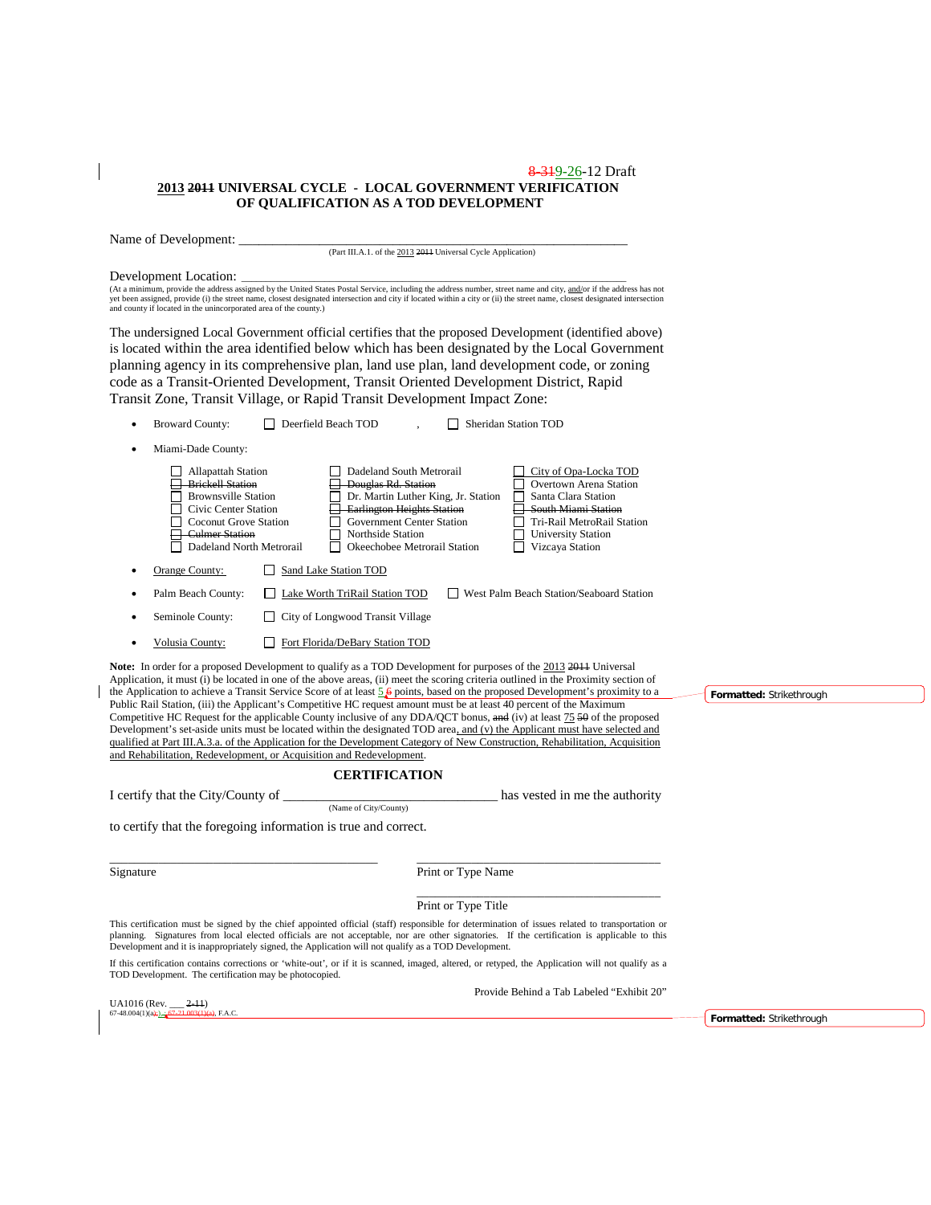8-319-26-12 Draft

**2013 2011 UNIVERSAL CYCLE - LOCAL GOVERNMENT VERIFICATION OF QUALIFICATION AS A TOD DEVELOPMENT**

Name of Development: ___________________________________________________________

(Part III.A.1. of the 2013 2011 Universal Cycle Application)

Development Location: ___________________________________________________________

(At a minimum, provide the address assigned by the United States Postal Service, including the address number, street name and city, and/or if the address has not yet been assigned, provide (i) the street name, closest designated intersection and city if located within a city or (ii) the street name, closest designated intersection and county if located in the unincorporated area of the county.)

The undersigned Local Government official certifies that the proposed Development (identified above) is located within the area identified below which has been designated by the Local Government planning agency in its comprehensive plan, land use plan, land development code, or zoning code as a Transit-Oriented Development, Transit Oriented Development District, Rapid Transit Zone, Transit Village, or Rapid Transit Development Impact Zone:

- Broward County: ☐ Deerfield Beach TOD , ☐ Sheridan Station TOD
- Miami-Dade County:

| | | |
|---|---|---|
| ☐ Allapattah Station | ☐ Dadeland South Metrorail | ☐ City of Opa-Locka TOD |
| ☐ ~~Brickell Station~~ | ☐ ~~Douglas Rd. Station~~ | ☐ Overtown Arena Station |
| ☐ Brownsville Station | ☐ Dr. Martin Luther King, Jr. Station | ☐ Santa Clara Station |
| ☐ Civic Center Station | ☐ ~~Earlington Heights Station~~ | ☐ ~~South Miami Station~~ |
| ☐ Coconut Grove Station | ☐ Government Center Station | ☐ Tri-Rail MetroRail Station |
| ☐ ~~Culmer Station~~ | ☐ Northside Station | ☐ University Station |
| ☐ Dadeland North Metrorail | ☐ Okeechobee Metrorail Station | ☐ Vizcaya Station |

- Orange County: ☐ Sand Lake Station TOD
- Palm Beach County: ☐ Lake Worth TriRail Station TOD ☐ West Palm Beach Station/Seaboard Station
- Seminole County: ☐ City of Longwood Transit Village
- Volusia County: ☐ Fort Florida/DeBary Station TOD

**Note:** In order for a proposed Development to qualify as a TOD Development for purposes of the 2013 ~~2011~~ Universal Application, it must (i) be located in one of the above areas, (ii) meet the scoring criteria outlined in the Proximity section of the Application to achieve a Transit Service Score of at least 5 ~~6~~ points, based on the proposed Development's proximity to a Public Rail Station, (iii) the Applicant's Competitive HC request amount must be at least 40 percent of the Maximum Competitive HC Request for the applicable County inclusive of any DDA/QCT bonus, ~~and~~ (iv) at least 75 ~~50~~ of the proposed Development's set-aside units must be located within the designated TOD area, and (v) the Applicant must have selected and qualified at Part III.A.3.a. of the Application for the Development Category of New Construction, Rehabilitation, Acquisition and Rehabilitation, Redevelopment, or Acquisition and Redevelopment.

Formatted: Strikethrough

## CERTIFICATION

I certify that the City/County of _______________________________ has vested in me the authority

(Name of City/County)

to certify that the foregoing information is true and correct.

_________________________________ _________________________________

Signature Print or Type Name

_________________________________

Print or Type Title

This certification must be signed by the chief appointed official (staff) responsible for determination of issues related to transportation or planning. Signatures from local elected officials are not acceptable, nor are other signatories. If the certification is applicable to this Development and it is inappropriately signed, the Application will not qualify as a TOD Development.

If this certification contains corrections or 'white-out', or if it is scanned, imaged, altered, or retyped, the Application will not qualify as a TOD Development. The certification may be photocopied.

Provide Behind a Tab Labeled "Exhibit 20"

UA1016 (Rev. ___ ~~2-11~~)
67-48.004(1)(a); ; 67-21.003(1)(a), F.A.C.

Formatted: Strikethrough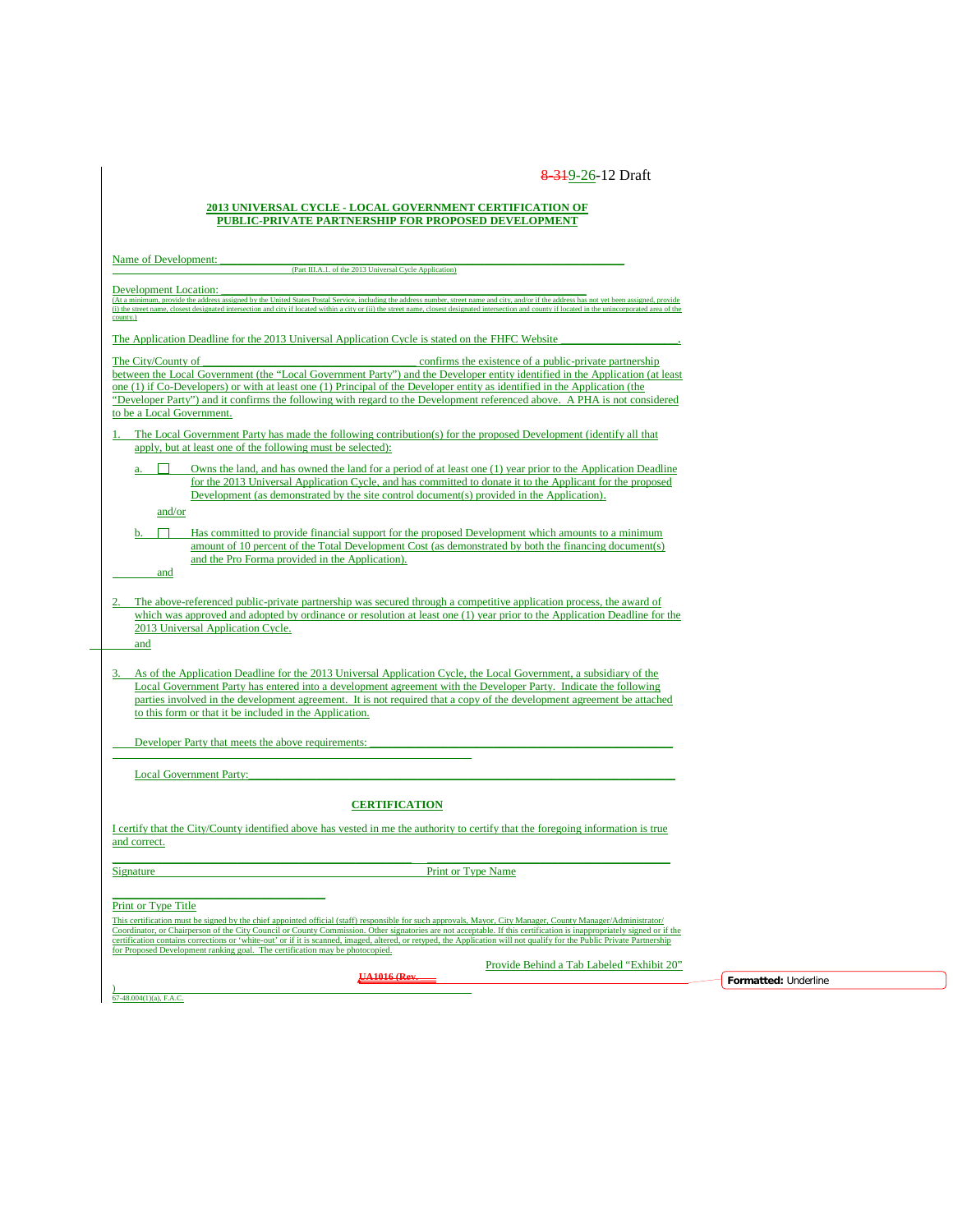8-319-26-12 Draft

**2013 UNIVERSAL CYCLE - LOCAL GOVERNMENT CERTIFICATION OF PUBLIC-PRIVATE PARTNERSHIP FOR PROPOSED DEVELOPMENT**

Name of Development: ______________________________________________
(Part III.A.1. of the 2013 Universal Cycle Application)

Development Location: ______________________________________________
(At a minimum, provide the address assigned by the United States Postal Service, including the address number, street name and city, and/or if the address has not yet been assigned, provide (i) the street name, closest designated intersection and city if located within a city or (ii) the street name, closest designated intersection and county if located in the unincorporated area of the county.)

The Application Deadline for the 2013 Universal Application Cycle is stated on the FHFC Website ____________________.

The City/County of ______________________________ confirms the existence of a public-private partnership between the Local Government (the "Local Government Party") and the Developer entity identified in the Application (at least one (1) if Co-Developers) or with at least one (1) Principal of the Developer entity as identified in the Application (the "Developer Party") and it confirms the following with regard to the Development referenced above. A PHA is not considered to be a Local Government.

1. The Local Government Party has made the following contribution(s) for the proposed Development (identify all that apply, but at least one of the following must be selected):

   a. ☐ Owns the land, and has owned the land for a period of at least one (1) year prior to the Application Deadline for the 2013 Universal Application Cycle, and has committed to donate it to the Applicant for the proposed Development (as demonstrated by the site control document(s) provided in the Application).

   and/or

   b. ☐ Has committed to provide financial support for the proposed Development which amounts to a minimum amount of 10 percent of the Total Development Cost (as demonstrated by both the financing document(s) and the Pro Forma provided in the Application).

   and

2. The above-referenced public-private partnership was secured through a competitive application process, the award of which was approved and adopted by ordinance or resolution at least one (1) year prior to the Application Deadline for the 2013 Universal Application Cycle.

   and

3. As of the Application Deadline for the 2013 Universal Application Cycle, the Local Government, a subsidiary of the Local Government Party has entered into a development agreement with the Developer Party. Indicate the following parties involved in the development agreement. It is not required that a copy of the development agreement be attached to this form or that it be included in the Application.

   Developer Party that meets the above requirements: ______________________________________________

   Local Government Party: ______________________________________________

**CERTIFICATION**

I certify that the City/County identified above has vested in me the authority to certify that the foregoing information is true and correct.

______________________________________________ ______________________________

Signature Print or Type Name

______________________________

Print or Type Title

This certification must be signed by the chief appointed official (staff) responsible for such approvals, Mayor, City Manager, County Manager/Administrator/Coordinator, or Chairperson of the City Council or County Commission. Other signatories are not acceptable. If this certification is inappropriately signed or if the certification contains corrections or 'white-out' or if it is scanned, imaged, altered, or retyped, the Application will not qualify for the Public Private Partnership for Proposed Development ranking goal. The certification may be photocopied.

Provide Behind a Tab Labeled "Exhibit 20"

UA1016 (Rev. )
67-48.004(1)(a), F.A.C.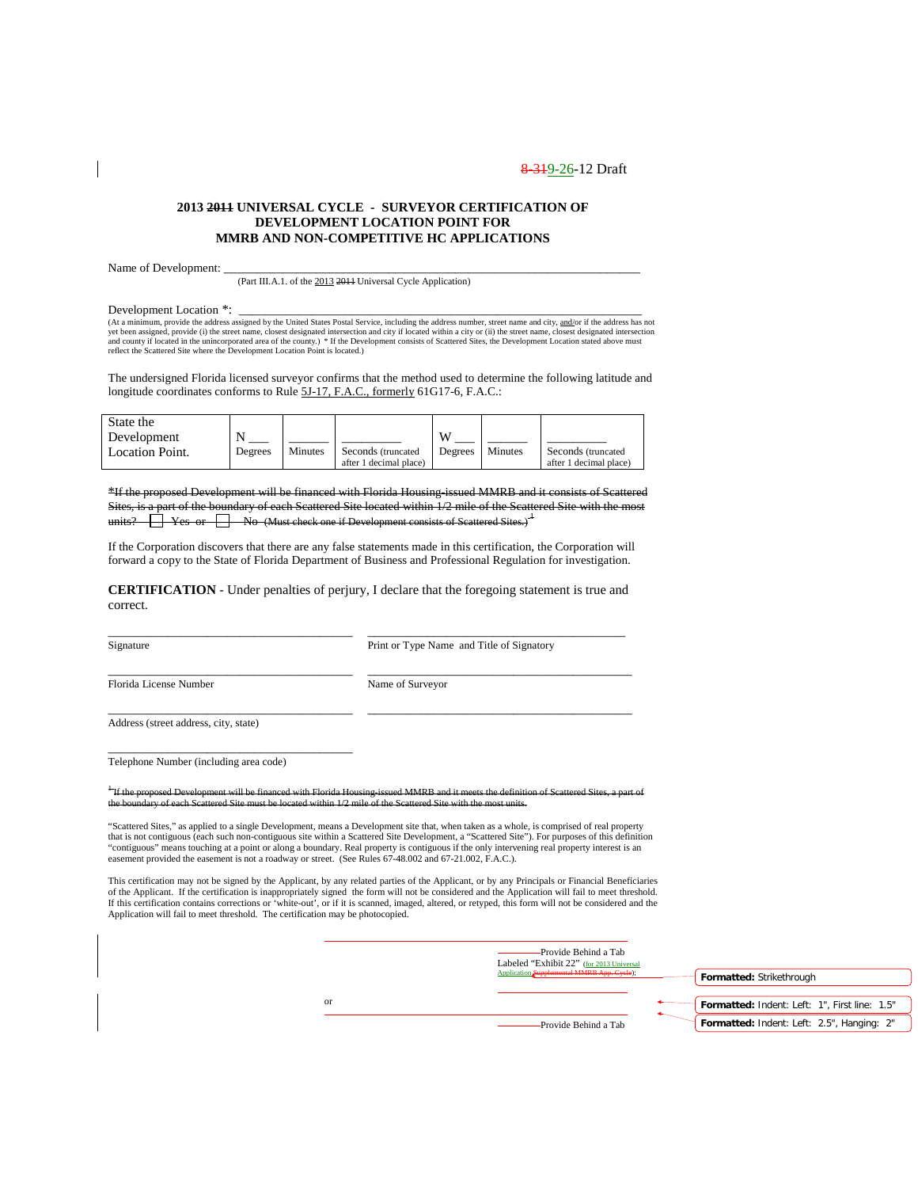8-319-26-12 Draft

**2013 ~~2011~~ UNIVERSAL CYCLE - SURVEYOR CERTIFICATION OF DEVELOPMENT LOCATION POINT FOR MMRB AND NON-COMPETITIVE HC APPLICATIONS**

Name of Development: ___________________________________________________________________

(Part III.A.1. of the 2013 ~~2011~~ Universal Cycle Application)

Development Location *: ________________________________________________________________

(At a minimum, provide the address assigned by the United States Postal Service, including the address number, street name and city, and/or if the address has not yet been assigned, provide (i) the street name, closest designated intersection and city if located within a city or (ii) the street name, closest designated intersection and county if located in the unincorporated area of the county.) * If the Development consists of Scattered Sites, the Development Location stated above must reflect the Scattered Site where the Development Location Point is located.)

The undersigned Florida licensed surveyor confirms that the method used to determine the following latitude and longitude coordinates conforms to Rule 5J-17, F.A.C., formerly 61G17-6, F.A.C.:

| State the Development Location Point. | N ___ Degrees | ______ Minutes | _________ Seconds (truncated after 1 decimal place) | W ___ Degrees | ______ Minutes | _________ Seconds (truncated after 1 decimal place) |
|---|---|---|---|---|---|---|

~~*If the proposed Development will be financed with Florida Housing-issued MMRB and it consists of Scattered Sites, is a part of the boundary of each Scattered Site located within 1/2 mile of the Scattered Site with the most units? ☐ Yes or ☐ No (Must check one if Development consists of Scattered Sites.)[1]~~

If the Corporation discovers that there are any false statements made in this certification, the Corporation will forward a copy to the State of Florida Department of Business and Professional Regulation for investigation.

**CERTIFICATION** - Under penalties of perjury, I declare that the foregoing statement is true and correct.

_________________________________________ ______________________________________________

Signature Print or Type Name and Title of Signatory

_________________________________________ ______________________________________________

Florida License Number Name of Surveyor

_________________________________________ ______________________________________________

Address (street address, city, state)

_________________________________________

Telephone Number (including area code)

~~[1] If the proposed Development will be financed with Florida Housing-issued MMRB and it meets the definition of Scattered Sites, a part of the boundary of each Scattered Site must be located within 1/2 mile of the Scattered Site with the most units.~~

"Scattered Sites," as applied to a single Development, means a Development site that, when taken as a whole, is comprised of real property that is not contiguous (each such non-contiguous site within a Scattered Site Development, a "Scattered Site"). For purposes of this definition "contiguous" means touching at a point or along a boundary. Real property is contiguous if the only intervening real property interest is an easement provided the easement is not a roadway or street. (See Rules 67-48.002 and 67-21.002, F.A.C.).

This certification may not be signed by the Applicant, by any related parties of the Applicant, or by any Principals or Financial Beneficiaries of the Applicant. If the certification is inappropriately signed the form will not be considered and the Application will fail to meet threshold. If this certification contains corrections or 'white-out', or if it is scanned, imaged, altered, or retyped, this form will not be considered and the Application will fail to meet threshold. The certification may be photocopied.

Provide Behind a Tab Labeled "Exhibit 22" (for 2013 Universal Application ~~Supplemental MMRB App. Cycle~~);

or

Provide Behind a Tab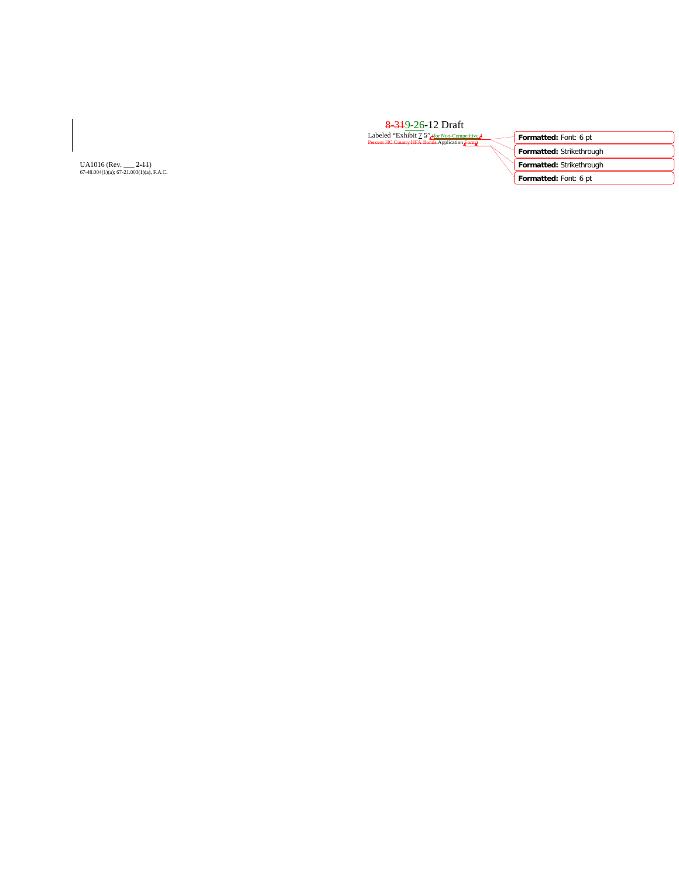8-319-26-12 Draft

Labeled "Exhibit 7 5" for Non-Competitive 4 Percent HC County HFA Bonds Application Form

UA1016 (Rev. ___ 2-11)

67-48.004(1)(a); 67-21.003(1)(a), F.A.C.

**Formatted:** Font: 6 pt

**Formatted:** Strikethrough

**Formatted:** Strikethrough

**Formatted:** Font: 6 pt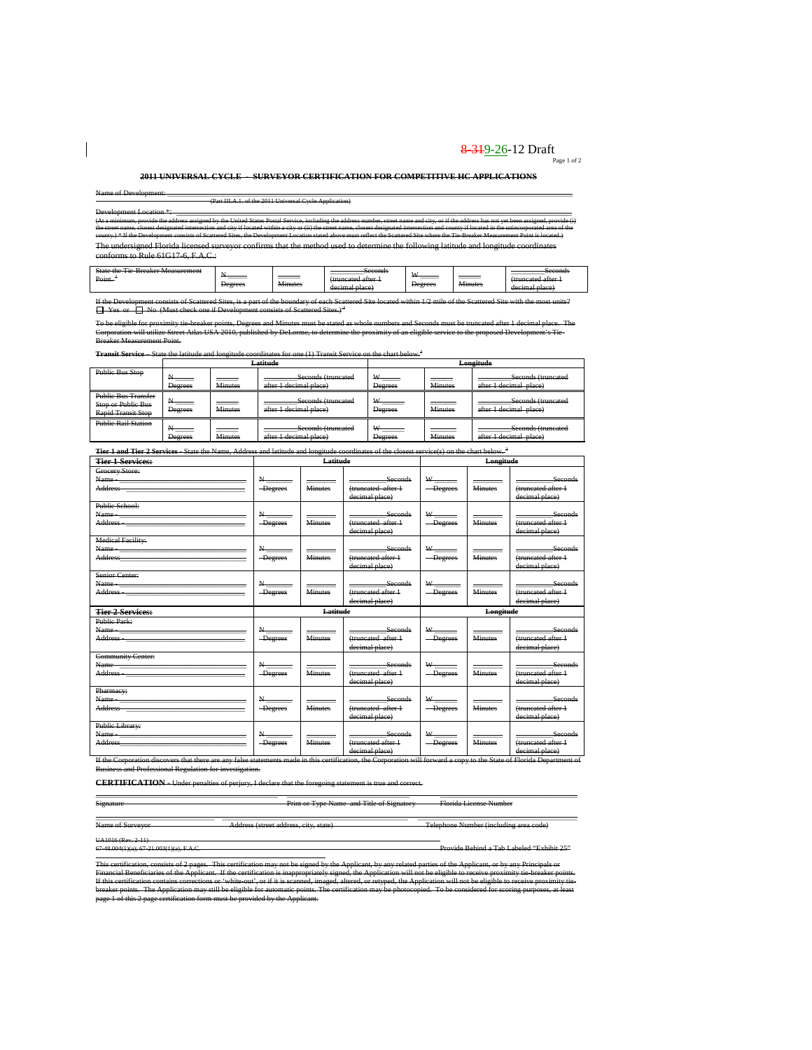8-319-26-12 Draft

**2011 UNIVERSAL CYCLE – SURVEYOR CERTIFICATION FOR COMPETITIVE HC APPLICATIONS**

Name of Development: \_\_\_\_\_\_\_\_\_\_\_\_\_\_\_\_\_\_\_\_\_\_\_\_\_\_\_\_\_\_\_\_\_\_\_\_\_\_\_\_\_\_\_\_\_\_\_\_\_\_\_\_\_\_\_\_\_\_\_\_\_\_
(Part III.A.1. of the 2011 Universal Cycle Application)

Development Location \*: \_\_\_\_\_\_\_\_\_\_\_\_\_\_\_\_\_\_\_\_\_\_\_\_\_\_\_\_\_\_\_\_\_\_\_\_\_\_\_\_\_\_\_\_\_\_\_\_\_\_\_\_\_\_\_\_\_\_\_\_\_\_
(At a minimum, provide the address assigned by the United States Postal Service, including the address number, street name and city, or if the address has not yet been assigned, provide (i) the street name, closest designated intersection and city if located within a city or (ii) the street name, closest designated intersection and county if located in the unincorporated area of the county.) \* If the Development consists of Scattered Sites, the Development Location stated above must reflect the Scattered Site where the Tie-Breaker Measurement Point is located.)

The undersigned Florida licensed surveyor confirms that the method used to determine the following latitude and longitude coordinates conforms to Rule 61G17-6, F.A.C.:

| State the Tie-Breaker Measurement Point. [1] | N \_\_\_\_\_ Degrees | \_\_\_\_\_ Minutes | \_\_\_\_\_ Seconds (truncated after 1 decimal place) | W \_\_\_\_\_ Degrees | \_\_\_\_\_ Minutes | \_\_\_\_\_ Seconds (truncated after 1 decimal place) |
|---|---|---|---|---|---|---|

If the Development consists of Scattered Sites, is a part of the boundary of each Scattered Site located within 1/2 mile of the Scattered Site with the most units?
☐ Yes or ☐ No (Must check one if Development consists of Scattered Sites.)[2]

To be eligible for proximity tie-breaker points, Degrees and Minutes must be stated as whole numbers and Seconds must be truncated after 1 decimal place. The Corporation will utilize Street Atlas USA 2010, published by DeLorme, to determine the proximity of an eligible service to the proposed Development's Tie-Breaker Measurement Point.

**Transit Service** – State the latitude and longitude coordinates for one (1) Transit Service on the chart below.[3]

| | Latitude | | | Longitude | | |
|---|---|---|---|---|---|---|
| Public Bus Stop | N \_\_\_\_\_ Degrees | \_\_\_\_\_ Minutes | \_\_\_\_\_ Seconds (truncated after 1 decimal place) | W \_\_\_\_\_ Degrees | \_\_\_\_\_ Minutes | \_\_\_\_\_ Seconds (truncated after 1 decimal place) |
| Public Bus Transfer Stop or Public Bus Rapid Transit Stop | N \_\_\_\_\_ Degrees | \_\_\_\_\_ Minutes | \_\_\_\_\_ Seconds (truncated after 1 decimal place) | W \_\_\_\_\_ Degrees | \_\_\_\_\_ Minutes | \_\_\_\_\_ Seconds (truncated after 1 decimal place) |
| Public Rail Station | N \_\_\_\_\_ Degrees | \_\_\_\_\_ Minutes | \_\_\_\_\_ Seconds (truncated after 1 decimal place) | W \_\_\_\_\_ Degrees | \_\_\_\_\_ Minutes | \_\_\_\_\_ Seconds (truncated after 1 decimal place) |

**Tier 1 and Tier 2 Services** - State the Name, Address and latitude and longitude coordinates of the closest service(s) on the chart below. [3]

| Tier 1 Services: | Latitude | | | Longitude | | |
|---|---|---|---|---|---|---|
| Grocery Store: Name - \_\_\_\_\_ Address \_\_\_\_\_ | N \_\_\_\_\_ Degrees | \_\_\_\_\_ Minutes | \_\_\_\_\_ Seconds (truncated after 1 decimal place) | W \_\_\_\_\_ Degrees | \_\_\_\_\_ Minutes | \_\_\_\_\_ Seconds (truncated after 1 decimal place) |
| Public School: Name - \_\_\_\_\_ Address - \_\_\_\_\_ | N \_\_\_\_\_ Degrees | \_\_\_\_\_ Minutes | \_\_\_\_\_ Seconds (truncated after 1 decimal place) | W \_\_\_\_\_ Degrees | \_\_\_\_\_ Minutes | \_\_\_\_\_ Seconds (truncated after 1 decimal place) |
| Medical Facility: Name - \_\_\_\_\_ Address \_\_\_\_\_ | N \_\_\_\_\_ Degrees | \_\_\_\_\_ Minutes | \_\_\_\_\_ Seconds (truncated after 1 decimal place) | W \_\_\_\_\_ Degrees | \_\_\_\_\_ Minutes | \_\_\_\_\_ Seconds (truncated after 1 decimal place) |
| Senior Center: Name - \_\_\_\_\_ Address - \_\_\_\_\_ | N \_\_\_\_\_ Degrees | \_\_\_\_\_ Minutes | \_\_\_\_\_ Seconds (truncated after 1 decimal place) | W \_\_\_\_\_ Degrees | \_\_\_\_\_ Minutes | \_\_\_\_\_ Seconds (truncated after 1 decimal place) |
| **Tier 2 Services:** | **Latitude** | | | **Longitude** | | |
| Public Park: Name - \_\_\_\_\_ Address - \_\_\_\_\_ | N \_\_\_\_\_ Degrees | \_\_\_\_\_ Minutes | \_\_\_\_\_ Seconds (truncated after 1 decimal place) | W \_\_\_\_\_ Degrees | \_\_\_\_\_ Minutes | \_\_\_\_\_ Seconds (truncated after 1 decimal place) |
| Community Center: Name \_\_\_\_\_ Address - \_\_\_\_\_ | N \_\_\_\_\_ Degrees | \_\_\_\_\_ Minutes | \_\_\_\_\_ Seconds (truncated after 1 decimal place) | W \_\_\_\_\_ Degrees | \_\_\_\_\_ Minutes | \_\_\_\_\_ Seconds (truncated after 1 decimal place) |
| Pharmacy: Name - \_\_\_\_\_ Address \_\_\_\_\_ | N \_\_\_\_\_ Degrees | \_\_\_\_\_ Minutes | \_\_\_\_\_ Seconds (truncated after 1 decimal place) | W \_\_\_\_\_ Degrees | \_\_\_\_\_ Minutes | \_\_\_\_\_ Seconds (truncated after 1 decimal place) |
| Public Library: Name - \_\_\_\_\_ Address \_\_\_\_\_ | N \_\_\_\_\_ Degrees | \_\_\_\_\_ Minutes | \_\_\_\_\_ Seconds (truncated after 1 decimal place) | W \_\_\_\_\_ Degrees | \_\_\_\_\_ Minutes | \_\_\_\_\_ Seconds (truncated after 1 decimal place) |

If the Corporation discovers that there are any false statements made in this certification, the Corporation will forward a copy to the State of Florida Department of Business and Professional Regulation for investigation.

**CERTIFICATION** - Under penalties of perjury, I declare that the foregoing statement is true and correct.

| Signature | Print or Type Name and Title of Signatory | Florida License Number |
|---|---|---|
| Name of Surveyor | Address (street address, city, state) | Telephone Number (including area code) |

UA1016 (Rev. 2-11)
67-48.004(1)(a); 67-21.003(1)(a), F.A.C. — Provide Behind a Tab Labeled "Exhibit 25"

This certification, consists of 2 pages. This certification may not be signed by the Applicant, by any related parties of the Applicant, or by any Principals or Financial Beneficiaries of the Applicant. If the certification is inappropriately signed, the Application will not be eligible to receive proximity tie-breaker points. If this certification contains corrections or 'white-out', or if it is scanned, imaged, altered, or retyped, the Application will not be eligible to receive proximity tie-breaker points. The Application may still be eligible for automatic points. The certification may be photocopied. To be considered for scoring purposes, at least page 1 of this 2 page certification form must be provided by the Applicant.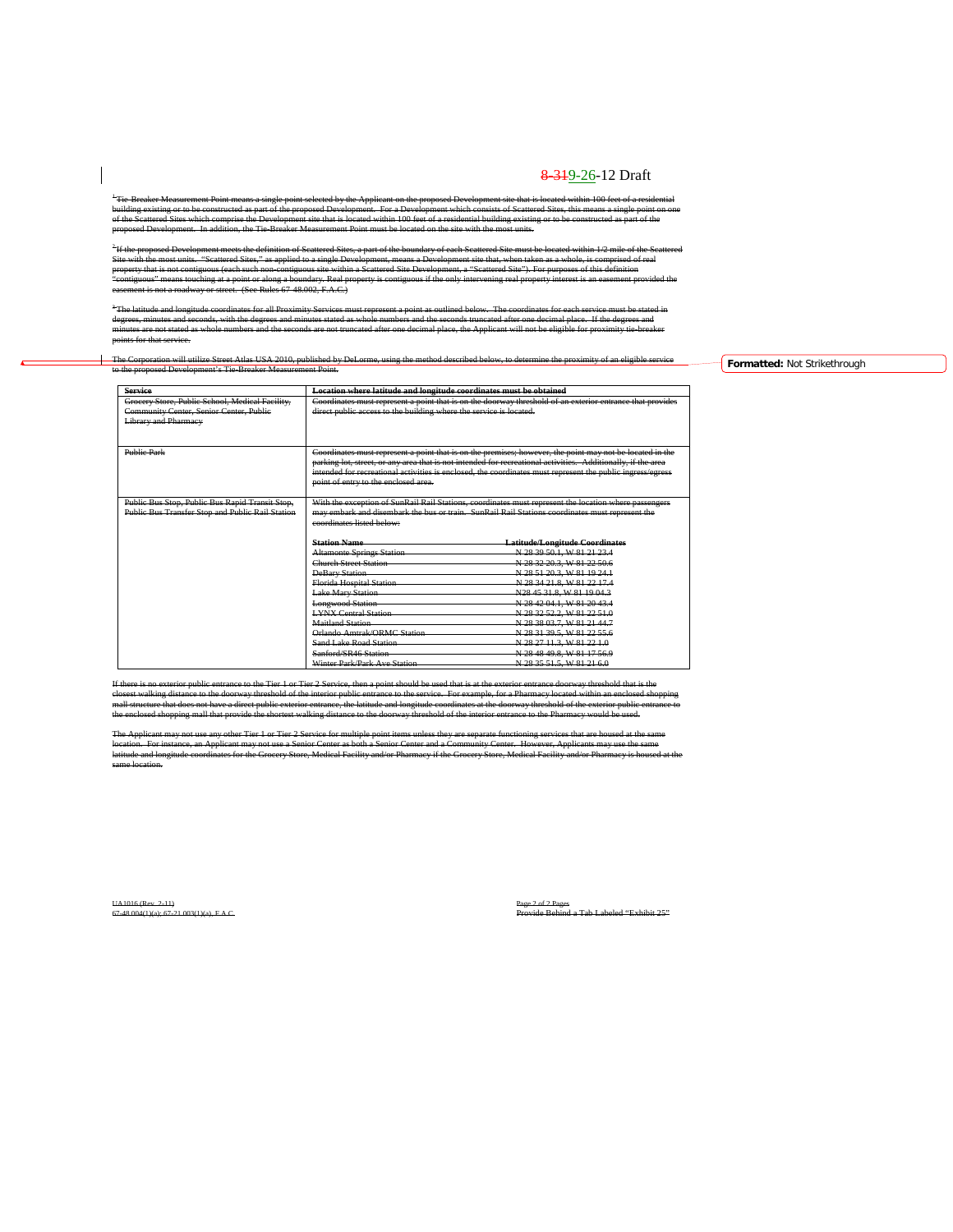8-319-26-12 Draft

[1]Tie-Breaker Measurement Point means a single point selected by the Applicant on the proposed Development site that is located within 100 feet of a residential building existing or to be constructed as part of the proposed Development. For a Development which consists of Scattered Sites, this means a single point on one of the Scattered Sites which comprise the Development site that is located within 100 feet of a residential building existing or to be constructed as part of the proposed Development. In addition, the Tie-Breaker Measurement Point must be located on the site with the most units.

[2]If the proposed Development meets the definition of Scattered Sites, a part of the boundary of each Scattered Site must be located within 1/2 mile of the Scattered Site with the most units. "Scattered Sites," as applied to a single Development, means a Development site that, when taken as a whole, is comprised of real property that is not contiguous (each such non-contiguous site within a Scattered Site Development, a "Scattered Site"). For purposes of this definition "contiguous" means touching at a point or along a boundary. Real property is contiguous if the only intervening real property interest is an easement provided the easement is not a roadway or street. (See Rules 67-48.002, F.A.C.)

[3]The latitude and longitude coordinates for all Proximity Services must represent a point as outlined below. The coordinates for each service must be stated in degrees, minutes and seconds, with the degrees and minutes stated as whole numbers and the seconds truncated after one decimal place. If the degrees and minutes are not stated as whole numbers and the seconds are not truncated after one decimal place, the Applicant will not be eligible for proximity tie-breaker points for that service.

The Corporation will utilize Street Atlas USA 2010, published by DeLorme, using the method described below, to determine the proximity of an eligible service to the proposed Development's Tie-Breaker Measurement Point.

Formatted: Not Strikethrough

| Service | Location where latitude and longitude coordinates must be obtained |
|---|---|
| Grocery Store, Public School, Medical Facility, Community Center, Senior Center, Public Library and Pharmacy | Coordinates must represent a point that is on the doorway threshold of an exterior entrance that provides direct public access to the building where the service is located. |
| Public Park | Coordinates must represent a point that is on the premises; however, the point may not be located in the parking lot, street, or any area that is not intended for recreational activities. Additionally, if the area intended for recreational activities is enclosed, the coordinates must represent the public ingress/egress point of entry to the enclosed area. |
| Public Bus Stop, Public Bus Rapid Transit Stop, Public Bus Transfer Stop and Public Rail Station | With the exception of SunRail Rail Stations, coordinates must represent the location where passengers may embark and disembark the bus or train. SunRail Rail Stations coordinates must represent the coordinates listed below: |

| Station Name | Latitude/Longitude Coordinates |
|---|---|
| Altamonte Springs Station | N 28 39 50.1, W 81 21 23.4 |
| Church Street Station | N 28 32 20.3, W 81 22 50.6 |
| DeBary Station | N 28 51 20.3, W 81 19 24.1 |
| Florida Hospital Station | N 28 34 21.8, W 81 22 17.4 |
| Lake Mary Station | N28 45 31.8, W 81 19 04.3 |
| Longwood Station | N 28 42 04.1, W 81 20 43.4 |
| LYNX Central Station | N 28 32 52.2, W 81 22 51.0 |
| Maitland Station | N 28 38 03.7, W 81 21 44.7 |
| Orlando Amtrak/ORMC Station | N 28 31 39.5, W 81 22 55.6 |
| Sand Lake Road Station | N 28 27 11.3, W 81 22 1.0 |
| Sanford/SR46 Station | N 28 48 49.8, W 81 17 56.9 |
| Winter Park/Park Ave Station | N 28 35 51.5, W 81 21 6.0 |

If there is no exterior public entrance to the Tier 1 or Tier 2 Service, then a point should be used that is at the exterior entrance doorway threshold that is the closest walking distance to the doorway threshold of the interior public entrance to the service. For example, for a Pharmacy located within an enclosed shopping mall structure that does not have a direct public exterior entrance, the latitude and longitude coordinates at the doorway threshold of the exterior public entrance to the enclosed shopping mall that provide the shortest walking distance to the doorway threshold of the interior entrance to the Pharmacy would be used.

The Applicant may not use any other Tier 1 or Tier 2 Service for multiple point items unless they are separate functioning services that are housed at the same location. For instance, an Applicant may not use a Senior Center as both a Senior Center and a Community Center. However, Applicants may use the same latitude and longitude coordinates for the Grocery Store, Medical Facility and/or Pharmacy if the Grocery Store, Medical Facility and/or Pharmacy is housed at the same location.

UA1016 (Rev. 2-11)
67-48.004(1)(a); 67-21.003(1)(a), F.A.C.

Provide Behind a Tab Labeled "Exhibit 25"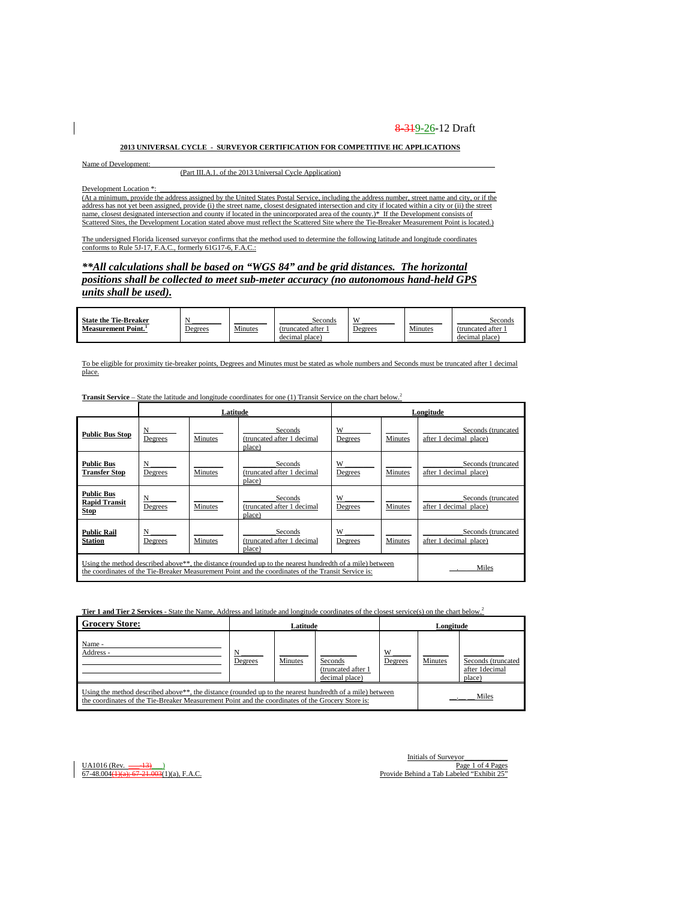8-319-26-12 Draft

**2013 UNIVERSAL CYCLE - SURVEYOR CERTIFICATION FOR COMPETITIVE HC APPLICATIONS**

Name of Development: ___________________________________________

(Part III.A.1. of the 2013 Universal Cycle Application)

Development Location *: ___________________________________________

(At a minimum, provide the address assigned by the United States Postal Service, including the address number, street name and city, or if the address has not yet been assigned, provide (i) the street name, closest designated intersection and city if located within a city or (ii) the street name, closest designated intersection and county if located in the unincorporated area of the county.)* If the Development consists of Scattered Sites, the Development Location stated above must reflect the Scattered Site where the Tie-Breaker Measurement Point is located.)

The undersigned Florida licensed surveyor confirms that the method used to determine the following latitude and longitude coordinates conforms to Rule 5J-17, F.A.C., formerly 61G17-6, F.A.C.:

***\*\*All calculations shall be based on "WGS 84" and be grid distances. The horizontal positions shall be collected to meet sub-meter accuracy (no autonomous hand-held GPS units shall be used).***

| **State the Tie-Breaker Measurement Point.**[1] | N ______ Degrees | ______ Minutes | ______ Seconds (truncated after 1 decimal place) | W ______ Degrees | ______ Minutes | ______ Seconds (truncated after 1 decimal place) |
|---|---|---|---|---|---|---|

To be eligible for proximity tie-breaker points, Degrees and Minutes must be stated as whole numbers and Seconds must be truncated after 1 decimal place.

**Transit Service** – State the latitude and longitude coordinates for one (1) Transit Service on the chart below.[2]

| | Latitude | | | Longitude | | |
|---|---|---|---|---|---|---|
| **Public Bus Stop** | N ______ Degrees | ______ Minutes | ______ Seconds (truncated after 1 decimal place) | W ______ Degrees | ______ Minutes | ______ Seconds (truncated after 1 decimal place) |
| **Public Bus Transfer Stop** | N ______ Degrees | ______ Minutes | ______ Seconds (truncated after 1 decimal place) | W ______ Degrees | ______ Minutes | ______ Seconds (truncated after 1 decimal place) |
| **Public Bus Rapid Transit Stop** | N ______ Degrees | ______ Minutes | ______ Seconds (truncated after 1 decimal place) | W ______ Degrees | ______ Minutes | ______ Seconds (truncated after 1 decimal place) |
| **Public Rail Station** | N ______ Degrees | ______ Minutes | ______ Seconds (truncated after 1 decimal place) | W ______ Degrees | ______ Minutes | ______ Seconds (truncated after 1 decimal place) |
| Using the method described above\*\*, the distance (rounded up to the nearest hundredth of a mile) between the coordinates of the Tie-Breaker Measurement Point and the coordinates of the Transit Service is: | | | | | | __.____ Miles |

**Tier 1 and Tier 2 Services** - State the Name, Address and latitude and longitude coordinates of the closest service(s) on the chart below.[2]

| **Grocery Store:** | Latitude | | | Longitude | | |
|---|---|---|---|---|---|---|
| Name - ______________ Address - ______________ | N ______ Degrees | ______ Minutes | ______ Seconds (truncated after 1 decimal place) | W ______ Degrees | ______ Minutes | ______ Seconds (truncated after 1decimal place) |
| Using the method described above\*\*, the distance (rounded up to the nearest hundredth of a mile) between the coordinates of the Tie-Breaker Measurement Point and the coordinates of the Grocery Store is: | | | | | | __.__ __ Miles |

UA1016 (Rev. ___13) ___)
67-48.004(1)(a); 67-21.003(1)(a), F.A.C.

Initials of Surveyor__________

Provide Behind a Tab Labeled "Exhibit 25"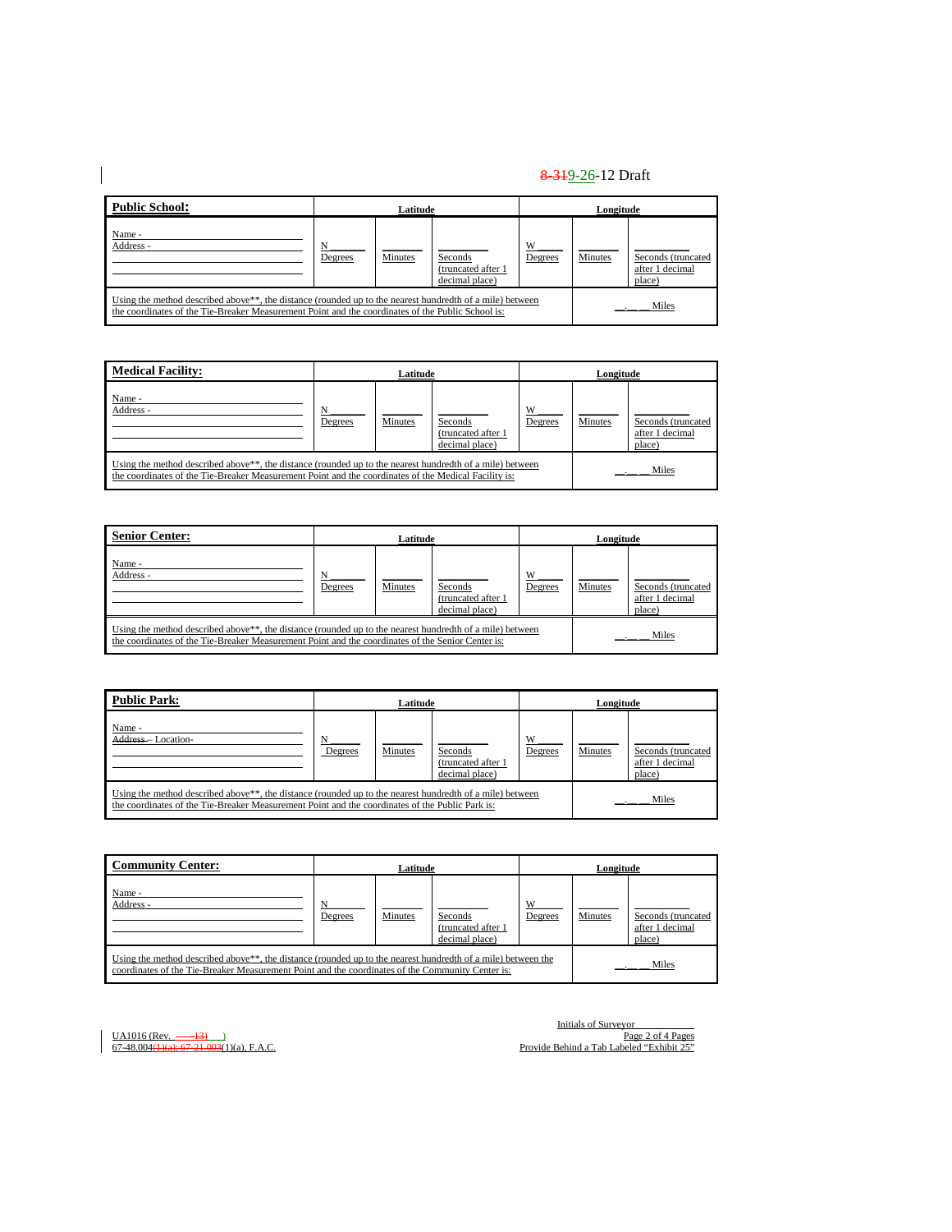8-319-26-12 Draft

| **Public School:** | Latitude | | | Longitude | | |
|---|---|---|---|---|---|---|
| Name - ______ Address - ______ | N ______ Degrees | ______ Minutes | ______ Seconds (truncated after 1 decimal place) | W ______ Degrees | ______ Minutes | ______ Seconds (truncated after 1 decimal place) |
| Using the method described above**, the distance (rounded up to the nearest hundredth of a mile) between the coordinates of the Tie-Breaker Measurement Point and the coordinates of the Public School is: | | | | | __.__ __ Miles | |

| **Medical Facility:** | Latitude | | | Longitude | | |
|---|---|---|---|---|---|---|
| Name - ______ Address - ______ | N ______ Degrees | ______ Minutes | ______ Seconds (truncated after 1 decimal place) | W ______ Degrees | ______ Minutes | ______ Seconds (truncated after 1 decimal place) |
| Using the method described above**, the distance (rounded up to the nearest hundredth of a mile) between the coordinates of the Tie-Breaker Measurement Point and the coordinates of the Medical Facility is: | | | | | __.__ __ Miles | |

| **Senior Center:** | Latitude | | | Longitude | | |
|---|---|---|---|---|---|---|
| Name - ______ Address - ______ | N ______ Degrees | ______ Minutes | ______ Seconds (truncated after 1 decimal place) | W ______ Degrees | ______ Minutes | ______ Seconds (truncated after 1 decimal place) |
| Using the method described above**, the distance (rounded up to the nearest hundredth of a mile) between the coordinates of the Tie-Breaker Measurement Point and the coordinates of the Senior Center is: | | | | | __.__ __ Miles | |

| **Public Park:** | Latitude | | | Longitude | | |
|---|---|---|---|---|---|---|
| Name - ______ ~~Address -~~ Location- ______ | N ______ Degrees | ______ Minutes | ______ Seconds (truncated after 1 decimal place) | W ______ Degrees | ______ Minutes | ______ Seconds (truncated after 1 decimal place) |
| Using the method described above**, the distance (rounded up to the nearest hundredth of a mile) between the coordinates of the Tie-Breaker Measurement Point and the coordinates of the Public Park is: | | | | | __.__ __ Miles | |

| **Community Center:** | Latitude | | | Longitude | | |
|---|---|---|---|---|---|---|
| Name - ______ Address - ______ | N ______ Degrees | ______ Minutes | ______ Seconds (truncated after 1 decimal place) | W ______ Degrees | ______ Minutes | ______ Seconds (truncated after 1 decimal place) |
| Using the method described above**, the distance (rounded up to the nearest hundredth of a mile) between the coordinates of the Tie-Breaker Measurement Point and the coordinates of the Community Center is: | | | | | __.__ __ Miles | |

UA1016 (Rev. ~~-13)~~ )
67-48.004~~(1)(a); 67-21.003~~(1)(a), F.A.C.

Initials of Surveyor ______
Provide Behind a Tab Labeled "Exhibit 25"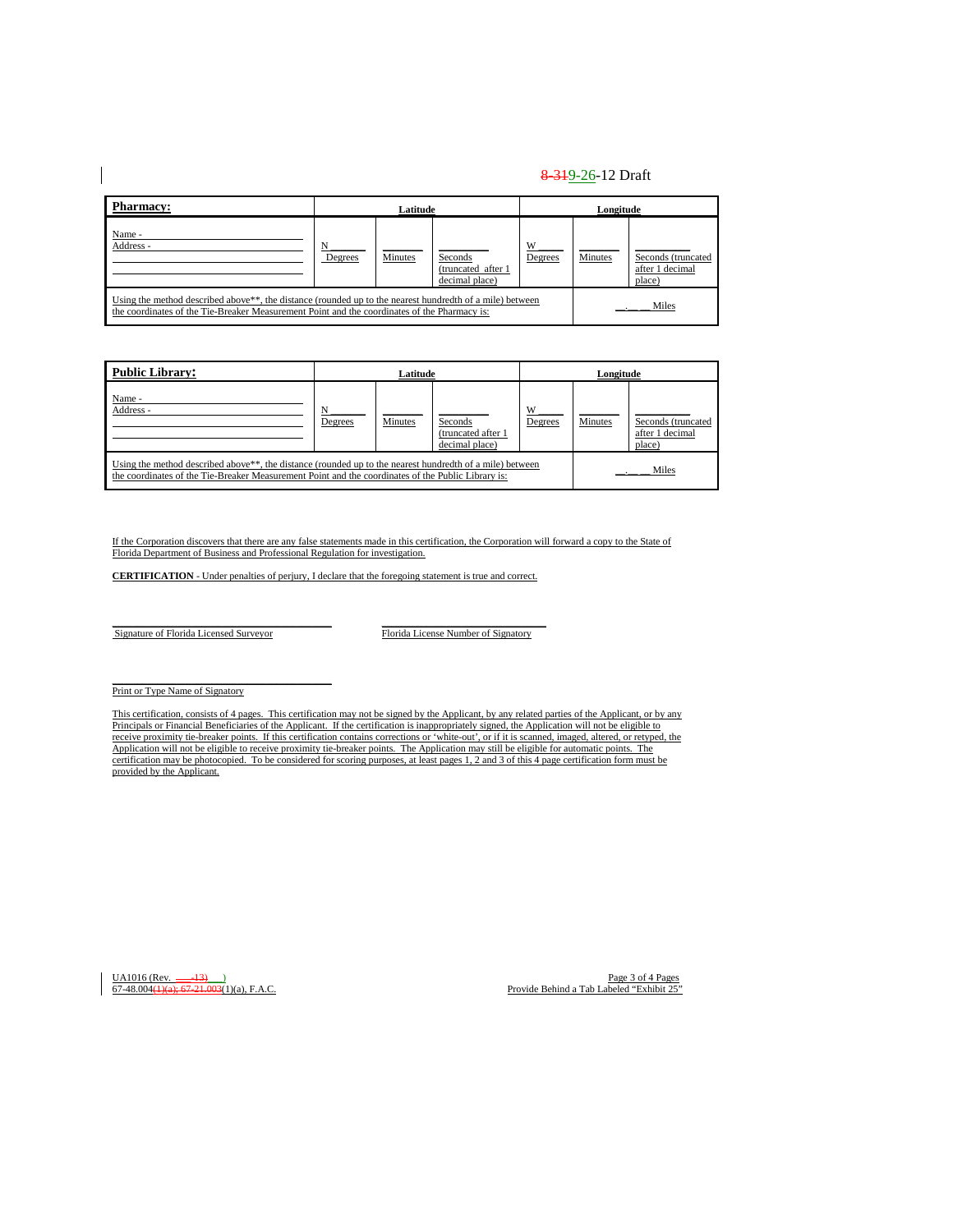| **Pharmacy:** | Latitude | | | Longitude | | |
|---|---|---|---|---|---|---|
| Name - ______<br>Address - ______ | N ______<br>Degrees | ______<br>Minutes | ______<br>Seconds (truncated after 1 decimal place) | W ______<br>Degrees | ______<br>Minutes | ______<br>Seconds (truncated after 1 decimal place) |
| Using the method described above**, the distance (rounded up to the nearest hundredth of a mile) between the coordinates of the Tie-Breaker Measurement Point and the coordinates of the Pharmacy is: | | | | | __.__ __ Miles | |

| **Public Library:** | Latitude | | | Longitude | | |
|---|---|---|---|---|---|---|
| Name - ______<br>Address - ______ | N ______<br>Degrees | ______<br>Minutes | ______<br>Seconds (truncated after 1 decimal place) | W ______<br>Degrees | ______<br>Minutes | ______<br>Seconds (truncated after 1 decimal place) |
| Using the method described above**, the distance (rounded up to the nearest hundredth of a mile) between the coordinates of the Tie-Breaker Measurement Point and the coordinates of the Public Library is: | | | | | __.__ __ Miles | |

If the Corporation discovers that there are any false statements made in this certification, the Corporation will forward a copy to the State of Florida Department of Business and Professional Regulation for investigation.

**CERTIFICATION** - Under penalties of perjury, I declare that the foregoing statement is true and correct.

______________________________ ______________________________
Signature of Florida Licensed Surveyor Florida License Number of Signatory

______________________________
Print or Type Name of Signatory

This certification, consists of 4 pages. This certification may not be signed by the Applicant, by any related parties of the Applicant, or by any Principals or Financial Beneficiaries of the Applicant. If the certification is inappropriately signed, the Application will not be eligible to receive proximity tie-breaker points. If this certification contains corrections or 'white-out', or if it is scanned, imaged, altered, or retyped, the Application will not be eligible to receive proximity tie-breaker points. The Application may still be eligible for automatic points. The certification may be photocopied. To be considered for scoring purposes, at least pages 1, 2 and 3 of this 4 page certification form must be provided by the Applicant.

UA1016 (Rev. ___-13) ___)
67-48.004(1)(a); 67-21.003(1)(a), F.A.C.

Provide Behind a Tab Labeled "Exhibit 25"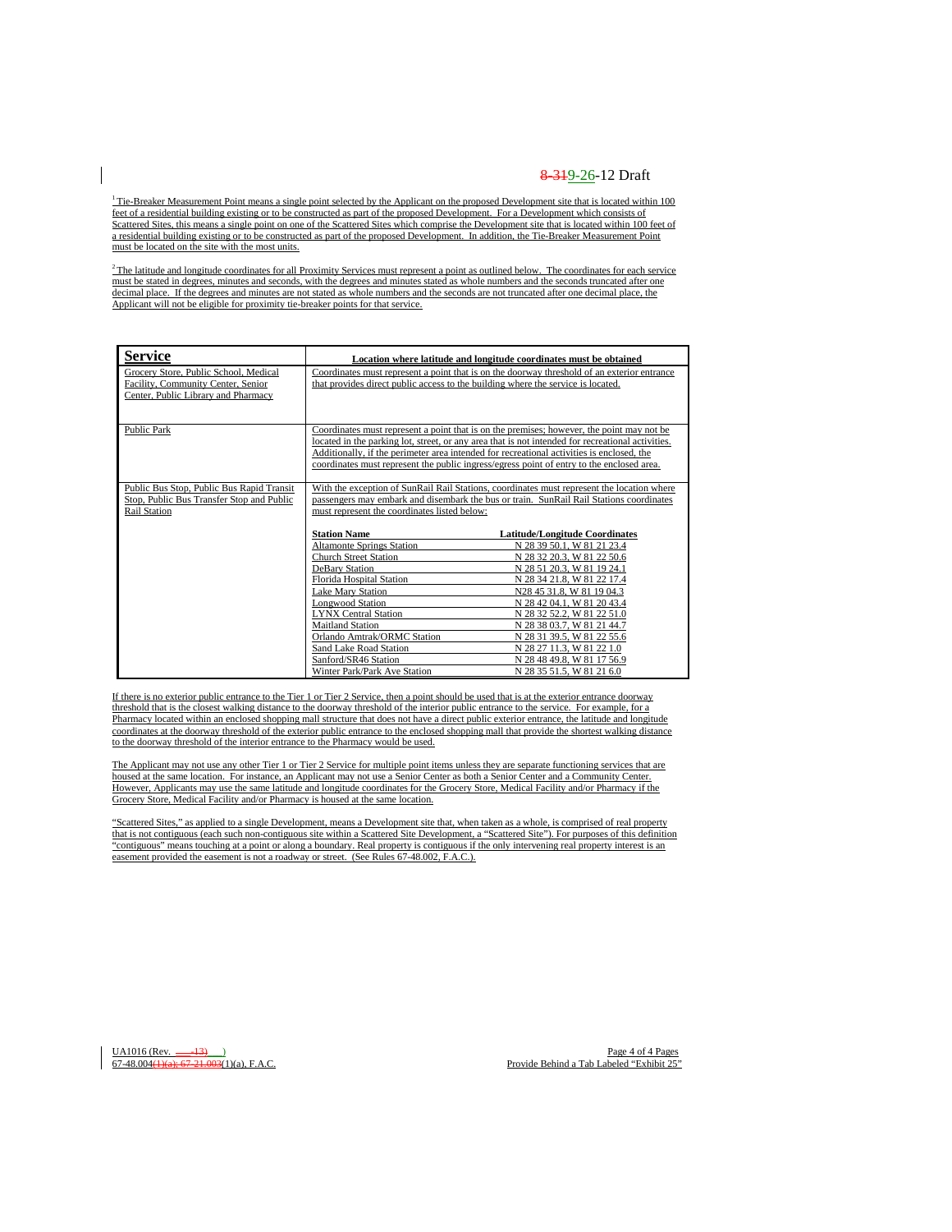8-319-26-12 Draft

[1] Tie-Breaker Measurement Point means a single point selected by the Applicant on the proposed Development site that is located within 100 feet of a residential building existing or to be constructed as part of the proposed Development. For a Development which consists of Scattered Sites, this means a single point on one of the Scattered Sites which comprise the Development site that is located within 100 feet of a residential building existing or to be constructed as part of the proposed Development. In addition, the Tie-Breaker Measurement Point must be located on the site with the most units.

[2] The latitude and longitude coordinates for all Proximity Services must represent a point as outlined below. The coordinates for each service must be stated in degrees, minutes and seconds, with the degrees and minutes stated as whole numbers and the seconds truncated after one decimal place. If the degrees and minutes are not stated as whole numbers and the seconds are not truncated after one decimal place, the Applicant will not be eligible for proximity tie-breaker points for that service.

| **Service** | **Location where latitude and longitude coordinates must be obtained** | |
|---|---|---|
| Grocery Store, Public School, Medical Facility, Community Center, Senior Center, Public Library and Pharmacy | Coordinates must represent a point that is on the doorway threshold of an exterior entrance that provides direct public access to the building where the service is located. | |
| Public Park | Coordinates must represent a point that is on the premises; however, the point may not be located in the parking lot, street, or any area that is not intended for recreational activities. Additionally, if the perimeter area intended for recreational activities is enclosed, the coordinates must represent the public ingress/egress point of entry to the enclosed area. | |
| Public Bus Stop, Public Bus Rapid Transit Stop, Public Bus Transfer Stop and Public Rail Station | With the exception of SunRail Rail Stations, coordinates must represent the location where passengers may embark and disembark the bus or train. SunRail Rail Stations coordinates must represent the coordinates listed below: | |
| | **Station Name** | **Latitude/Longitude Coordinates** |
| | Altamonte Springs Station | N 28 39 50.1, W 81 21 23.4 |
| | Church Street Station | N 28 32 20.3, W 81 22 50.6 |
| | DeBary Station | N 28 51 20.3, W 81 19 24.1 |
| | Florida Hospital Station | N 28 34 21.8, W 81 22 17.4 |
| | Lake Mary Station | N28 45 31.8, W 81 19 04.3 |
| | Longwood Station | N 28 42 04.1, W 81 20 43.4 |
| | LYNX Central Station | N 28 32 52.2, W 81 22 51.0 |
| | Maitland Station | N 28 38 03.7, W 81 21 44.7 |
| | Orlando Amtrak/ORMC Station | N 28 31 39.5, W 81 22 55.6 |
| | Sand Lake Road Station | N 28 27 11.3, W 81 22 1.0 |
| | Sanford/SR46 Station | N 28 48 49.8, W 81 17 56.9 |
| | Winter Park/Park Ave Station | N 28 35 51.5, W 81 21 6.0 |

If there is no exterior public entrance to the Tier 1 or Tier 2 Service, then a point should be used that is at the exterior entrance doorway threshold that is the closest walking distance to the doorway threshold of the interior public entrance to the service. For example, for a Pharmacy located within an enclosed shopping mall structure that does not have a direct public exterior entrance, the latitude and longitude coordinates at the doorway threshold of the exterior public entrance to the enclosed shopping mall that provide the shortest walking distance to the doorway threshold of the interior entrance to the Pharmacy would be used.

The Applicant may not use any other Tier 1 or Tier 2 Service for multiple point items unless they are separate functioning services that are housed at the same location. For instance, an Applicant may not use a Senior Center as both a Senior Center and a Community Center. However, Applicants may use the same latitude and longitude coordinates for the Grocery Store, Medical Facility and/or Pharmacy if the Grocery Store, Medical Facility and/or Pharmacy is housed at the same location.

"Scattered Sites," as applied to a single Development, means a Development site that, when taken as a whole, is comprised of real property that is not contiguous (each such non-contiguous site within a Scattered Site Development, a "Scattered Site"). For purposes of this definition "contiguous" means touching at a point or along a boundary. Real property is contiguous if the only intervening real property interest is an easement provided the easement is not a roadway or street. (See Rules 67-48.002, F.A.C.).

UA1016 (Rev. ___-13) )
67-48.004(1)(a); 67-21.003(1)(a), F.A.C.

Provide Behind a Tab Labeled "Exhibit 25"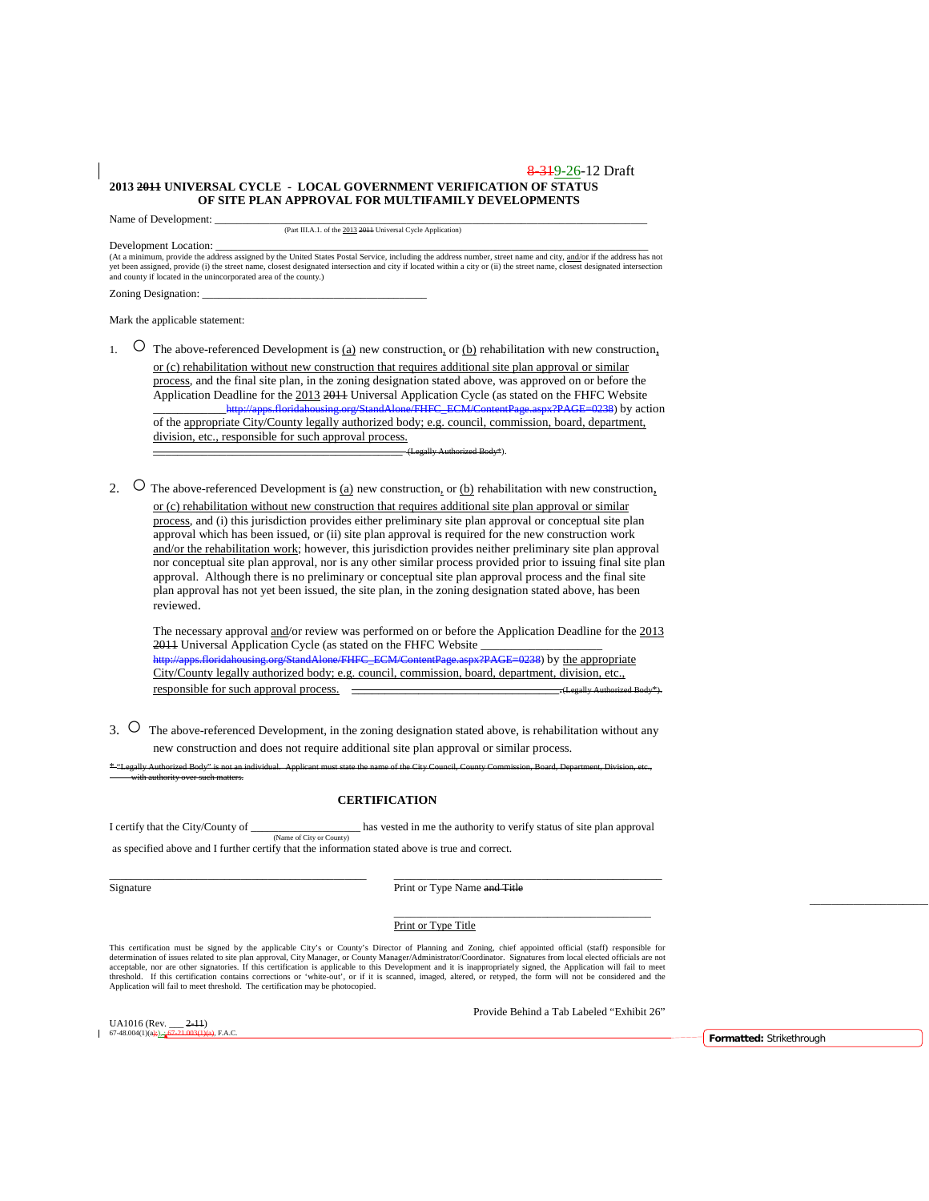8-319-26-12 Draft

**2013 2011 UNIVERSAL CYCLE - LOCAL GOVERNMENT VERIFICATION OF STATUS OF SITE PLAN APPROVAL FOR MULTIFAMILY DEVELOPMENTS**

Name of Development: ___________________________________________________________________________
(Part III.A.1. of the 2013 2011 Universal Cycle Application)

Development Location: ___________________________________________________________________________
(At a minimum, provide the address assigned by the United States Postal Service, including the address number, street name and city, and/or if the address has not yet been assigned, provide (i) the street name, closest designated intersection and city if located within a city or (ii) the street name, closest designated intersection and county if located in the unincorporated area of the county.)

Zoning Designation: ________________________________________

Mark the applicable statement:

1. ○ The above-referenced Development is (a) new construction, or (b) rehabilitation with new construction, or (c) rehabilitation without new construction that requires additional site plan approval or similar process, and the final site plan, in the zoning designation stated above, was approved on or before the Application Deadline for the 2013 2011 Universal Application Cycle (as stated on the FHFC Website ____________ http://apps.floridahousing.org/StandAlone/FHFC_ECM/ContentPage.aspx?PAGE=0238) by action of the appropriate City/County legally authorized body; e.g. council, commission, board, department, division, etc., responsible for such approval process. ________________________________________ (Legally Authorized Body*).

2. ○ The above-referenced Development is (a) new construction, or (b) rehabilitation with new construction, or (c) rehabilitation without new construction that requires additional site plan approval or similar process, and (i) this jurisdiction provides either preliminary site plan approval or conceptual site plan approval which has been issued, or (ii) site plan approval is required for the new construction work and/or the rehabilitation work; however, this jurisdiction provides neither preliminary site plan approval nor conceptual site plan approval, nor is any other similar process provided prior to issuing final site plan approval. Although there is no preliminary or conceptual site plan approval process and the final site plan approval has not yet been issued, the site plan, in the zoning designation stated above, has been reviewed.

   The necessary approval and/or review was performed on or before the Application Deadline for the 2013 2011 Universal Application Cycle (as stated on the FHFC Website ____________________ http://apps.floridahousing.org/StandAlone/FHFC_ECM/ContentPage.aspx?PAGE=0238) by the appropriate City/County legally authorized body; e.g. council, commission, board, department, division, etc., responsible for such approval process. ________________________________ (Legally Authorized Body*).

3. ○ The above-referenced Development, in the zoning designation stated above, is rehabilitation without any new construction and does not require additional site plan approval or similar process.

* "Legally Authorized Body" is not an individual. Applicant must state the name of the City Council, County Commission, Board, Department, Division, etc., with authority over such matters.

## CERTIFICATION

I certify that the City/County of ___________________ has vested in me the authority to verify status of site plan approval
(Name of City or County)
as specified above and I further certify that the information stated above is true and correct.

_____________________________________________ &nbsp;&nbsp;&nbsp; _____________________________________________
Signature &nbsp;&nbsp;&nbsp; Print or Type Name and Title

_____________________________________________
Print or Type Title

This certification must be signed by the applicable City's or County's Director of Planning and Zoning, chief appointed official (staff) responsible for determination of issues related to site plan approval, City Manager, or County Manager/Administrator/Coordinator. Signatures from local elected officials are not acceptable, nor are other signatories. If this certification is applicable to this Development and it is inappropriately signed, the Application will fail to meet threshold. If this certification contains corrections or 'white-out', or if it is scanned, imaged, altered, or retyped, the form will not be considered and the Application will fail to meet threshold. The certification may be photocopied.

Provide Behind a Tab Labeled "Exhibit 26"

UA1016 (Rev. ___ 2-11)
67-48.004(1)(a); 67-21.003(1)(a), F.A.C.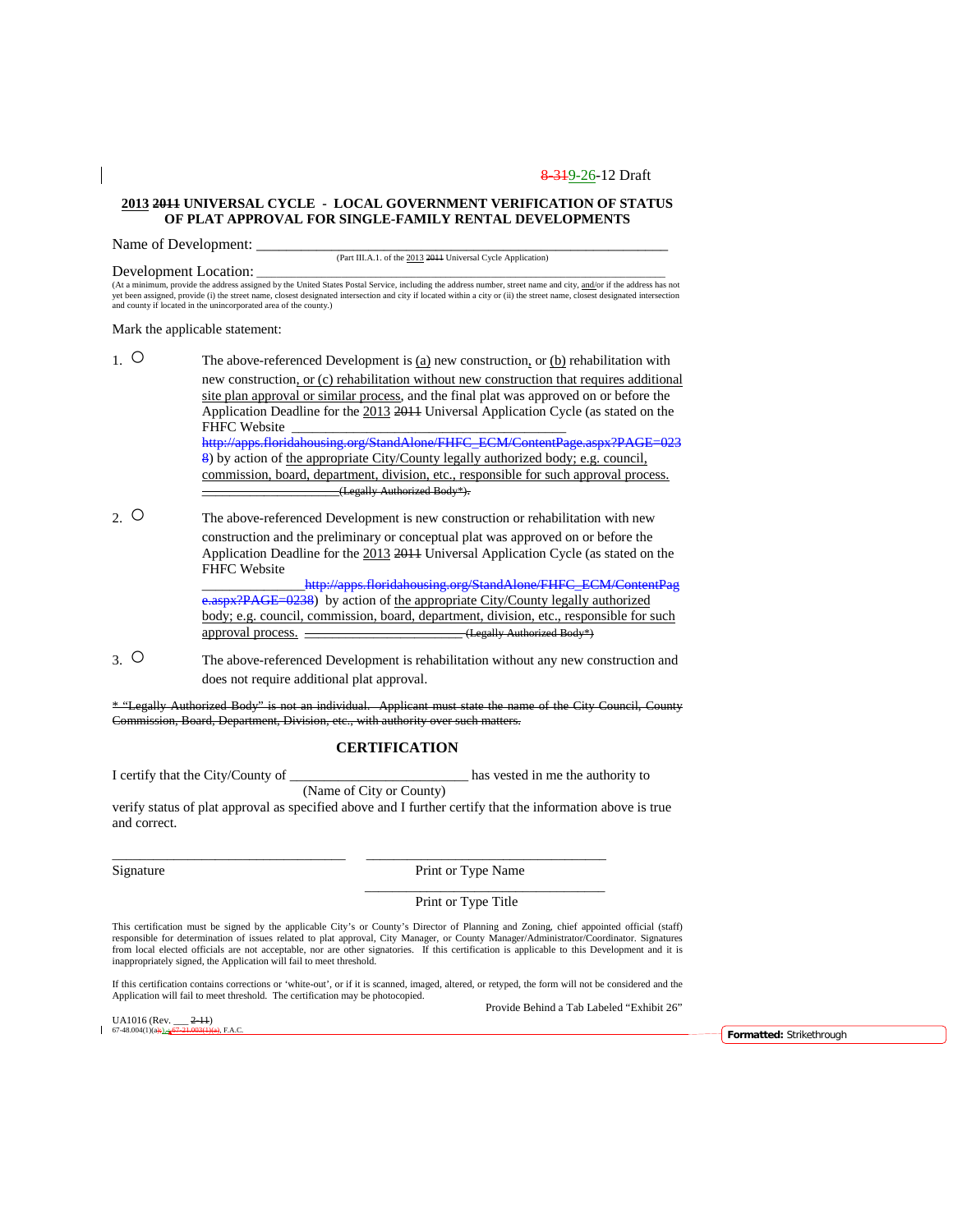8-319-26-12 Draft

**2013 2011 UNIVERSAL CYCLE - LOCAL GOVERNMENT VERIFICATION OF STATUS OF PLAT APPROVAL FOR SINGLE-FAMILY RENTAL DEVELOPMENTS**

Name of Development: ___________________________________________________________

(Part III.A.1. of the 2013 2011 Universal Cycle Application)

Development Location: ___________________________________________________________

(At a minimum, provide the address assigned by the United States Postal Service, including the address number, street name and city, and/or if the address has not yet been assigned, provide (i) the street name, closest designated intersection and city if located within a city or (ii) the street name, closest designated intersection and county if located in the unincorporated area of the county.)

Mark the applicable statement:

1. ○ The above-referenced Development is (a) new construction, or (b) rehabilitation with new construction, or (c) rehabilitation without new construction that requires additional site plan approval or similar process, and the final plat was approved on or before the Application Deadline for the 2013 2011 Universal Application Cycle (as stated on the FHFC Website ________________________________________ http://apps.floridahousing.org/StandAlone/FHFC_ECM/ContentPage.aspx?PAGE=0238) by action of the appropriate City/County legally authorized body; e.g. council, commission, board, department, division, etc., responsible for such approval process. ______________________(Legally Authorized Body*).

2. ○ The above-referenced Development is new construction or rehabilitation with new construction and the preliminary or conceptual plat was approved on or before the Application Deadline for the 2013 2011 Universal Application Cycle (as stated on the FHFC Website _______________http://apps.floridahousing.org/StandAlone/FHFC_ECM/ContentPage.aspx?PAGE=0238) by action of the appropriate City/County legally authorized body; e.g. council, commission, board, department, division, etc., responsible for such approval process. ________________________ (Legally Authorized Body*)

3. ○ The above-referenced Development is rehabilitation without any new construction and does not require additional plat approval.

* "Legally Authorized Body" is not an individual. Applicant must state the name of the City Council, County Commission, Board, Department, Division, etc., with authority over such matters.

## CERTIFICATION

I certify that the City/County of _________________________ has vested in me the authority to
(Name of City or County)
verify status of plat approval as specified above and I further certify that the information above is true and correct.

_________________________________ _________________________________

Signature Print or Type Name

_________________________________

Print or Type Title

This certification must be signed by the applicable City's or County's Director of Planning and Zoning, chief appointed official (staff) responsible for determination of issues related to plat approval, City Manager, or County Manager/Administrator/Coordinator. Signatures from local elected officials are not acceptable, nor are other signatories. If this certification is applicable to this Development and it is inappropriately signed, the Application will fail to meet threshold.

If this certification contains corrections or 'white-out', or if it is scanned, imaged, altered, or retyped, the form will not be considered and the Application will fail to meet threshold. The certification may be photocopied.

Provide Behind a Tab Labeled "Exhibit 26"

UA1016 (Rev. ___ 2-11)
67-48.004(1)(a); 67-21.003(1)(a), F.A.C.

Formatted: Strikethrough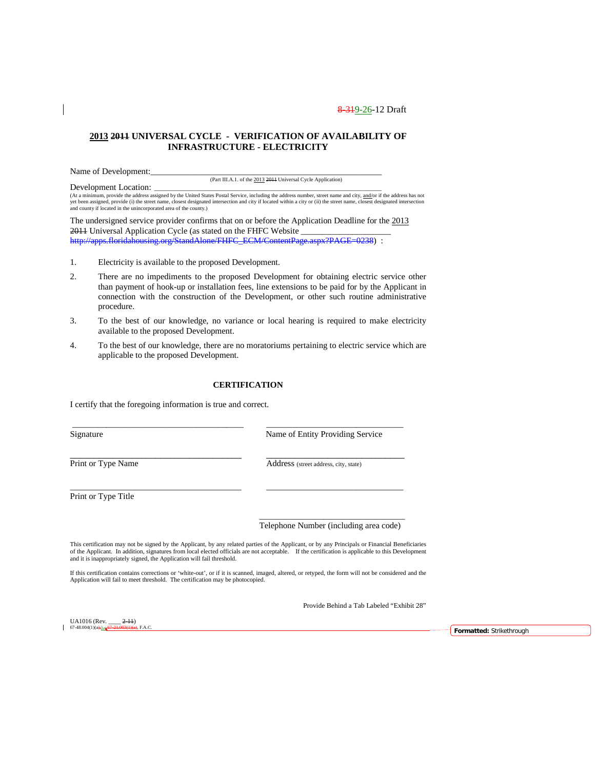8-319-26-12 Draft

## 2013 ~~2011~~ UNIVERSAL CYCLE - VERIFICATION OF AVAILABILITY OF INFRASTRUCTURE - ELECTRICITY

Name of Development:_______________________________________________________
(Part III.A.1. of the 2013 ~~2011~~ Universal Cycle Application)

Development Location: _______________________________________________________
(At a minimum, provide the address assigned by the United States Postal Service, including the address number, street name and city, and/or if the address has not yet been assigned, provide (i) the street name, closest designated intersection and city if located within a city or (ii) the street name, closest designated intersection and county if located in the unincorporated area of the county.)

The undersigned service provider confirms that on or before the Application Deadline for the 2013 ~~2011~~ Universal Application Cycle (as stated on the FHFC Website ____________________ ~~http://apps.floridahousing.org/StandAlone/FHFC_ECM/ContentPage.aspx?PAGE=0238~~) :

1. Electricity is available to the proposed Development.
2. There are no impediments to the proposed Development for obtaining electric service other than payment of hook-up or installation fees, line extensions to be paid for by the Applicant in connection with the construction of the Development, or other such routine administrative procedure.
3. To the best of our knowledge, no variance or local hearing is required to make electricity available to the proposed Development.
4. To the best of our knowledge, there are no moratoriums pertaining to electric service which are applicable to the proposed Development.

### CERTIFICATION

I certify that the foregoing information is true and correct.

| | |
|---|---|
| _______________________________ | _______________________________ |
| Signature | Name of Entity Providing Service |
| _______________________________ | _______________________________ |
| Print or Type Name | Address (street address, city, state) |
| _______________________________ | _______________________________ |
| Print or Type Title | |
| | _______________________________ |
| | Telephone Number (including area code) |

This certification may not be signed by the Applicant, by any related parties of the Applicant, or by any Principals or Financial Beneficiaries of the Applicant. In addition, signatures from local elected officials are not acceptable. If the certification is applicable to this Development and it is inappropriately signed, the Application will fail threshold.

If this certification contains corrections or 'white-out', or if it is scanned, imaged, altered, or retyped, the form will not be considered and the Application will fail to meet threshold. The certification may be photocopied.

Provide Behind a Tab Labeled "Exhibit 28"

UA1016 (Rev. ____ ~~2-11~~)
67-48.004(1)(a); ~~67-21.003(1)(a)~~, F.A.C.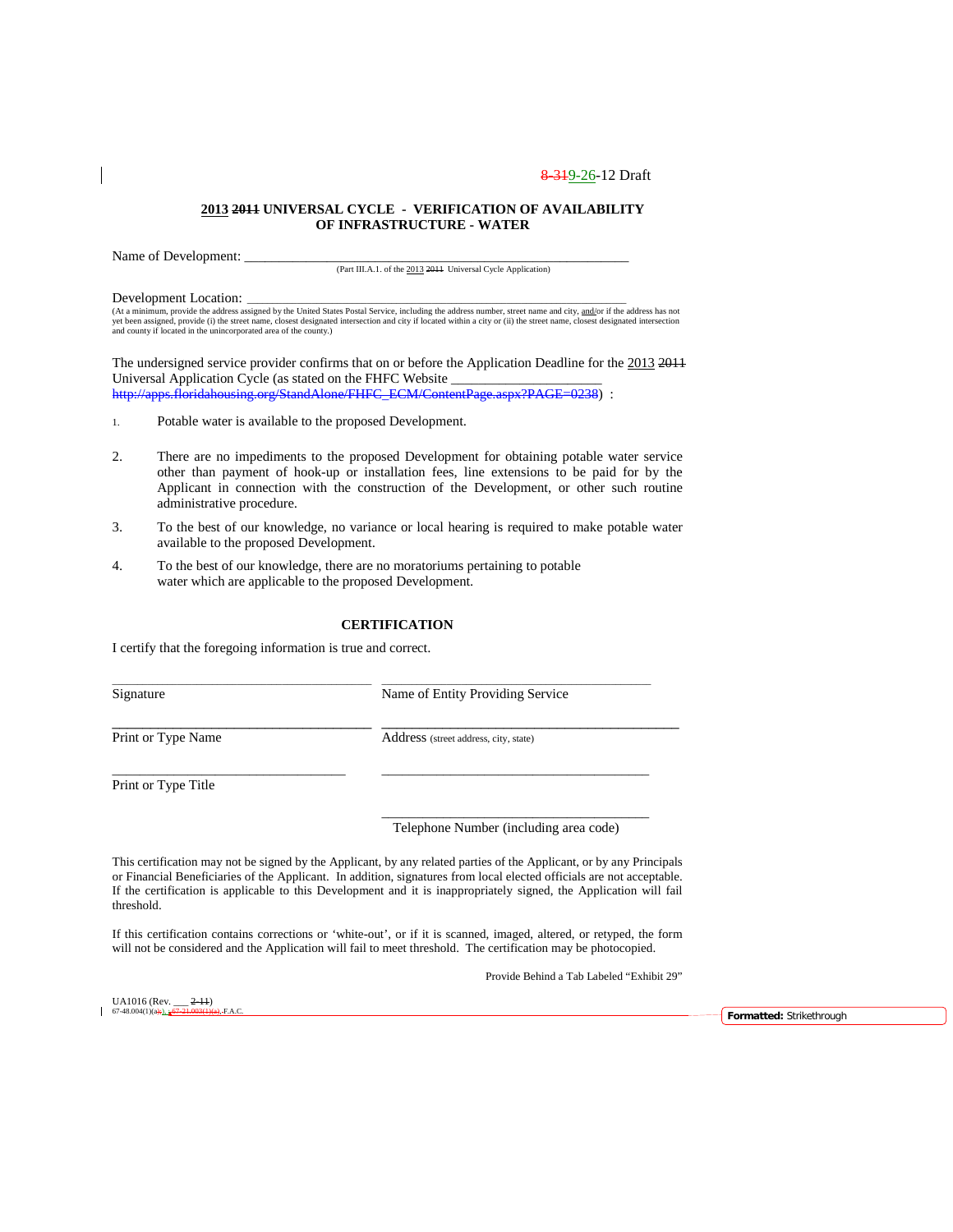8-319-26-12 Draft

**2013 2011 UNIVERSAL CYCLE - VERIFICATION OF AVAILABILITY OF INFRASTRUCTURE - WATER**

Name of Development: ___________________________________________________________
(Part III.A.1. of the 2013 2011 Universal Cycle Application)

Development Location: ___________________________________________________________
(At a minimum, provide the address assigned by the United States Postal Service, including the address number, street name and city, and/or if the address has not yet been assigned, provide (i) the street name, closest designated intersection and city if located within a city or (ii) the street name, closest designated intersection and county if located in the unincorporated area of the county.)

The undersigned service provider confirms that on or before the Application Deadline for the 2013 2011 Universal Application Cycle (as stated on the FHFC Website ____________________ http://apps.floridahousing.org/StandAlone/FHFC_ECM/ContentPage.aspx?PAGE=0238) :

1. Potable water is available to the proposed Development.

2. There are no impediments to the proposed Development for obtaining potable water service other than payment of hook-up or installation fees, line extensions to be paid for by the Applicant in connection with the construction of the Development, or other such routine administrative procedure.

3. To the best of our knowledge, no variance or local hearing is required to make potable water available to the proposed Development.

4. To the best of our knowledge, there are no moratoriums pertaining to potable water which are applicable to the proposed Development.

**CERTIFICATION**

I certify that the foregoing information is true and correct.

| | |
|---|---|
| ____________________________________ | ____________________________________ |
| Signature | Name of Entity Providing Service |
| ____________________________________ | ____________________________________ |
| Print or Type Name | Address (street address, city, state) |
| ____________________________________ | ____________________________________ |
| Print or Type Title | |
| | ____________________________________ |
| | Telephone Number (including area code) |

This certification may not be signed by the Applicant, by any related parties of the Applicant, or by any Principals or Financial Beneficiaries of the Applicant. In addition, signatures from local elected officials are not acceptable. If the certification is applicable to this Development and it is inappropriately signed, the Application will fail threshold.

If this certification contains corrections or 'white-out', or if it is scanned, imaged, altered, or retyped, the form will not be considered and the Application will fail to meet threshold. The certification may be photocopied.

Provide Behind a Tab Labeled "Exhibit 29"

UA1016 (Rev. ___ 2-11)
67-48.004(1)(a); 67-21.003(1)(a), F.A.C.

Formatted: Strikethrough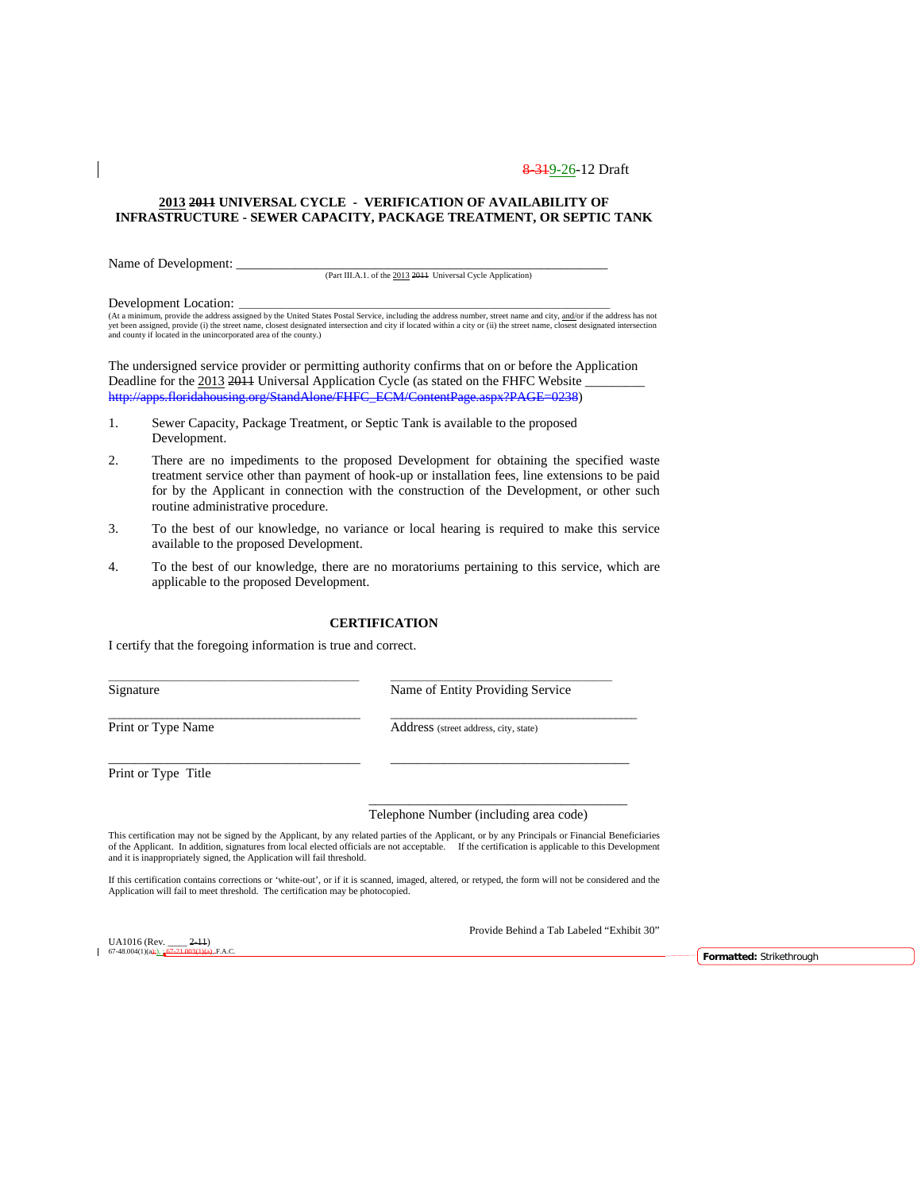8-319-26-12 Draft

**2013 ~~2011~~ UNIVERSAL CYCLE - VERIFICATION OF AVAILABILITY OF INFRASTRUCTURE - SEWER CAPACITY, PACKAGE TREATMENT, OR SEPTIC TANK**

Name of Development: ____________________________________________________________
(Part III.A.1. of the 2013 ~~2011~~ Universal Cycle Application)

Development Location: ___________________________________________________________
(At a minimum, provide the address assigned by the United States Postal Service, including the address number, street name and city, and/or if the address has not yet been assigned, provide (i) the street name, closest designated intersection and city if located within a city or (ii) the street name, closest designated intersection and county if located in the unincorporated area of the county.)

The undersigned service provider or permitting authority confirms that on or before the Application Deadline for the 2013 ~~2011~~ Universal Application Cycle (as stated on the FHFC Website _________ ~~http://apps.floridahousing.org/StandAlone/FHFC_ECM/ContentPage.aspx?PAGE=0238~~)

1. Sewer Capacity, Package Treatment, or Septic Tank is available to the proposed Development.
2. There are no impediments to the proposed Development for obtaining the specified waste treatment service other than payment of hook-up or installation fees, line extensions to be paid for by the Applicant in connection with the construction of the Development, or other such routine administrative procedure.
3. To the best of our knowledge, no variance or local hearing is required to make this service available to the proposed Development.
4. To the best of our knowledge, there are no moratoriums pertaining to this service, which are applicable to the proposed Development.

**CERTIFICATION**

I certify that the foregoing information is true and correct.

| | |
|---|---|
| ____________________________________ Signature | ____________________________________ Name of Entity Providing Service |
| ____________________________________ Print or Type Name | ____________________________________ Address (street address, city, state) |
| ____________________________________ Print or Type Title | ____________________________________ |
| | ____________________________________ Telephone Number (including area code) |

This certification may not be signed by the Applicant, by any related parties of the Applicant, or by any Principals or Financial Beneficiaries of the Applicant. In addition, signatures from local elected officials are not acceptable. If the certification is applicable to this Development and it is inappropriately signed, the Application will fail threshold.

If this certification contains corrections or 'white-out', or if it is scanned, imaged, altered, or retyped, the form will not be considered and the Application will fail to meet threshold. The certification may be photocopied.

Provide Behind a Tab Labeled "Exhibit 30"

UA1016 (Rev. ____ ~~2-11~~)
67-48.004(1)(a); ~~67-21.003(1)(a)~~, F.A.C.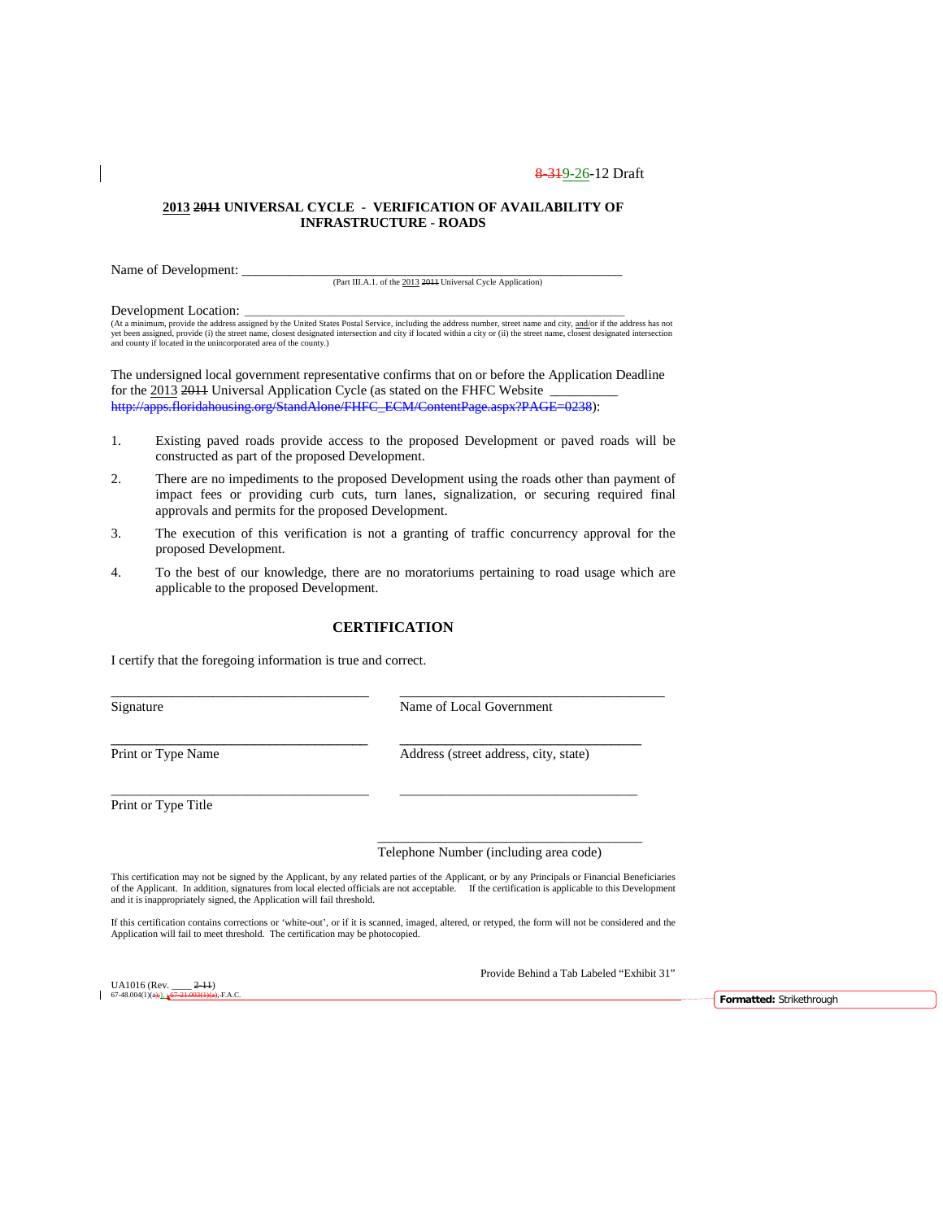8-319-26-12 Draft

**2013 ~~2011~~ UNIVERSAL CYCLE - VERIFICATION OF AVAILABILITY OF INFRASTRUCTURE - ROADS**

Name of Development: ___________________________________________________________
(Part III.A.1. of the 2013 ~~2011~~ Universal Cycle Application)

Development Location: ___________________________________________________________
(At a minimum, provide the address assigned by the United States Postal Service, including the address number, street name and city, and/or if the address has not yet been assigned, provide (i) the street name, closest designated intersection and city if located within a city or (ii) the street name, closest designated intersection and county if located in the unincorporated area of the county.)

The undersigned local government representative confirms that on or before the Application Deadline for the 2013 ~~2011~~ Universal Application Cycle (as stated on the FHFC Website __________ ~~http://apps.floridahousing.org/StandAlone/FHFC_ECM/ContentPage.aspx?PAGE=0238~~):

1. Existing paved roads provide access to the proposed Development or paved roads will be constructed as part of the proposed Development.
2. There are no impediments to the proposed Development using the roads other than payment of impact fees or providing curb cuts, turn lanes, signalization, or securing required final approvals and permits for the proposed Development.
3. The execution of this verification is not a granting of traffic concurrency approval for the proposed Development.
4. To the best of our knowledge, there are no moratoriums pertaining to road usage which are applicable to the proposed Development.

## CERTIFICATION

I certify that the foregoing information is true and correct.

| | |
|---|---|
| ______________________________ Signature | ______________________________ Name of Local Government |
| ______________________________ Print or Type Name | ______________________________ Address (street address, city, state) |
| ______________________________ Print or Type Title | ______________________________ |
| | ______________________________ Telephone Number (including area code) |

This certification may not be signed by the Applicant, by any related parties of the Applicant, or by any Principals or Financial Beneficiaries of the Applicant. In addition, signatures from local elected officials are not acceptable. If the certification is applicable to this Development and it is inappropriately signed, the Application will fail threshold.

If this certification contains corrections or 'white-out', or if it is scanned, imaged, altered, or retyped, the form will not be considered and the Application will fail to meet threshold. The certification may be photocopied.

Provide Behind a Tab Labeled "Exhibit 31"

UA1016 (Rev. ____ ~~2-11~~)
67-48.004(1)(a), ~~67-21.003(1)(a)~~, F.A.C.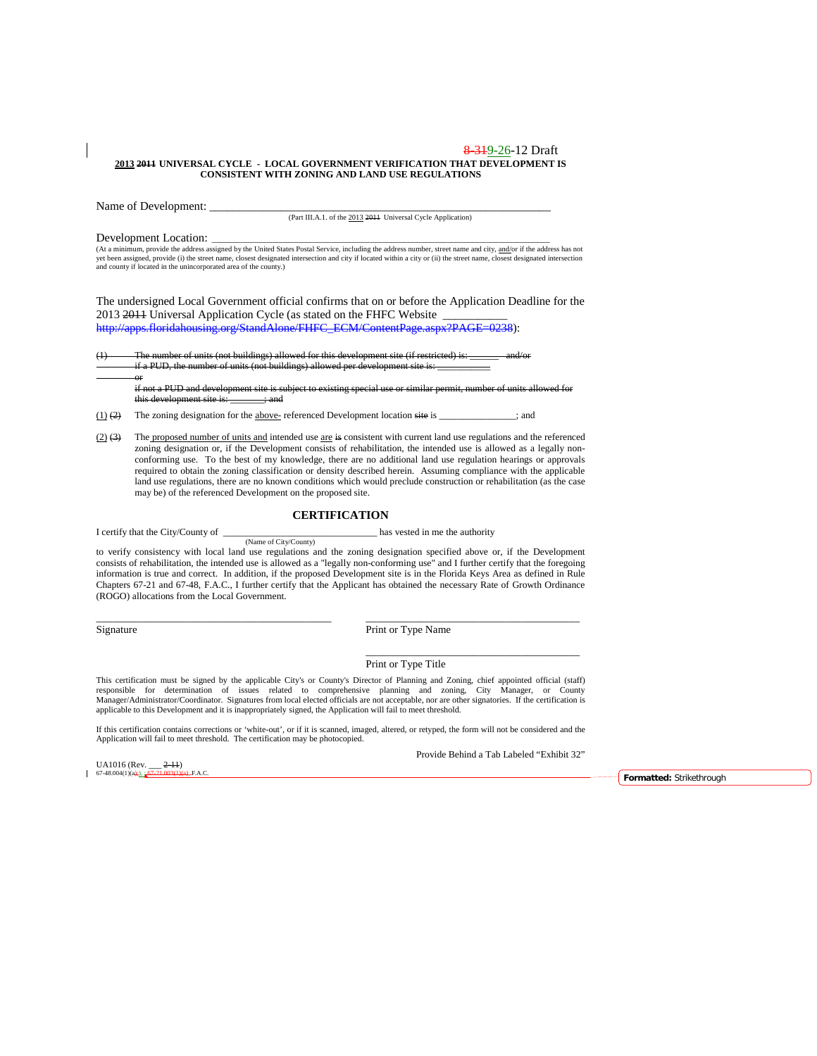8-319-26-12 Draft

**2013 2011 UNIVERSAL CYCLE - LOCAL GOVERNMENT VERIFICATION THAT DEVELOPMENT IS CONSISTENT WITH ZONING AND LAND USE REGULATIONS**

Name of Development: ___________________________________________________________

(Part III.A.1. of the 2013 2011 Universal Cycle Application)

Development Location: ___________________________________________________________

(At a minimum, provide the address assigned by the United States Postal Service, including the address number, street name and city, and/or if the address has not yet been assigned, provide (i) the street name, closest designated intersection and city if located within a city or (ii) the street name, closest designated intersection and county if located in the unincorporated area of the county.)

The undersigned Local Government official confirms that on or before the Application Deadline for the 2013 2011 Universal Application Cycle (as stated on the FHFC Website __________ http://apps.floridahousing.org/StandAlone/FHFC_ECM/ContentPage.aspx?PAGE=0238):

~~(1) The number of units (not buildings) allowed for this development site (if restricted) is: ______ and/or if a PUD, the number of units (not buildings) allowed per development site is: __________ or if not a PUD and development site is subject to existing special use or similar permit, number of units allowed for this development site is: ______; and~~

(1) ~~(2)~~ The zoning designation for the above- referenced Development location ~~site~~ is _______________; and

(2) ~~(3)~~ The proposed number of units and intended use are ~~is~~ consistent with current land use regulations and the referenced zoning designation or, if the Development consists of rehabilitation, the intended use is allowed as a legally non-conforming use. To the best of my knowledge, there are no additional land use regulation hearings or approvals required to obtain the zoning classification or density described herein. Assuming compliance with the applicable land use regulations, there are no known conditions which would preclude construction or rehabilitation (as the case may be) of the referenced Development on the proposed site.

## CERTIFICATION

I certify that the City/County of ____________________________ has vested in me the authority

(Name of City/County)

to verify consistency with local land use regulations and the zoning designation specified above or, if the Development consists of rehabilitation, the intended use is allowed as a "legally non-conforming use" and I further certify that the foregoing information is true and correct. In addition, if the proposed Development site is in the Florida Keys Area as defined in Rule Chapters 67-21 and 67-48, F.A.C., I further certify that the Applicant has obtained the necessary Rate of Growth Ordinance (ROGO) allocations from the Local Government.

_____________________________________________ 
Signature

_____________________________________________ 
Print or Type Name

_____________________________________________ 
Print or Type Title

This certification must be signed by the applicable City's or County's Director of Planning and Zoning, chief appointed official (staff) responsible for determination of issues related to comprehensive planning and zoning, City Manager, or County Manager/Administrator/Coordinator. Signatures from local elected officials are not acceptable, nor are other signatories. If the certification is applicable to this Development and it is inappropriately signed, the Application will fail to meet threshold.

If this certification contains corrections or 'white-out', or if it is scanned, imaged, altered, or retyped, the form will not be considered and the Application will fail to meet threshold. The certification may be photocopied.

Provide Behind a Tab Labeled "Exhibit 32"

UA1016 (Rev. ___ ~~2-11~~)
67-48.004(1)(a); ~~67-21.003(1)(a),~~ F.A.C.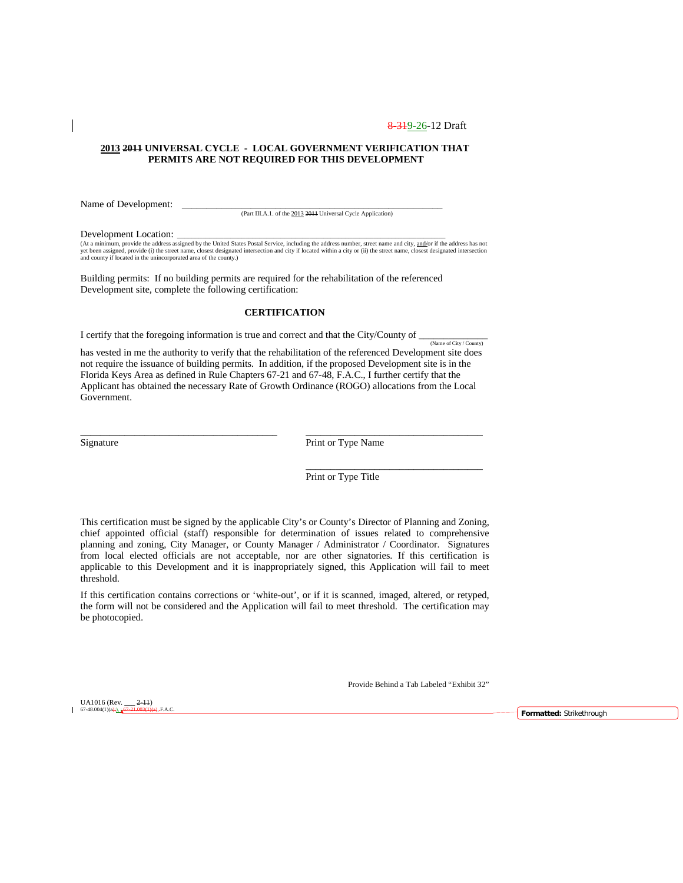8-319-26-12 Draft

**2013 ~~2011~~ UNIVERSAL CYCLE - LOCAL GOVERNMENT VERIFICATION THAT PERMITS ARE NOT REQUIRED FOR THIS DEVELOPMENT**

Name of Development: ______________________________________________________________
(Part III.A.1. of the 2013 ~~2011~~ Universal Cycle Application)

Development Location: ______________________________________________________________
(At a minimum, provide the address assigned by the United States Postal Service, including the address number, street name and city, and/or if the address has not yet been assigned, provide (i) the street name, closest designated intersection and city if located within a city or (ii) the street name, closest designated intersection and county if located in the unincorporated area of the county.)

Building permits: If no building permits are required for the rehabilitation of the referenced Development site, complete the following certification:

**CERTIFICATION**

I certify that the foregoing information is true and correct and that the City/County of ______________ (Name of City / County) has vested in me the authority to verify that the rehabilitation of the referenced Development site does not require the issuance of building permits. In addition, if the proposed Development site is in the Florida Keys Area as defined in Rule Chapters 67-21 and 67-48, F.A.C., I further certify that the Applicant has obtained the necessary Rate of Growth Ordinance (ROGO) allocations from the Local Government.

________________________________________ ____________________________________
Signature Print or Type Name

____________________________________
Print or Type Title

This certification must be signed by the applicable City's or County's Director of Planning and Zoning, chief appointed official (staff) responsible for determination of issues related to comprehensive planning and zoning, City Manager, or County Manager / Administrator / Coordinator. Signatures from local elected officials are not acceptable, nor are other signatories. If this certification is applicable to this Development and it is inappropriately signed, this Application will fail to meet threshold.

If this certification contains corrections or 'white-out', or if it is scanned, imaged, altered, or retyped, the form will not be considered and the Application will fail to meet threshold. The certification may be photocopied.

Provide Behind a Tab Labeled "Exhibit 32"

UA1016 (Rev. ___ ~~2-11~~)
67-48.004(1)(a), ~~67-21.003(1)(a)~~, F.A.C.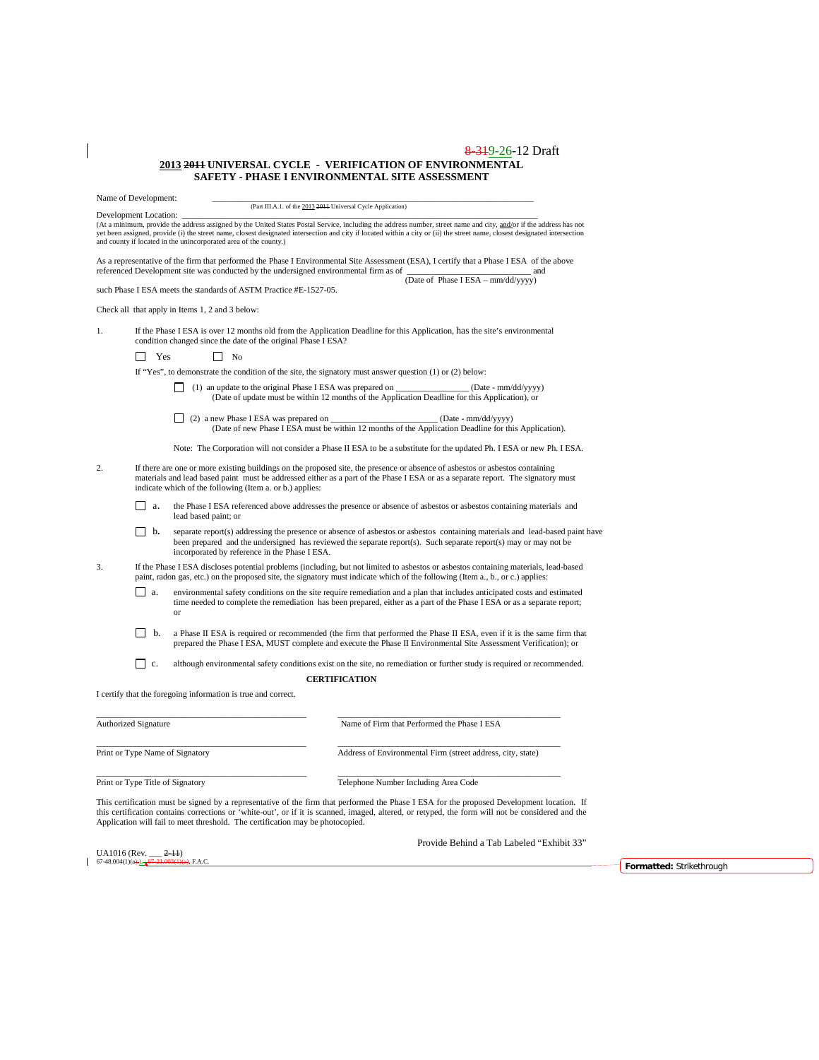8-319-26-12 Draft

## 2013 2011 UNIVERSAL CYCLE - VERIFICATION OF ENVIRONMENTAL SAFETY - PHASE I ENVIRONMENTAL SITE ASSESSMENT

Name of Development: ______________________________________________
(Part III.A.1. of the 2013 2011 Universal Cycle Application)

Development Location: ______________________________________________
(At a minimum, provide the address assigned by the United States Postal Service, including the address number, street name and city, and/or if the address has not yet been assigned, provide (i) the street name, closest designated intersection and city if located within a city or (ii) the street name, closest designated intersection and county if located in the unincorporated area of the county.)

As a representative of the firm that performed the Phase I Environmental Site Assessment (ESA), I certify that a Phase I ESA of the above referenced Development site was conducted by the undersigned environmental firm as of ___________________________ and
(Date of Phase I ESA – mm/dd/yyyy)
such Phase I ESA meets the standards of ASTM Practice #E-1527-05.

Check all that apply in Items 1, 2 and 3 below:

1. If the Phase I ESA is over 12 months old from the Application Deadline for this Application, has the site's environmental condition changed since the date of the original Phase I ESA?

   ☐ Yes ☐ No

   If "Yes", to demonstrate the condition of the site, the signatory must answer question (1) or (2) below:

   ☐ (1) an update to the original Phase I ESA was prepared on ________________ (Date - mm/dd/yyyy)
   (Date of update must be within 12 months of the Application Deadline for this Application), or

   ☐ (2) a new Phase I ESA was prepared on ________________________ (Date - mm/dd/yyyy)
   (Date of new Phase I ESA must be within 12 months of the Application Deadline for this Application).

   Note: The Corporation will not consider a Phase II ESA to be a substitute for the updated Ph. I ESA or new Ph. I ESA.

2. If there are one or more existing buildings on the proposed site, the presence or absence of asbestos or asbestos containing materials and lead based paint must be addressed either as a part of the Phase I ESA or as a separate report. The signatory must indicate which of the following (Item a. or b.) applies:

   ☐ a. the Phase I ESA referenced above addresses the presence or absence of asbestos or asbestos containing materials and lead based paint; or

   ☐ b. separate report(s) addressing the presence or absence of asbestos or asbestos containing materials and lead-based paint have been prepared and the undersigned has reviewed the separate report(s). Such separate report(s) may or may not be incorporated by reference in the Phase I ESA.

3. If the Phase I ESA discloses potential problems (including, but not limited to asbestos or asbestos containing materials, lead-based paint, radon gas, etc.) on the proposed site, the signatory must indicate which of the following (Item a., b., or c.) applies:

   ☐ a. environmental safety conditions on the site require remediation and a plan that includes anticipated costs and estimated time needed to complete the remediation has been prepared, either as a part of the Phase I ESA or as a separate report; or

   ☐ b. a Phase II ESA is required or recommended (the firm that performed the Phase II ESA, even if it is the same firm that prepared the Phase I ESA, MUST complete and execute the Phase II Environmental Site Assessment Verification); or

   ☐ c. although environmental safety conditions exist on the site, no remediation or further study is required or recommended.

**CERTIFICATION**

I certify that the foregoing information is true and correct.

______________________________ ______________________________
Authorized Signature Name of Firm that Performed the Phase I ESA

______________________________ ______________________________
Print or Type Name of Signatory Address of Environmental Firm (street address, city, state)

______________________________ ______________________________
Print or Type Title of Signatory Telephone Number Including Area Code

This certification must be signed by a representative of the firm that performed the Phase I ESA for the proposed Development location. If this certification contains corrections or 'white-out', or if it is scanned, imaged, altered, or retyped, the form will not be considered and the Application will fail to meet threshold. The certification may be photocopied.

Provide Behind a Tab Labeled "Exhibit 33"

UA1016 (Rev. ___ 2-11)
67-48.004(1)(a); 67-21.003(1)(a), F.A.C.

Formatted: Strikethrough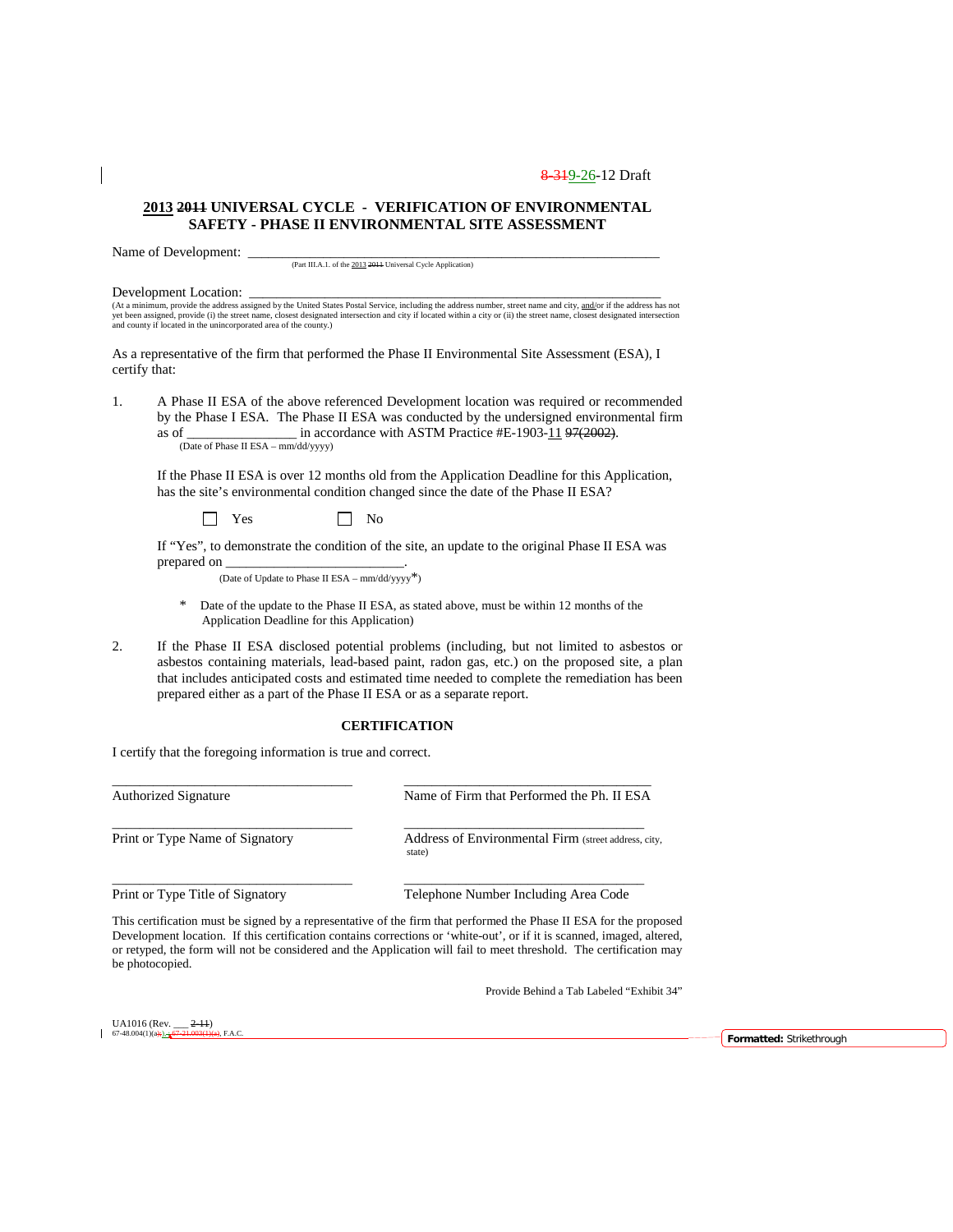8-319-26-12 Draft

## 2013 ~~2011~~ UNIVERSAL CYCLE - VERIFICATION OF ENVIRONMENTAL SAFETY - PHASE II ENVIRONMENTAL SITE ASSESSMENT

Name of Development: ___________________________________________________________
(Part III.A.1. of the 2013 ~~2011~~ Universal Cycle Application)

Development Location: __________________________________________________________
(At a minimum, provide the address assigned by the United States Postal Service, including the address number, street name and city, and/or if the address has not yet been assigned, provide (i) the street name, closest designated intersection and city if located within a city or (ii) the street name, closest designated intersection and county if located in the unincorporated area of the county.)

As a representative of the firm that performed the Phase II Environmental Site Assessment (ESA), I certify that:

1. A Phase II ESA of the above referenced Development location was required or recommended by the Phase I ESA. The Phase II ESA was conducted by the undersigned environmental firm as of ________________ in accordance with ASTM Practice #E-1903-11 ~~97(2002)~~.
   (Date of Phase II ESA – mm/dd/yyyy)

   If the Phase II ESA is over 12 months old from the Application Deadline for this Application, has the site's environmental condition changed since the date of the Phase II ESA?

   ☐ Yes ☐ No

   If "Yes", to demonstrate the condition of the site, an update to the original Phase II ESA was prepared on _________________________.
   (Date of Update to Phase II ESA – mm/dd/yyyy*)

   \* Date of the update to the Phase II ESA, as stated above, must be within 12 months of the Application Deadline for this Application)

2. If the Phase II ESA disclosed potential problems (including, but not limited to asbestos or asbestos containing materials, lead-based paint, radon gas, etc.) on the proposed site, a plan that includes anticipated costs and estimated time needed to complete the remediation has been prepared either as a part of the Phase II ESA or as a separate report.

### CERTIFICATION

I certify that the foregoing information is true and correct.

| | |
|---|---|
| ___________________________________ | ___________________________________ |
| Authorized Signature | Name of Firm that Performed the Ph. II ESA |
| ___________________________________ | ___________________________________ |
| Print or Type Name of Signatory | Address of Environmental Firm (street address, city, state) |
| ___________________________________ | ___________________________________ |
| Print or Type Title of Signatory | Telephone Number Including Area Code |

This certification must be signed by a representative of the firm that performed the Phase II ESA for the proposed Development location. If this certification contains corrections or 'white-out', or if it is scanned, imaged, altered, or retyped, the form will not be considered and the Application will fail to meet threshold. The certification may be photocopied.

Provide Behind a Tab Labeled "Exhibit 34"

UA1016 (Rev. ___ ~~2-11~~)
67-48.004(1)(a); ~~67-21.003(1)(a)~~, F.A.C.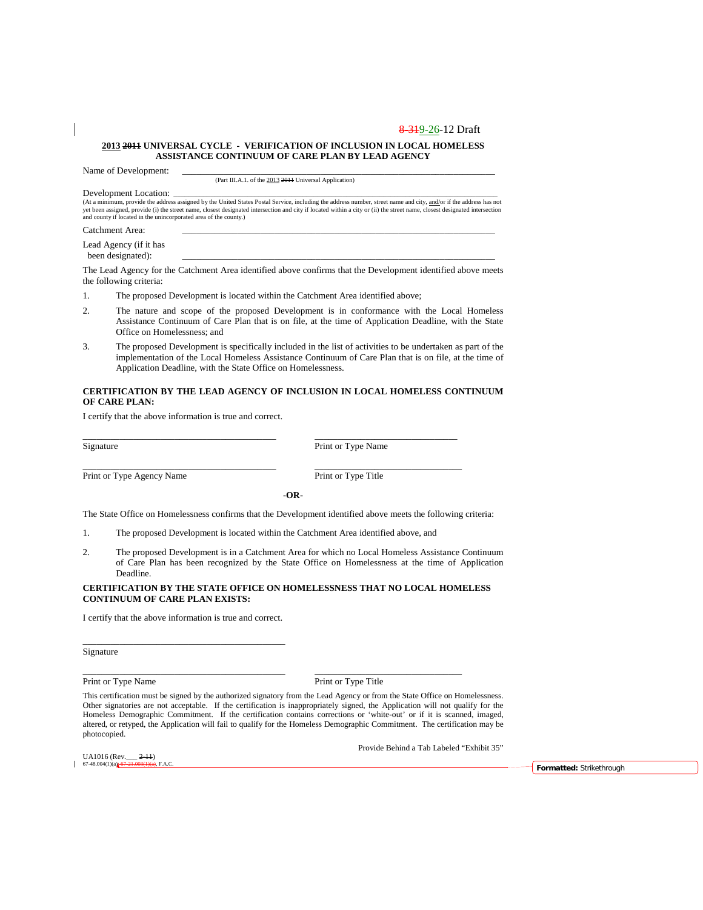8-319-26-12 Draft

**2013 2011 UNIVERSAL CYCLE - VERIFICATION OF INCLUSION IN LOCAL HOMELESS ASSISTANCE CONTINUUM OF CARE PLAN BY LEAD AGENCY**

Name of Development: ______________________________________________________________
(Part III.A.1. of the 2013 2011 Universal Application)

Development Location: ______________________________________________________________
(At a minimum, provide the address assigned by the United States Postal Service, including the address number, street name and city, and/or if the address has not yet been assigned, provide (i) the street name, closest designated intersection and city if located within a city or (ii) the street name, closest designated intersection and county if located in the unincorporated area of the county.)

Catchment Area: ______________________________________________________________

Lead Agency (if it has been designated): ______________________________________________________________

The Lead Agency for the Catchment Area identified above confirms that the Development identified above meets the following criteria:

1. The proposed Development is located within the Catchment Area identified above;
2. The nature and scope of the proposed Development is in conformance with the Local Homeless Assistance Continuum of Care Plan that is on file, at the time of Application Deadline, with the State Office on Homelessness; and
3. The proposed Development is specifically included in the list of activities to be undertaken as part of the implementation of the Local Homeless Assistance Continuum of Care Plan that is on file, at the time of Application Deadline, with the State Office on Homelessness.

**CERTIFICATION BY THE LEAD AGENCY OF INCLUSION IN LOCAL HOMELESS CONTINUUM OF CARE PLAN:**

I certify that the above information is true and correct.

______________________________ ______________________________
Signature Print or Type Name

______________________________ ______________________________
Print or Type Agency Name Print or Type Title

**-OR-**

The State Office on Homelessness confirms that the Development identified above meets the following criteria:

1. The proposed Development is located within the Catchment Area identified above, and
2. The proposed Development is in a Catchment Area for which no Local Homeless Assistance Continuum of Care Plan has been recognized by the State Office on Homelessness at the time of Application Deadline.

**CERTIFICATION BY THE STATE OFFICE ON HOMELESSNESS THAT NO LOCAL HOMELESS CONTINUUM OF CARE PLAN EXISTS:**

I certify that the above information is true and correct.

______________________________
Signature

______________________________ ______________________________
Print or Type Name Print or Type Title

This certification must be signed by the authorized signatory from the Lead Agency or from the State Office on Homelessness. Other signatories are not acceptable. If the certification is inappropriately signed, the Application will not qualify for the Homeless Demographic Commitment. If the certification contains corrections or 'white-out' or if it is scanned, imaged, altered, or retyped, the Application will fail to qualify for the Homeless Demographic Commitment. The certification may be photocopied.

Provide Behind a Tab Labeled "Exhibit 35"

UA1016 (Rev.___ 2-11)
67-48.004(1)(a); 67-21.003(1)(a), F.A.C.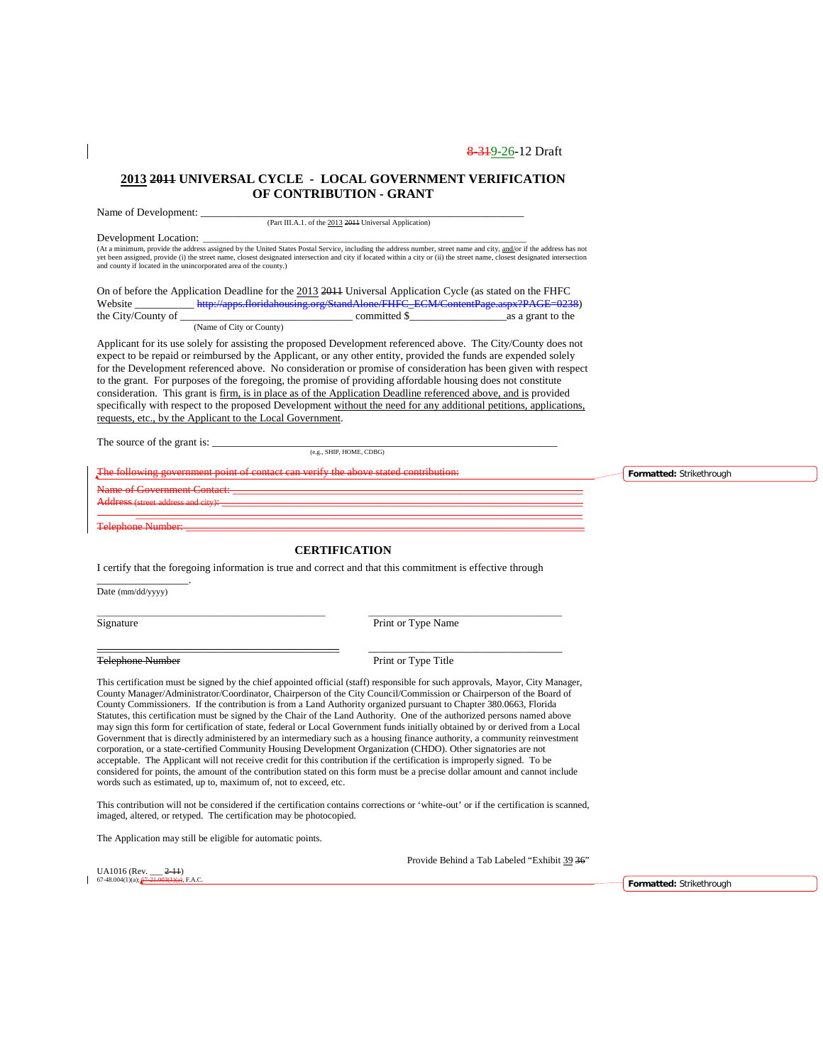8-319-26-12 Draft

## 2013 2011 UNIVERSAL CYCLE - LOCAL GOVERNMENT VERIFICATION OF CONTRIBUTION - GRANT

Name of Development: ___________________________________________________________
(Part III.A.1. of the 2013 2011 Universal Application)

Development Location: ___________________________________________________________
(At a minimum, provide the address assigned by the United States Postal Service, including the address number, street name and city, and/or if the address has not yet been assigned, provide (i) the street name, closest designated intersection and city if located within a city or (ii) the street name, closest designated intersection and county if located in the unincorporated area of the county.)

On of before the Application Deadline for the 2013 2011 Universal Application Cycle (as stated on the FHFC Website ___________ ~~http://apps.floridahousing.org/StandAlone/FHFC_ECM/ContentPage.aspx?PAGE=0238~~) the City/County of ______________________________ committed $__________________as a grant to the
(Name of City or County)

Applicant for its use solely for assisting the proposed Development referenced above. The City/County does not expect to be repaid or reimbursed by the Applicant, or any other entity, provided the funds are expended solely for the Development referenced above. No consideration or promise of consideration has been given with respect to the grant. For purposes of the foregoing, the promise of providing affordable housing does not constitute consideration. This grant is firm, is in place as of the Application Deadline referenced above, and is provided specifically with respect to the proposed Development without the need for any additional petitions, applications, requests, etc., by the Applicant to the Local Government.

The source of the grant is: ___________________________________________________________
(e.g., SHIP, HOME, CDBG)

~~The following government point of contact can verify the above stated contribution:~~

~~Name of Government Contact:~~ ___________________________________________________________

~~Address (street address and city):~~ ___________________________________________________________

___________________________________________________________

~~Telephone Number:~~ ___________________________________________________________

Formatted: Strikethrough

### CERTIFICATION

I certify that the foregoing information is true and correct and that this commitment is effective through

_________________.
Date (mm/dd/yyyy)

| | |
|---|---|
| ____________________________________ | ____________________________________ |
| Signature | Print or Type Name |
| ____________________________________ | ____________________________________ |
| ~~Telephone Number~~ | Print or Type Title |

This certification must be signed by the chief appointed official (staff) responsible for such approvals, Mayor, City Manager, County Manager/Administrator/Coordinator, Chairperson of the City Council/Commission or Chairperson of the Board of County Commissioners. If the contribution is from a Land Authority organized pursuant to Chapter 380.0663, Florida Statutes, this certification must be signed by the Chair of the Land Authority. One of the authorized persons named above may sign this form for certification of state, federal or Local Government funds initially obtained by or derived from a Local Government that is directly administered by an intermediary such as a housing finance authority, a community reinvestment corporation, or a state-certified Community Housing Development Organization (CHDO). Other signatories are not acceptable. The Applicant will not receive credit for this contribution if the certification is improperly signed. To be considered for points, the amount of the contribution stated on this form must be a precise dollar amount and cannot include words such as estimated, up to, maximum of, not to exceed, etc.

This contribution will not be considered if the certification contains corrections or 'white-out' or if the certification is scanned, imaged, altered, or retyped. The certification may be photocopied.

The Application may still be eligible for automatic points.

Provide Behind a Tab Labeled "Exhibit 39 ~~36~~"

UA1016 (Rev. ___ ~~2-11~~)
67-48.004(1)(a); ~~67-21.003(1)(a)~~, F.A.C.

Formatted: Strikethrough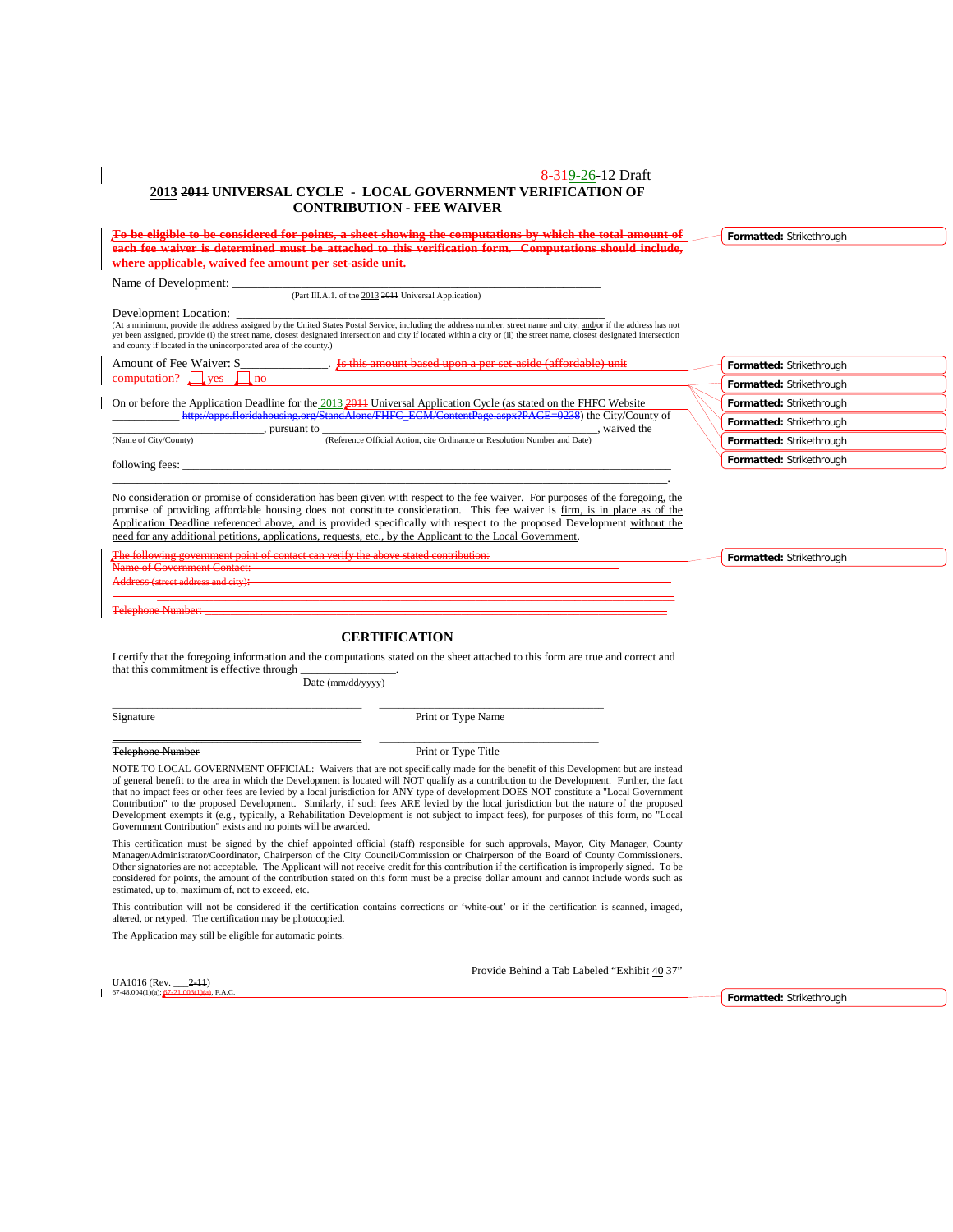8-319-26-12 Draft

**2013 2011 UNIVERSAL CYCLE - LOCAL GOVERNMENT VERIFICATION OF CONTRIBUTION - FEE WAIVER**

~~**To be eligible to be considered for points, a sheet showing the computations by which the total amount of each fee waiver is determined must be attached to this verification form. Computations should include, where applicable, waived fee amount per set-aside unit.**~~

Name of Development: ___________________________________________________________
(Part III.A.1. of the 2013 2011 Universal Application)

Development Location: ___________________________________________________________
(At a minimum, provide the address assigned by the United States Postal Service, including the address number, street name and city, and/or if the address has not yet been assigned, provide (i) the street name, closest designated intersection and city if located within a city or (ii) the street name, closest designated intersection and county if located in the unincorporated area of the county.)

Amount of Fee Waiver: $______________. ~~Is this amount based upon a per set-aside (affordable) unit computation? ☐ yes ☐ no~~

On or before the Application Deadline for the 2013 2011 Universal Application Cycle (as stated on the FHFC Website ___________ ~~http://apps.floridahousing.org/StandAlone/FHFC_ECM/ContentPage.aspx?PAGE=0238~~) the City/County of ______________________, pursuant to ______________________________________, waived the
(Name of City/County) (Reference Official Action, cite Ordinance or Resolution Number and Date)

following fees: ___________________________________________________________
___________________________________________________________________________.

No consideration or promise of consideration has been given with respect to the fee waiver. For purposes of the foregoing, the promise of providing affordable housing does not constitute consideration. This fee waiver is firm, is in place as of the Application Deadline referenced above, and is provided specifically with respect to the proposed Development without the need for any additional petitions, applications, requests, etc., by the Applicant to the Local Government.

~~The following government point of contact can verify the above stated contribution:~~
~~Name of Government Contact:~~ ___________________________________________
~~Address (street address and city):~~ ___________________________________________
___________________________________________________________________________
~~Telephone Number:~~ ___________________________________________

## CERTIFICATION

I certify that the foregoing information and the computations stated on the sheet attached to this form are true and correct and that this commitment is effective through ________________.
Date (mm/dd/yyyy)

_________________________________ _________________________________
Signature Print or Type Name

_________________________________ _________________________________
~~Telephone Number~~ Print or Type Title

NOTE TO LOCAL GOVERNMENT OFFICIAL: Waivers that are not specifically made for the benefit of this Development but are instead of general benefit to the area in which the Development is located will NOT qualify as a contribution to the Development. Further, the fact that no impact fees or other fees are levied by a local jurisdiction for ANY type of development DOES NOT constitute a "Local Government Contribution" to the proposed Development. Similarly, if such fees ARE levied by the local jurisdiction but the nature of the proposed Development exempts it (e.g., typically, a Rehabilitation Development is not subject to impact fees), for purposes of this form, no "Local Government Contribution" exists and no points will be awarded.

This certification must be signed by the chief appointed official (staff) responsible for such approvals, Mayor, City Manager, County Manager/Administrator/Coordinator, Chairperson of the City Council/Commission or Chairperson of the Board of County Commissioners. Other signatories are not acceptable. The Applicant will not receive credit for this contribution if the certification is improperly signed. To be considered for points, the amount of the contribution stated on this form must be a precise dollar amount and cannot include words such as estimated, up to, maximum of, not to exceed, etc.

This contribution will not be considered if the certification contains corrections or 'white-out' or if the certification is scanned, imaged, altered, or retyped. The certification may be photocopied.

The Application may still be eligible for automatic points.

Provide Behind a Tab Labeled "Exhibit 40 37"

UA1016 (Rev. ___2-11)
67-48.004(1)(a); ~~67-21.003(1)(a)~~, F.A.C.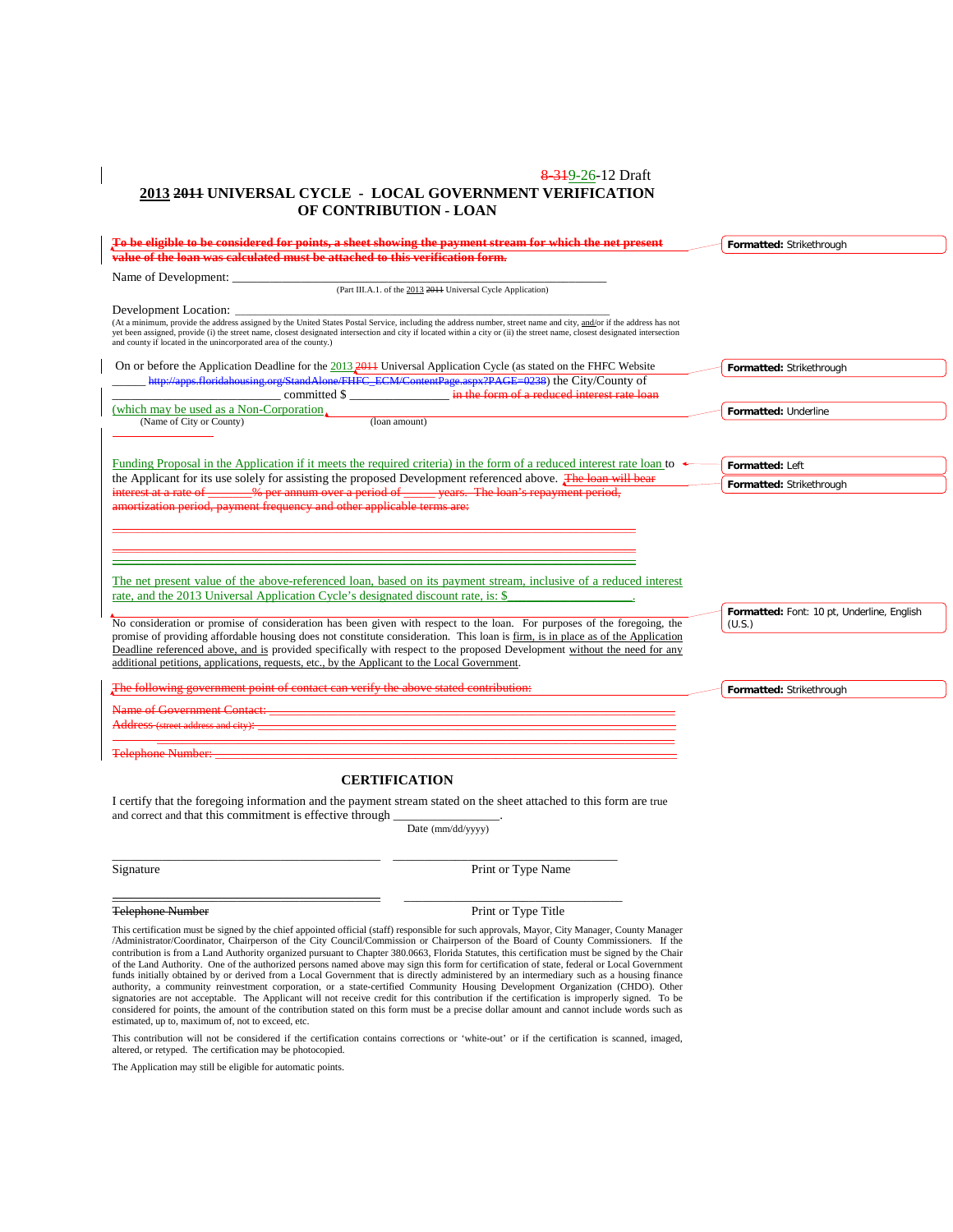8-319-26-12 Draft

# 2013 2011 UNIVERSAL CYCLE - LOCAL GOVERNMENT VERIFICATION OF CONTRIBUTION - LOAN

~~To be eligible to be considered for points, a sheet showing the payment stream for which the net present value of the loan was calculated must be attached to this verification form.~~

Name of Development: ___________________________________________________________
(Part III.A.1. of the 2013 2011 Universal Cycle Application)

Development Location: ___________________________________________________________
(At a minimum, provide the address assigned by the United States Postal Service, including the address number, street name and city, and/or if the address has not yet been assigned, provide (i) the street name, closest designated intersection and city if located within a city or (ii) the street name, closest designated intersection and county if located in the unincorporated area of the county.)

On or before the Application Deadline for the 2013 2011 Universal Application Cycle (as stated on the FHFC Website ______ ~~http://apps.floridahousing.org/StandAlone/FHFC_ECM/ContentPage.aspx?PAGE=0238~~) the City/County of ________________________ committed $ _______________ ~~in the form of a reduced interest rate loan~~ (which may be used as a Non-Corporation
(Name of City or County) (loan amount)

Funding Proposal in the Application if it meets the required criteria) in the form of a reduced interest rate loan to the Applicant for its use solely for assisting the proposed Development referenced above. ~~The loan will bear interest at a rate of _______% per annum over a period of ______ years. The loan's repayment period, amortization period, payment frequency and other applicable terms are:~~

~~_____________________________________________________________________~~

~~_____________________________________________________________________~~

~~_____________________________________________________________________~~

The net present value of the above-referenced loan, based on its payment stream, inclusive of a reduced interest rate, and the 2013 Universal Application Cycle's designated discount rate, is: $___________________.

No consideration or promise of consideration has been given with respect to the loan. For purposes of the foregoing, the promise of providing affordable housing does not constitute consideration. This loan is firm, is in place as of the Application Deadline referenced above, and is provided specifically with respect to the proposed Development without the need for any additional petitions, applications, requests, etc., by the Applicant to the Local Government.

~~The following government point of contact can verify the above stated contribution:~~

~~Name of Government Contact: ______________________________________________~~

~~Address (street address and city): __________________________________________~~

~~Telephone Number: ______________________________________________________~~

## CERTIFICATION

I certify that the foregoing information and the payment stream stated on the sheet attached to this form are true and correct and that this commitment is effective through ________________.
Date (mm/dd/yyyy)

_______________________________________ _______________________________
Signature Print or Type Name

_______________________________________ _______________________________
~~Telephone Number~~ Print or Type Title

This certification must be signed by the chief appointed official (staff) responsible for such approvals, Mayor, City Manager, County Manager /Administrator/Coordinator, Chairperson of the City Council/Commission or Chairperson of the Board of County Commissioners. If the contribution is from a Land Authority organized pursuant to Chapter 380.0663, Florida Statutes, this certification must be signed by the Chair of the Land Authority. One of the authorized persons named above may sign this form for certification of state, federal or Local Government funds initially obtained by or derived from a Local Government that is directly administered by an intermediary such as a housing finance authority, a community reinvestment corporation, or a state-certified Community Housing Development Organization (CHDO). Other signatories are not acceptable. The Applicant will not receive credit for this contribution if the certification is improperly signed. To be considered for points, the amount of the contribution stated on this form must be a precise dollar amount and cannot include words such as estimated, up to, maximum of, not to exceed, etc.

This contribution will not be considered if the certification contains corrections or 'white-out' or if the certification is scanned, imaged, altered, or retyped. The certification may be photocopied.

The Application may still be eligible for automatic points.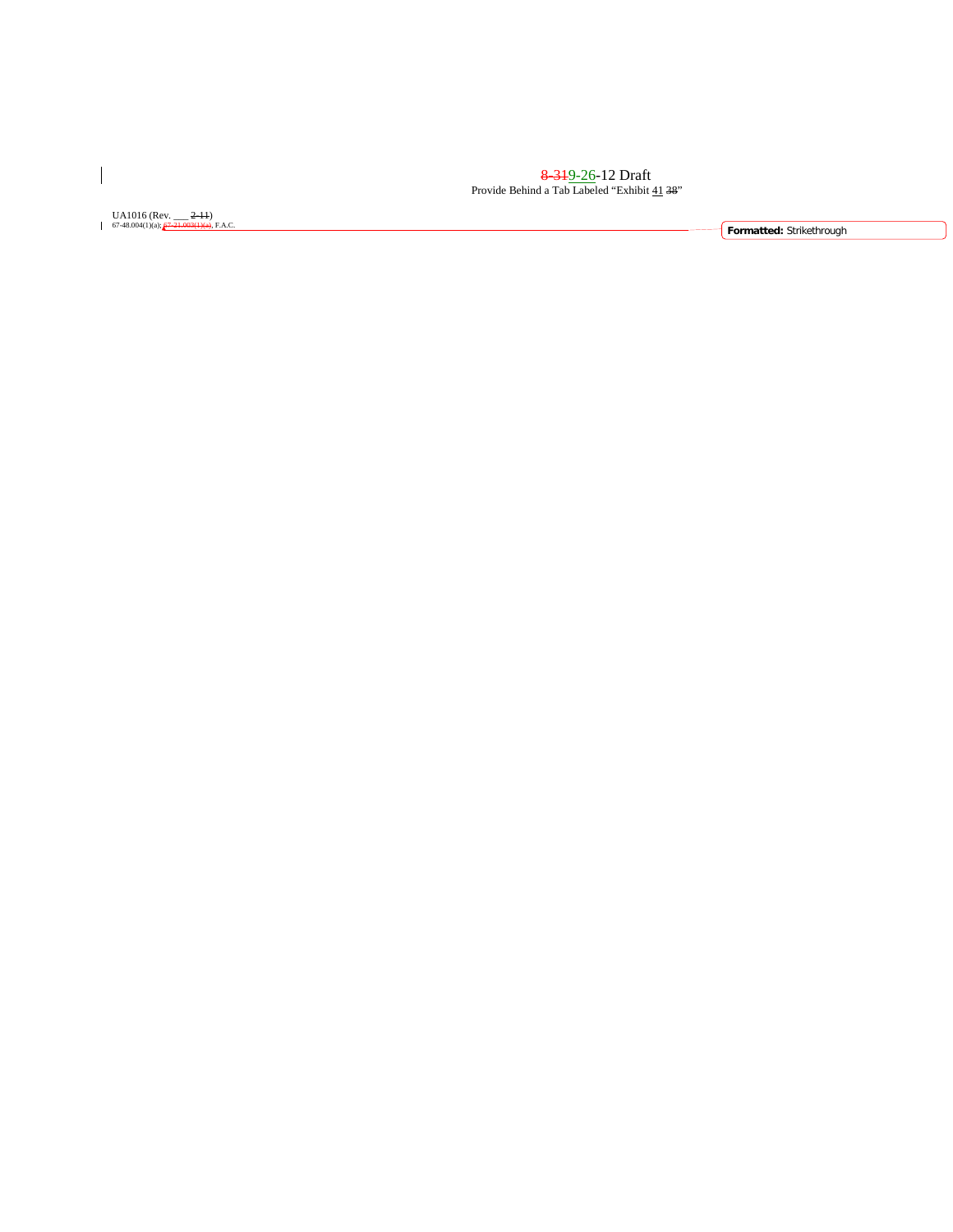8-319-26-12 Draft

Provide Behind a Tab Labeled "Exhibit 41 38"

UA1016 (Rev. ___ 2-11)
67-48.004(1)(a); 67-21.003(1)(a), F.A.C.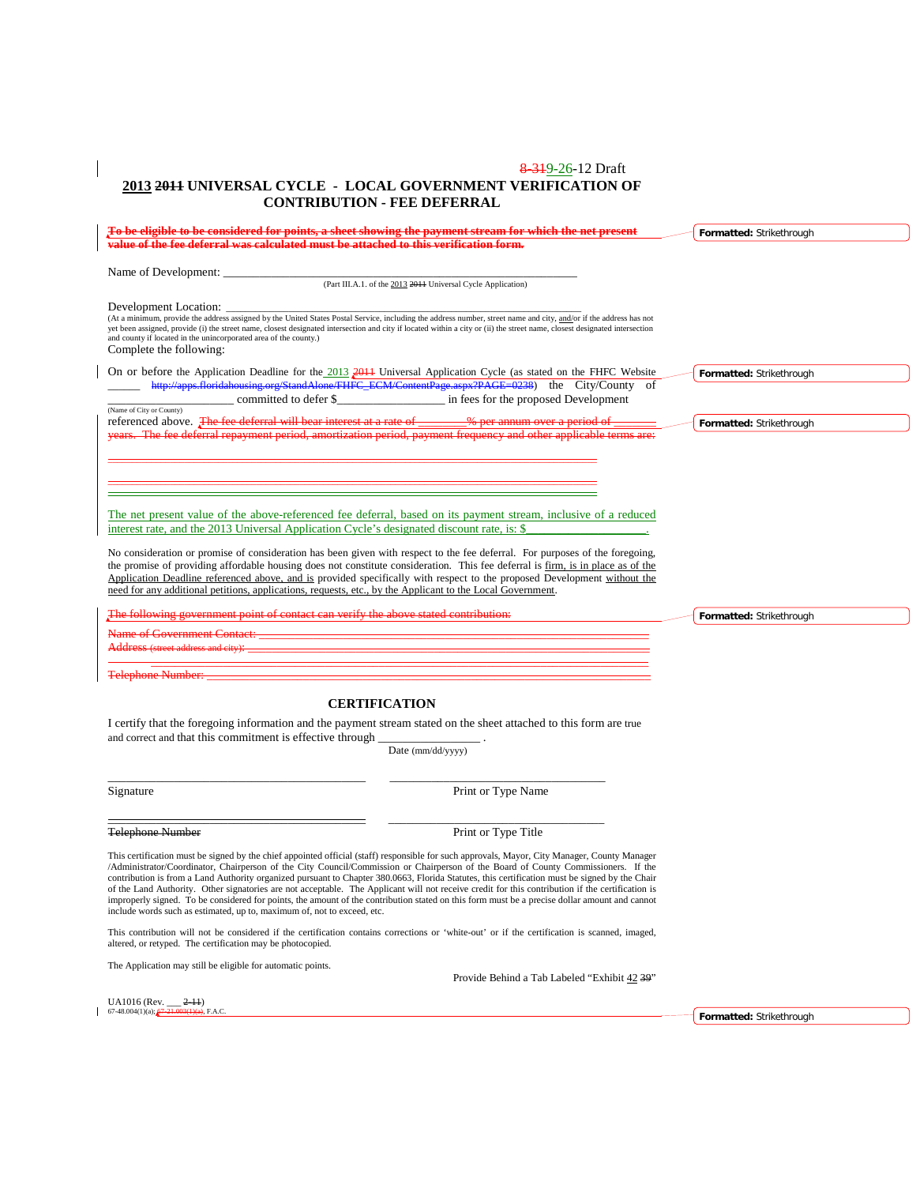8-319-26-12 Draft

**2013 ~~2011~~ UNIVERSAL CYCLE - LOCAL GOVERNMENT VERIFICATION OF CONTRIBUTION - FEE DEFERRAL**

~~**To be eligible to be considered for points, a sheet showing the payment stream for which the net present value of the fee deferral was calculated must be attached to this verification form.**~~

Name of Development: ____________________________________________________
(Part III.A.1. of the 2013 ~~2011~~ Universal Cycle Application)

Development Location: ____________________________________________________
(At a minimum, provide the address assigned by the United States Postal Service, including the address number, street name and city, and/or if the address has not yet been assigned, provide (i) the street name, closest designated intersection and city if located within a city or (ii) the street name, closest designated intersection and county if located in the unincorporated area of the county.)

Complete the following:

On or before the Application Deadline for the 2013 ~~2011~~ Universal Application Cycle (as stated on the FHFC Website ______ ~~http://apps.floridahousing.org/StandAlone/FHFC_ECM/ContentPage.aspx?PAGE=0238~~) the City/County of __________________ committed to defer $__________________ in fees for the proposed Development
(Name of City or County)
referenced above. ~~The fee deferral will bear interest at a rate of ________% per annum over a period of _______ years. The fee deferral repayment period, amortization period, payment frequency and other applicable terms are:~~

______________________________________________________________________________

______________________________________________________________________________

______________________________________________________________________________

The net present value of the above-referenced fee deferral, based on its payment stream, inclusive of a reduced interest rate, and the 2013 Universal Application Cycle's designated discount rate, is: $__________________.

No consideration or promise of consideration has been given with respect to the fee deferral. For purposes of the foregoing, the promise of providing affordable housing does not constitute consideration. This fee deferral is firm, is in place as of the Application Deadline referenced above, and is provided specifically with respect to the proposed Development without the need for any additional petitions, applications, requests, etc., by the Applicant to the Local Government.

~~The following government point of contact can verify the above stated contribution:~~

~~Name of Government Contact:~~ ______________________________________________

~~Address (street address and city):~~ ______________________________________________

______________________________________________________________________________

~~Telephone Number:~~ ______________________________________________________

## CERTIFICATION

I certify that the foregoing information and the payment stream stated on the sheet attached to this form are true and correct and that this commitment is effective through ________________ .
Date (mm/dd/yyyy)

| | |
|---|---|
| ________________________________ | ________________________________ |
| Signature | Print or Type Name |
| ________________________________ | ________________________________ |
| ~~Telephone Number~~ | Print or Type Title |

This certification must be signed by the chief appointed official (staff) responsible for such approvals, Mayor, City Manager, County Manager /Administrator/Coordinator, Chairperson of the City Council/Commission or Chairperson of the Board of County Commissioners. If the contribution is from a Land Authority organized pursuant to Chapter 380.0663, Florida Statutes, this certification must be signed by the Chair of the Land Authority. Other signatories are not acceptable. The Applicant will not receive credit for this contribution if the certification is improperly signed. To be considered for points, the amount of the contribution stated on this form must be a precise dollar amount and cannot include words such as estimated, up to, maximum of, not to exceed, etc.

This contribution will not be considered if the certification contains corrections or 'white-out' or if the certification is scanned, imaged, altered, or retyped. The certification may be photocopied.

The Application may still be eligible for automatic points.

Provide Behind a Tab Labeled "Exhibit 42 ~~39~~"

UA1016 (Rev. ___ ~~2-11~~)
67-48.004(1)(a); ~~67-21.003(1)(a)~~, F.A.C.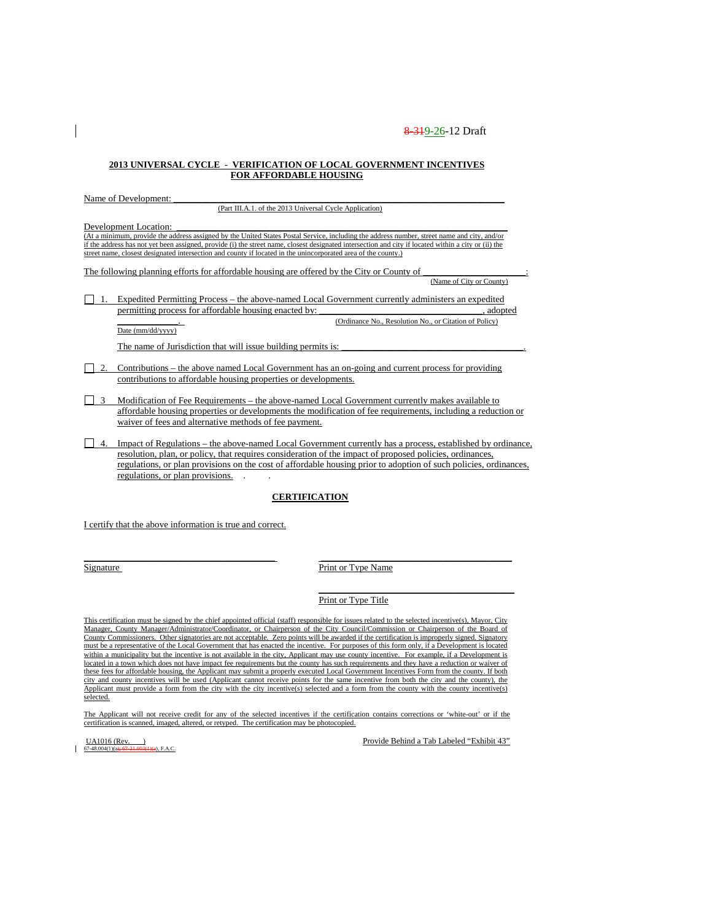8-319-26-12 Draft

**2013 UNIVERSAL CYCLE - VERIFICATION OF LOCAL GOVERNMENT INCENTIVES FOR AFFORDABLE HOUSING**

Name of Development: ___________________________________________________________________

(Part III.A.1. of the 2013 Universal Cycle Application)

Development Location: ___________________________________________________________________

(At a minimum, provide the address assigned by the United States Postal Service, including the address number, street name and city, and/or if the address has not yet been assigned, provide (i) the street name, closest designated intersection and city if located within a city or (ii) the street name, closest designated intersection and county if located in the unincorporated area of the county.)

The following planning efforts for affordable housing are offered by the City or County of ____________________:

(Name of City or County)

☐ 1. Expedited Permitting Process – the above-named Local Government currently administers an expedited permitting process for affordable housing enacted by: ______________________________, adopted ____________.

(Ordinance No., Resolution No., or Citation of Policy)

Date (mm/dd/yyyy)

The name of Jurisdiction that will issue building permits is: ____________________________________.

☐ 2. Contributions – the above named Local Government has an on-going and current process for providing contributions to affordable housing properties or developments.

☐ 3 Modification of Fee Requirements – the above-named Local Government currently makes available to affordable housing properties or developments the modification of fee requirements, including a reduction or waiver of fees and alternative methods of fee payment.

☐ 4. Impact of Regulations – the above-named Local Government currently has a process, established by ordinance, resolution, plan, or policy, that requires consideration of the impact of proposed policies, ordinances, regulations, or plan provisions on the cost of affordable housing prior to adoption of such policies, ordinances, regulations, or plan provisions. . .

**CERTIFICATION**

I certify that the above information is true and correct.

______________________________ ______________________________

Signature Print or Type Name

______________________________

Print or Type Title

This certification must be signed by the chief appointed official (staff) responsible for issues related to the selected incentive(s), Mayor, City Manager, County Manager/Administrator/Coordinator, or Chairperson of the City Council/Commission or Chairperson of the Board of County Commissioners. Other signatories are not acceptable. Zero points will be awarded if the certification is improperly signed. Signatory must be a representative of the Local Government that has enacted the incentive. For purposes of this form only, if a Development is located within a municipality but the incentive is not available in the city, Applicant may use county incentive. For example, if a Development is located in a town which does not have impact fee requirements but the county has such requirements and they have a reduction or waiver of these fees for affordable housing, the Applicant may submit a properly executed Local Government Incentives Form from the county. If both city and county incentives will be used (Applicant cannot receive points for the same incentive from both the city and the county), the Applicant must provide a form from the city with the city incentive(s) selected and a form from the county with the county incentive(s) selected.

The Applicant will not receive credit for any of the selected incentives if the certification contains corrections or 'white-out' or if the certification is scanned, imaged, altered, or retyped. The certification may be photocopied.

UA1016 (Rev. )
67-48.004(1)(a); 67-21.003(1)(a), F.A.C.

Provide Behind a Tab Labeled "Exhibit 43"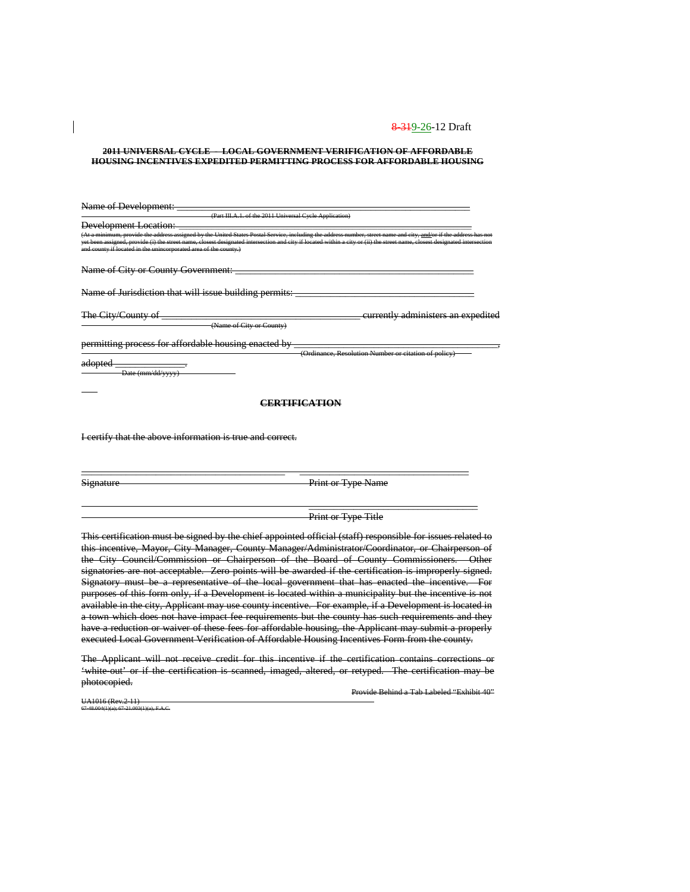8-319-26-12 Draft

**~~2011 UNIVERSAL CYCLE – LOCAL GOVERNMENT VERIFICATION OF AFFORDABLE HOUSING INCENTIVES EXPEDITED PERMITTING PROCESS FOR AFFORDABLE HOUSING~~**

~~Name of Development: ________________________________________________~~
~~(Part III.A.1. of the 2011 Universal Cycle Application)~~

~~Development Location: ________________________________________________~~
~~(At a minimum, provide the address assigned by the United States Postal Service, including the address number, street name and city, and/or if the address has not yet been assigned, provide (i) the street name, closest designated intersection and city if located within a city or (ii) the street name, closest designated intersection and county if located in the unincorporated area of the county.)~~

~~Name of City or County Government: ________________________________________~~

~~Name of Jurisdiction that will issue building permits: ____________________________~~

~~The City/County of ______________________________ currently administers an expedited~~
~~(Name of City or County)~~

~~permitting process for affordable housing enacted by __________________________________,~~
~~(Ordinance, Resolution Number or citation of policy)~~

~~adopted ______________.~~
~~Date (mm/dd/yyyy)~~

**~~CERTIFICATION~~**

~~I certify that the above information is true and correct.~~

~~_______________________________ _______________________________~~
~~Signature~~ ~~Print or Type Name~~

~~_______________________________~~
~~Print or Type Title~~

~~This certification must be signed by the chief appointed official (staff) responsible for issues related to this incentive, Mayor, City Manager, County Manager/Administrator/Coordinator, or Chairperson of the City Council/Commission or Chairperson of the Board of County Commissioners. Other signatories are not acceptable. Zero points will be awarded if the certification is improperly signed. Signatory must be a representative of the local government that has enacted the incentive. For purposes of this form only, if a Development is located within a municipality but the incentive is not available in the city, Applicant may use county incentive. For example, if a Development is located in a town which does not have impact fee requirements but the county has such requirements and they have a reduction or waiver of these fees for affordable housing, the Applicant may submit a properly executed Local Government Verification of Affordable Housing Incentives Form from the county.~~

~~The Applicant will not receive credit for this incentive if the certification contains corrections or 'white-out' or if the certification is scanned, imaged, altered, or retyped. The certification may be photocopied.~~

~~Provide Behind a Tab Labeled "Exhibit 40"~~

~~UA1016 (Rev.2-11)~~
~~67-48.004(1)(a); 67-21.003(1)(a), F.A.C.~~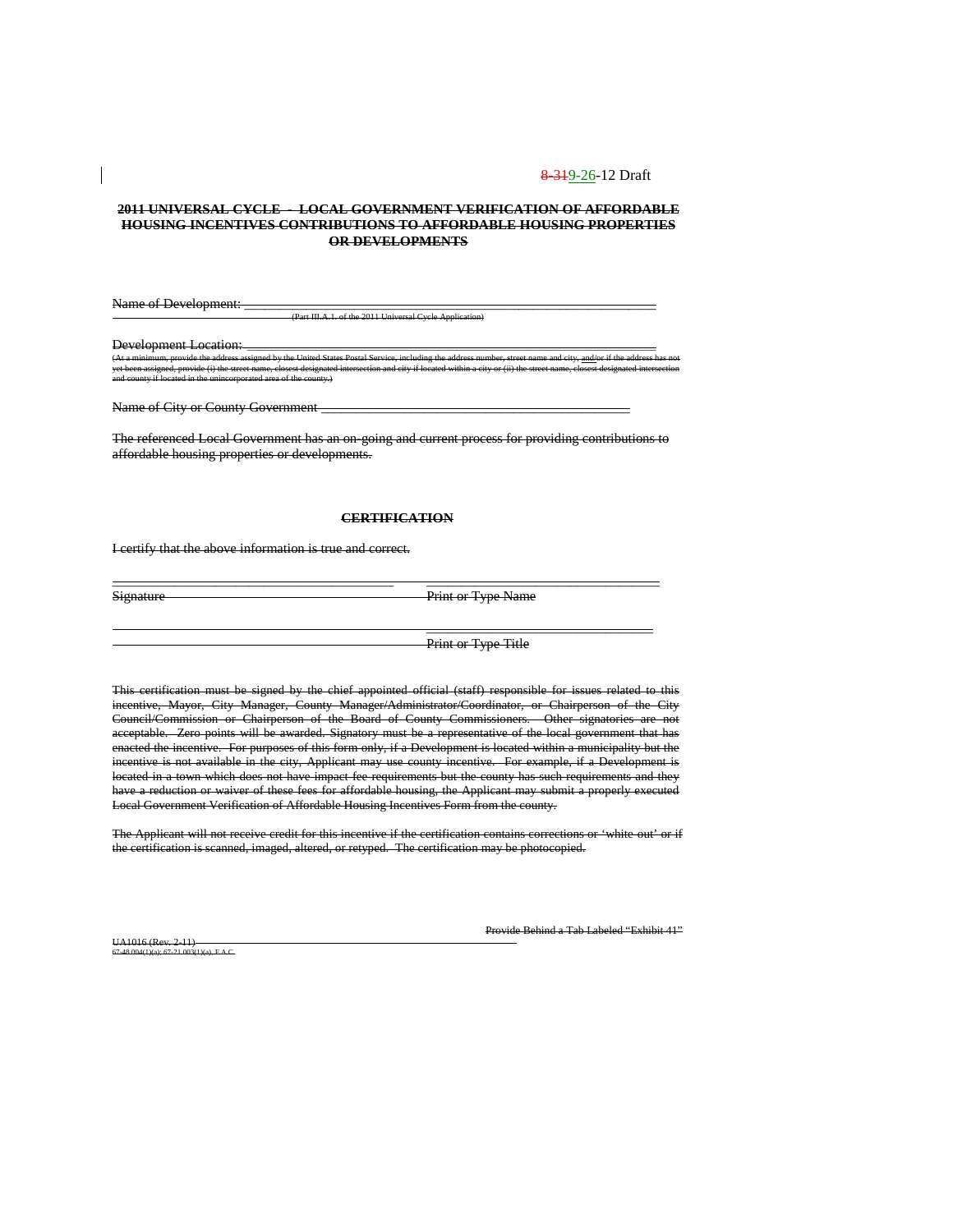8-319-26-12 Draft

**2011 UNIVERSAL CYCLE - LOCAL GOVERNMENT VERIFICATION OF AFFORDABLE HOUSING INCENTIVES CONTRIBUTIONS TO AFFORDABLE HOUSING PROPERTIES OR DEVELOPMENTS**

Name of Development: ___________________________________________

(Part III.A.1. of the 2011 Universal Cycle Application)

Development Location: ___________________________________________

(At a minimum, provide the address assigned by the United States Postal Service, including the address number, street name and city, and/or if the address has not yet been assigned, provide (i) the street name, closest designated intersection and city if located within a city or (ii) the street name, closest designated intersection and county if located in the unincorporated area of the county.)

Name of City or County Government ___________________________________________

The referenced Local Government has an on-going and current process for providing contributions to affordable housing properties or developments.

**CERTIFICATION**

I certify that the above information is true and correct.

_____________________________ _____________________________

Signature Print or Type Name

_____________________________

Print or Type Title

This certification must be signed by the chief appointed official (staff) responsible for issues related to this incentive, Mayor, City Manager, County Manager/Administrator/Coordinator, or Chairperson of the City Council/Commission or Chairperson of the Board of County Commissioners. Other signatories are not acceptable. Zero points will be awarded. Signatory must be a representative of the local government that has enacted the incentive. For purposes of this form only, if a Development is located within a municipality but the incentive is not available in the city, Applicant may use county incentive. For example, if a Development is located in a town which does not have impact fee requirements but the county has such requirements and they have a reduction or waiver of these fees for affordable housing, the Applicant may submit a properly executed Local Government Verification of Affordable Housing Incentives Form from the county.

The Applicant will not receive credit for this incentive if the certification contains corrections or 'white-out' or if the certification is scanned, imaged, altered, or retyped. The certification may be photocopied.

UA1016 (Rev. 2-11)

67-48.004(1)(a); 67-21.003(1)(a), F.A.C.

Provide Behind a Tab Labeled "Exhibit 41"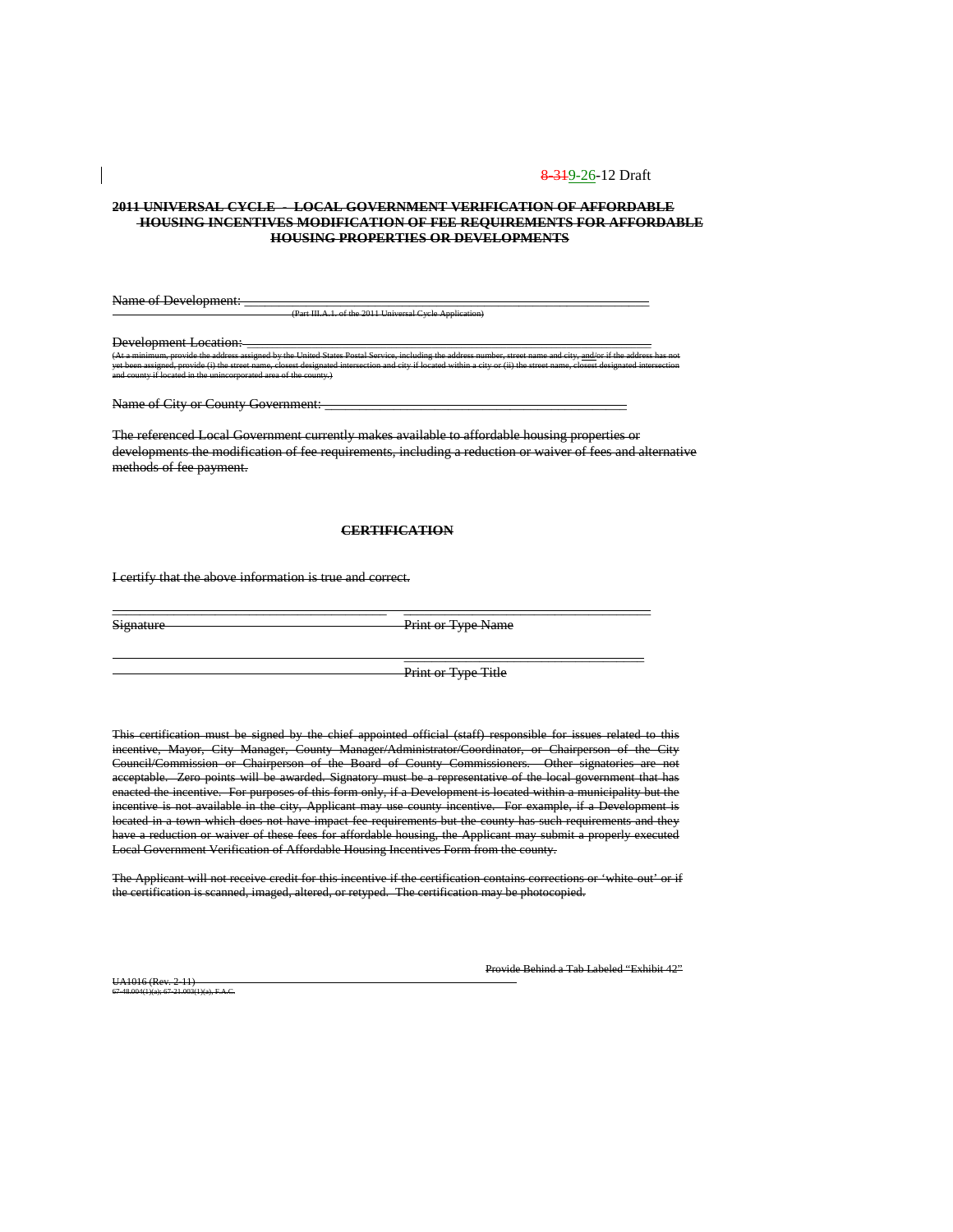8-319-26-12 Draft

**2011 UNIVERSAL CYCLE - LOCAL GOVERNMENT VERIFICATION OF AFFORDABLE HOUSING INCENTIVES MODIFICATION OF FEE REQUIREMENTS FOR AFFORDABLE HOUSING PROPERTIES OR DEVELOPMENTS**

Name of Development: ___________________________________________________________
(Part III.A.1. of the 2011 Universal Cycle Application)

Development Location: ___________________________________________________________
(At a minimum, provide the address assigned by the United States Postal Service, including the address number, street name and city, and/or if the address has not yet been assigned, provide (i) the street name, closest designated intersection and city if located within a city or (ii) the street name, closest designated intersection and county if located in the unincorporated area of the county.)

Name of City or County Government: ___________________________________________

The referenced Local Government currently makes available to affordable housing properties or developments the modification of fee requirements, including a reduction or waiver of fees and alternative methods of fee payment.

**CERTIFICATION**

I certify that the above information is true and correct.

_______________________________________ _______________________________________
Signature Print or Type Name

_______________________________________ _______________________________________
Print or Type Title

This certification must be signed by the chief appointed official (staff) responsible for issues related to this incentive, Mayor, City Manager, County Manager/Administrator/Coordinator, or Chairperson of the City Council/Commission or Chairperson of the Board of County Commissioners. Other signatories are not acceptable. Zero points will be awarded. Signatory must be a representative of the local government that has enacted the incentive. For purposes of this form only, if a Development is located within a municipality but the incentive is not available in the city, Applicant may use county incentive. For example, if a Development is located in a town which does not have impact fee requirements but the county has such requirements and they have a reduction or waiver of these fees for affordable housing, the Applicant may submit a properly executed Local Government Verification of Affordable Housing Incentives Form from the county.

The Applicant will not receive credit for this incentive if the certification contains corrections or 'white-out' or if the certification is scanned, imaged, altered, or retyped. The certification may be photocopied.

Provide Behind a Tab Labeled "Exhibit 42"

UA1016 (Rev. 2-11)
67-48.004(1)(a); 67-21.003(1)(a), F.A.C.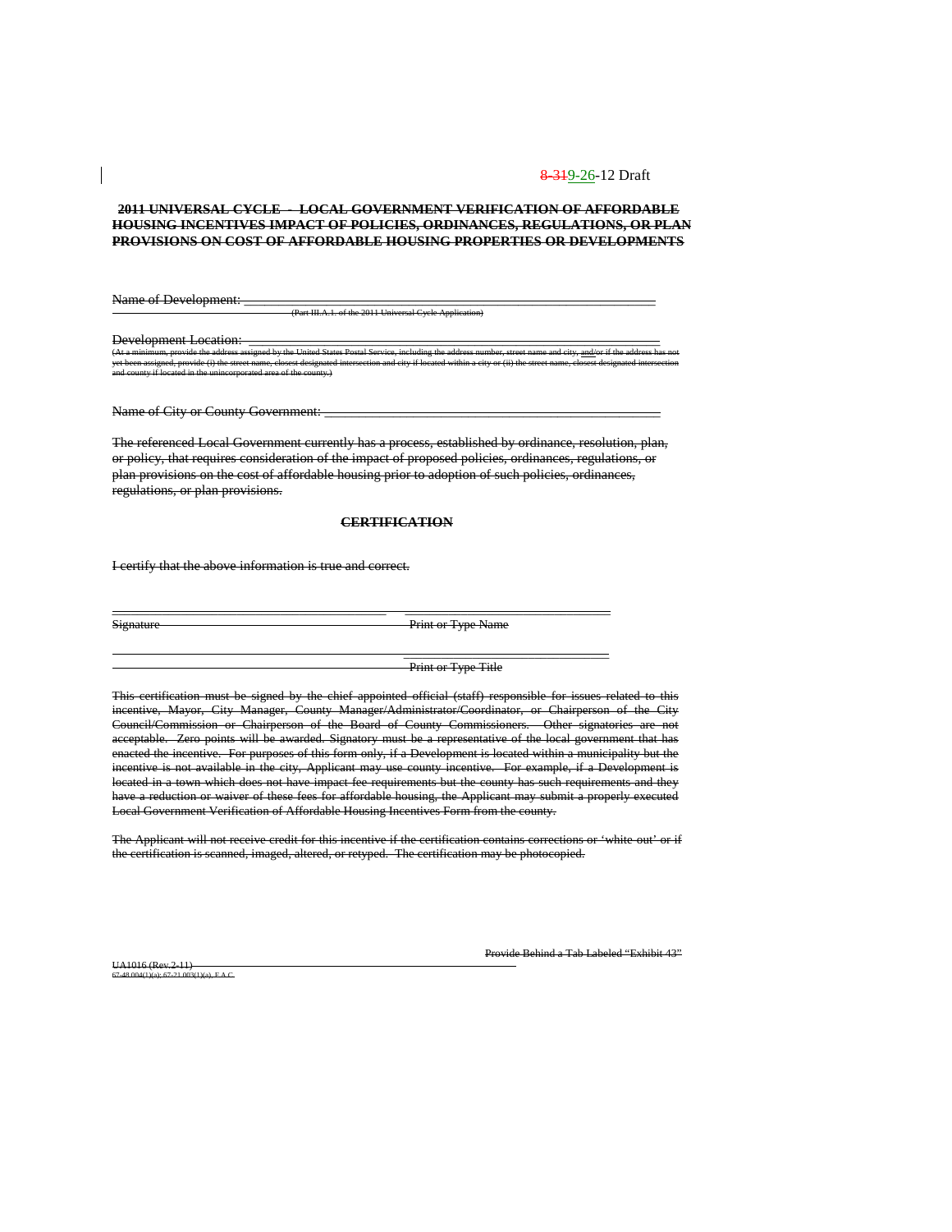~~8-31~~9-26-12 Draft

**~~2011 UNIVERSAL CYCLE - LOCAL GOVERNMENT VERIFICATION OF AFFORDABLE HOUSING INCENTIVES IMPACT OF POLICIES, ORDINANCES, REGULATIONS, OR PLAN PROVISIONS ON COST OF AFFORDABLE HOUSING PROPERTIES OR DEVELOPMENTS~~**

~~Name of Development: ___________________________________________________________~~
~~(Part III.A.1. of the 2011 Universal Cycle Application)~~

~~Development Location: ___________________________________________________________~~
~~(At a minimum, provide the address assigned by the United States Postal Service, including the address number, street name and city, and/or if the address has not yet been assigned, provide (i) the street name, closest designated intersection and city if located within a city or (ii) the street name, closest designated intersection and county if located in the unincorporated area of the county.)~~

~~Name of City or County Government: ____________________________________________~~

~~The referenced Local Government currently has a process, established by ordinance, resolution, plan, or policy, that requires consideration of the impact of proposed policies, ordinances, regulations, or plan provisions on the cost of affordable housing prior to adoption of such policies, ordinances, regulations, or plan provisions.~~

**~~CERTIFICATION~~**

~~I certify that the above information is true and correct.~~

~~Signature~~ ______________________ ~~Print or Type Name~~ ______________________

~~Print or Type Title~~ ______________________

~~This certification must be signed by the chief appointed official (staff) responsible for issues related to this incentive, Mayor, City Manager, County Manager/Administrator/Coordinator, or Chairperson of the City Council/Commission or Chairperson of the Board of County Commissioners. Other signatories are not acceptable. Zero points will be awarded. Signatory must be a representative of the local government that has enacted the incentive. For purposes of this form only, if a Development is located within a municipality but the incentive is not available in the city, Applicant may use county incentive. For example, if a Development is located in a town which does not have impact fee requirements but the county has such requirements and they have a reduction or waiver of these fees for affordable housing, the Applicant may submit a properly executed Local Government Verification of Affordable Housing Incentives Form from the county.~~

~~The Applicant will not receive credit for this incentive if the certification contains corrections or 'white out' or if the certification is scanned, imaged, altered, or retyped. The certification may be photocopied.~~

~~UA1016 (Rev.2-11)~~
~~67-48.004(1)(a); 67-21.003(1)(a), F.A.C.~~

~~Provide Behind a Tab Labeled "Exhibit 43"~~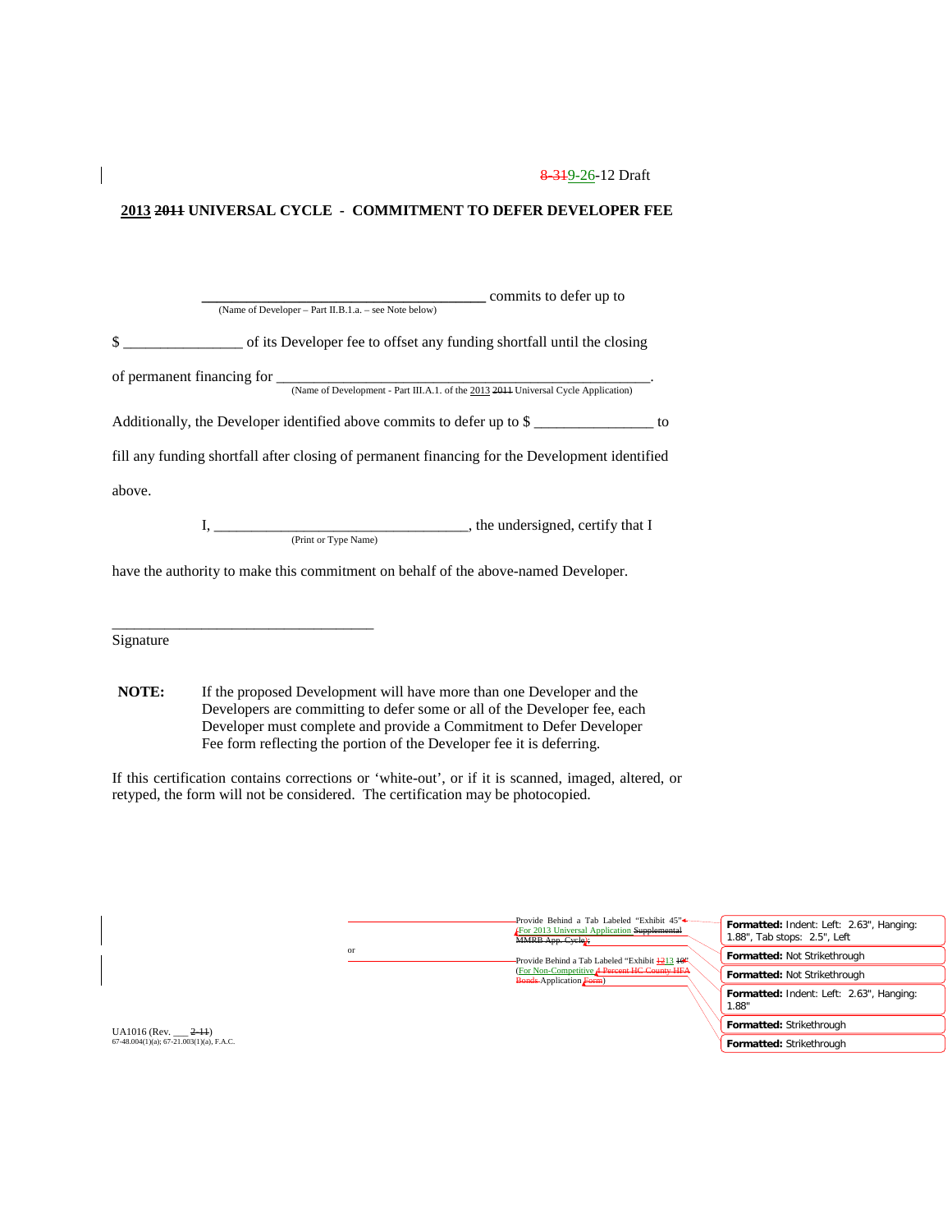8-319-26-12 Draft

## 2013 ~~2011~~ UNIVERSAL CYCLE - COMMITMENT TO DEFER DEVELOPER FEE

_______________________________________ commits to defer up to
(Name of Developer – Part II.B.1.a. – see Note below)

$ ________________ of its Developer fee to offset any funding shortfall until the closing

of permanent financing for ___________________________________________________.
(Name of Development - Part III.A.1. of the 2013 ~~2011~~ Universal Cycle Application)

Additionally, the Developer identified above commits to defer up to $ ________________ to fill any funding shortfall after closing of permanent financing for the Development identified above.

I, ___________________________________, the undersigned, certify that I
(Print or Type Name)

have the authority to make this commitment on behalf of the above-named Developer.

___________________________________
Signature

**NOTE:** If the proposed Development will have more than one Developer and the Developers are committing to defer some or all of the Developer fee, each Developer must complete and provide a Commitment to Defer Developer Fee form reflecting the portion of the Developer fee it is deferring.

If this certification contains corrections or 'white-out', or if it is scanned, imaged, altered, or retyped, the form will not be considered. The certification may be photocopied.

Provide Behind a Tab Labeled "Exhibit 45" (For 2013 Universal Application ~~Supplemental MMRB App. Cycle~~);

or

Provide Behind a Tab Labeled "Exhibit ~~12~~13 ~~10~~" (For Non-Competitive ~~4 Percent HC County HFA Bonds~~ Application ~~Form~~)

UA1016 (Rev. ___ ~~2-11~~)
67-48.004(1)(a); 67-21.003(1)(a), F.A.C.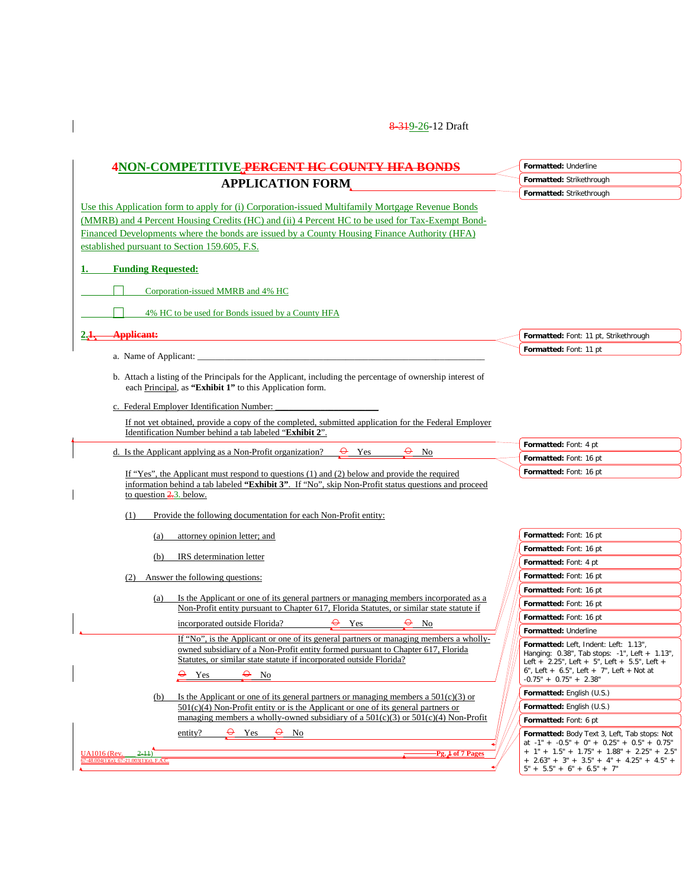8-319-26-12 Draft

# 4NON-COMPETITIVE PERCENT HC COUNTY HFA BONDS APPLICATION FORM

Use this Application form to apply for (i) Corporation-issued Multifamily Mortgage Revenue Bonds (MMRB) and 4 Percent Housing Credits (HC) and (ii) 4 Percent HC to be used for Tax-Exempt Bond-Financed Developments where the bonds are issued by a County Housing Finance Authority (HFA) established pursuant to Section 159.605, F.S.

**1. Funding Requested:**

☐ Corporation-issued MMRB and 4% HC

☐ 4% HC to be used for Bonds issued by a County HFA

**2.1. Applicant:**

a. Name of Applicant: ____________________________________________

b. Attach a listing of the Principals for the Applicant, including the percentage of ownership interest of each Principal, as **"Exhibit 1"** to this Application form.

c. Federal Employer Identification Number: ______________________

If not yet obtained, provide a copy of the completed, submitted application for the Federal Employer Identification Number behind a tab labeled "**Exhibit 2**".

d. Is the Applicant applying as a Non-Profit organization? ⊖ Yes ⊖ No

If "Yes", the Applicant must respond to questions (1) and (2) below and provide the required information behind a tab labeled **"Exhibit 3"**. If "No", skip Non-Profit status questions and proceed to question 2.3. below.

(1) Provide the following documentation for each Non-Profit entity:

(a) attorney opinion letter; and

(b) IRS determination letter

(2) Answer the following questions:

(a) Is the Applicant or one of its general partners or managing members incorporated as a Non-Profit entity pursuant to Chapter 617, Florida Statutes, or similar state statute if incorporated outside Florida? ⊖ Yes ⊖ No

If "No", is the Applicant or one of its general partners or managing members a wholly-owned subsidiary of a Non-Profit entity formed pursuant to Chapter 617, Florida Statutes, or similar state statute if incorporated outside Florida?

⊖ Yes ⊖ No

(b) Is the Applicant or one of its general partners or managing members a 501(c)(3) or 501(c)(4) Non-Profit entity or is the Applicant or one of its general partners or managing members a wholly-owned subsidiary of a 501(c)(3) or 501(c)(4) Non-Profit entity? ⊖ Yes ⊖ No

UA1016 (Rev. 2-11)
67-48.004(1)(a); 67-21.003(1)(a), F.A.C.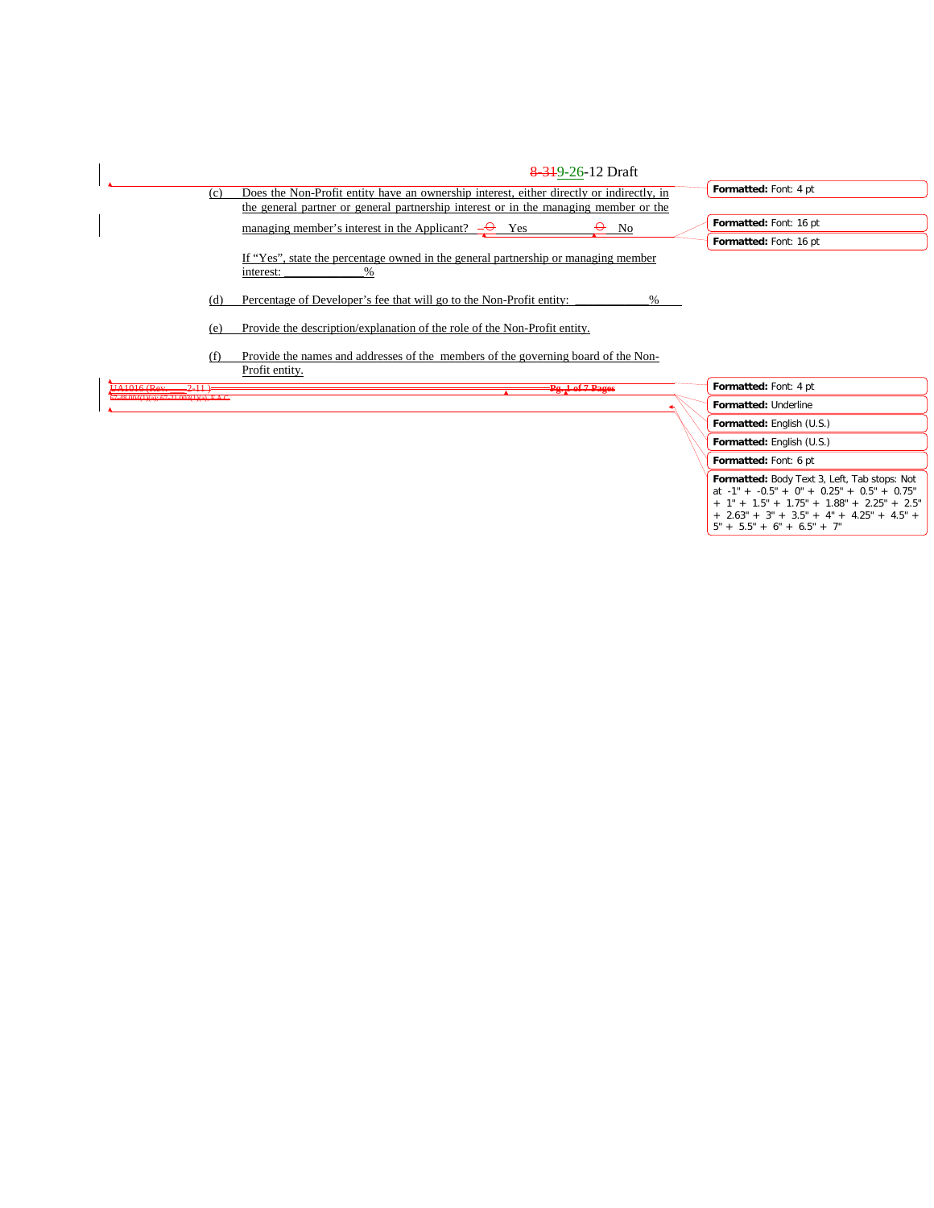(c) Does the Non-Profit entity have an ownership interest, either directly or indirectly, in the general partner or general partnership interest or in the managing member or the managing member's interest in the Applicant? ☐ Yes ☐ No

If "Yes", state the percentage owned in the general partnership or managing member interest: _____________%

(d) Percentage of Developer's fee that will go to the Non-Profit entity: ____________%

(e) Provide the description/explanation of the role of the Non-Profit entity.

(f) Provide the names and addresses of the members of the governing board of the Non-Profit entity.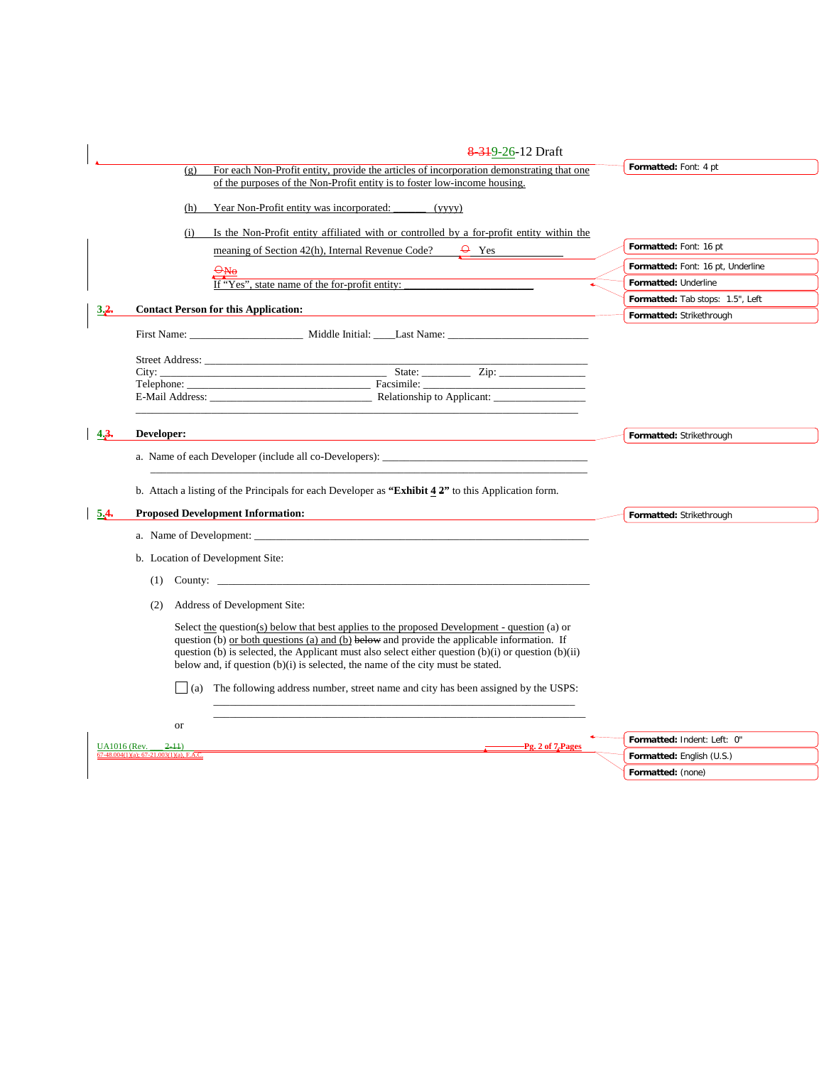(g) For each Non-Profit entity, provide the articles of incorporation demonstrating that one of the purposes of the Non-Profit entity is to foster low-income housing.

(h) Year Non-Profit entity was incorporated: ______ (yyyy)

(i) Is the Non-Profit entity affiliated with or controlled by a for-profit entity within the meaning of Section 42(h), Internal Revenue Code? ☐ Yes ☐ No

If "Yes", state name of the for-profit entity: _______________________

**3. Contact Person for this Application:**

First Name: ____________________ Middle Initial: ____Last Name: _________________________

Street Address: ___________________________________________________________________
City: _________________________________________ State: ________ Zip: _______________
Telephone: ________________________________ Facsimile: ____________________________
E-Mail Address: _____________________________ Relationship to Applicant: ________________
_____________________________________________________________________________

**4. Developer:**

a. Name of each Developer (include all co-Developers): _____________________________________
_____________________________________________________________________________

b. Attach a listing of the Principals for each Developer as **"Exhibit 2"** to this Application form.

**5. Proposed Development Information:**

a. Name of Development: _______________________________________________________________

b. Location of Development Site:

(1) County: _________________________________________________________________

(2) Address of Development Site:

Select the question(s) below that best applies to the proposed Development - question (a) or question (b) or both questions (a) and (b) and provide the applicable information. If question (b) is selected, the Applicant must also select either question (b)(i) or question (b)(ii) below and, if question (b)(i) is selected, the name of the city must be stated.

☐ (a) The following address number, street name and city has been assigned by the USPS:
_____________________________________________________________________
_____________________________________________________________________

or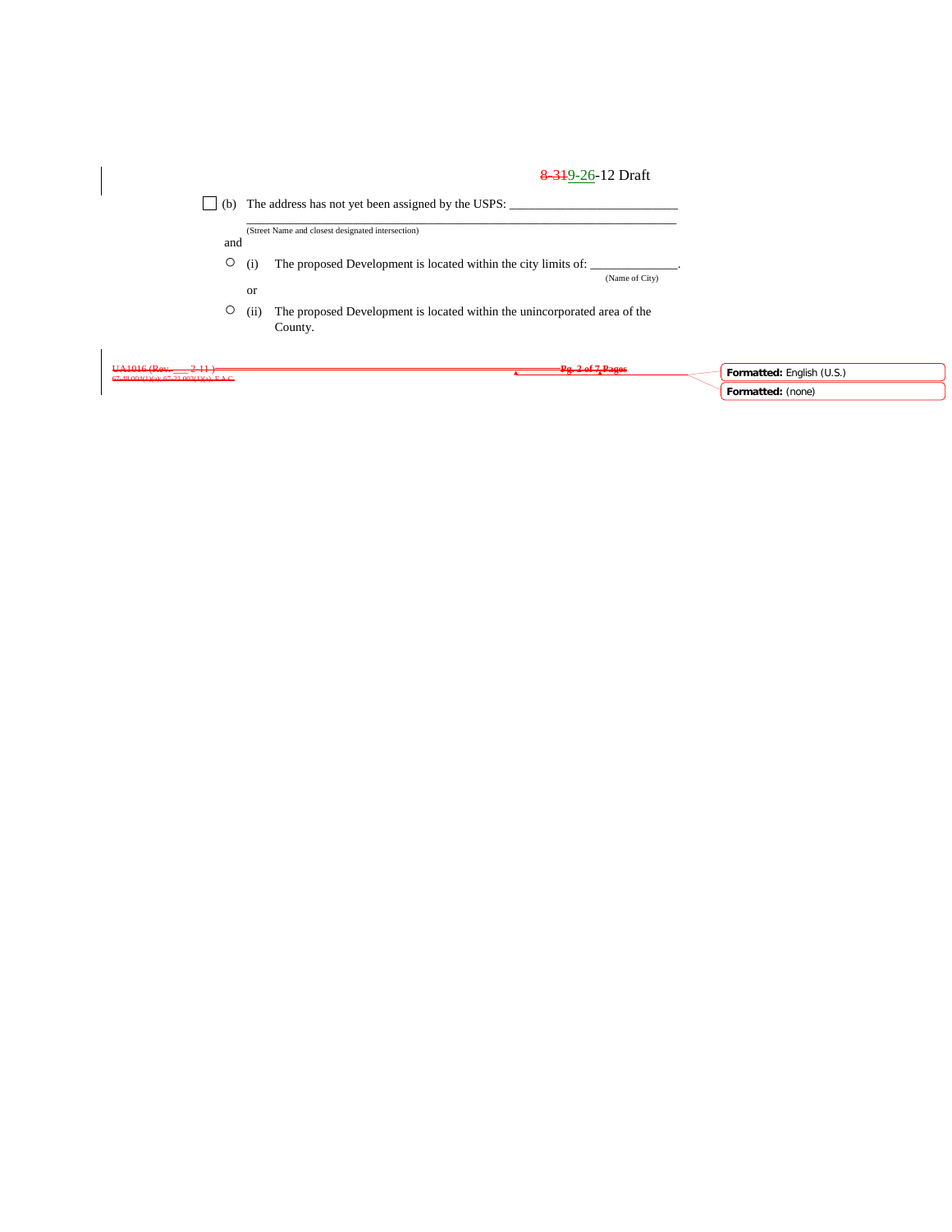☐ (b) The address has not yet been assigned by the USPS: ___________________________

_______________________________________________________________________________
(Street Name and closest designated intersection)

and

○ (i) The proposed Development is located within the city limits of: _______________.
(Name of City)

or

○ (ii) The proposed Development is located within the unincorporated area of the County.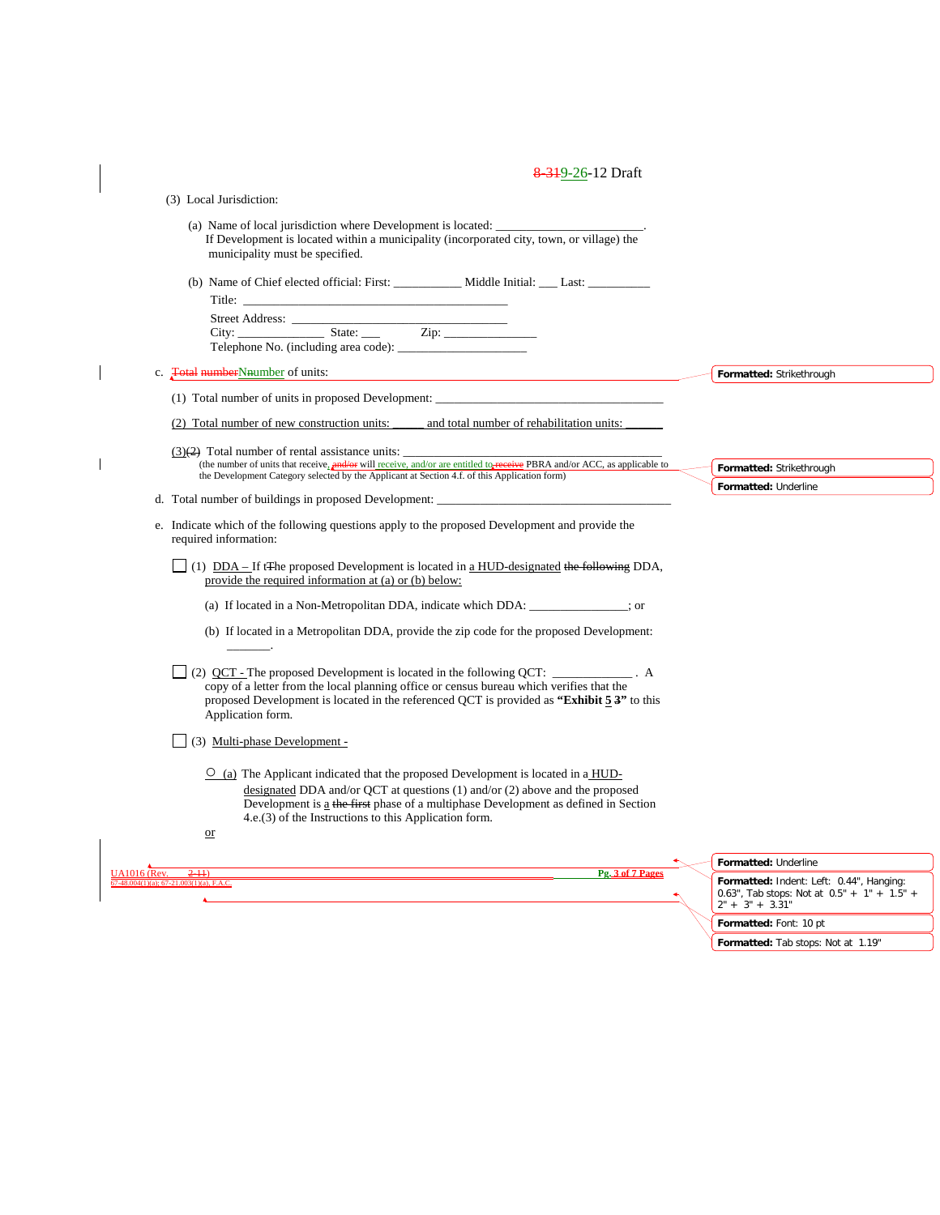(3) Local Jurisdiction:

(a) Name of local jurisdiction where Development is located: ______________________.
If Development is located within a municipality (incorporated city, town, or village) the municipality must be specified.

(b) Name of Chief elected official: First: ___________ Middle Initial: ___ Last: __________

Title: ________________________________________

Street Address: ________________________________

City: ______________ State: ___ Zip: _______________

Telephone No. (including area code): ____________________

c. ~~Total number~~Number of units:

(1) Total number of units in proposed Development: ____________________________________

(2) Total number of new construction units: _____ and total number of rehabilitation units: ______

(3)~~(2)~~ Total number of rental assistance units: _________________________________________
(the number of units that receive~~, and/or~~ will receive, and/or are entitled to ~~receive~~ PBRA and/or ACC, as applicable to the Development Category selected by the Applicant at Section 4.f. of this Application form)

d. Total number of buildings in proposed Development: ____________________________________

e. Indicate which of the following questions apply to the proposed Development and provide the required information:

☐ (1) DDA – If t~~T~~he proposed Development is located in a HUD-designated ~~the following~~ DDA, provide the required information at (a) or (b) below:

(a) If located in a Non-Metropolitan DDA, indicate which DDA: _______________; or

(b) If located in a Metropolitan DDA, provide the zip code for the proposed Development: _______.

☐ (2) QCT - The proposed Development is located in the following QCT: ____________ . A copy of a letter from the local planning office or census bureau which verifies that the proposed Development is located in the referenced QCT is provided as **"Exhibit 5 ~~3~~"** to this Application form.

☐ (3) Multi-phase Development -

○ (a) The Applicant indicated that the proposed Development is located in a HUD-designated DDA and/or QCT at questions (1) and/or (2) above and the proposed Development is a ~~the first~~ phase of a multiphase Development as defined in Section 4.e.(3) of the Instructions to this Application form.

or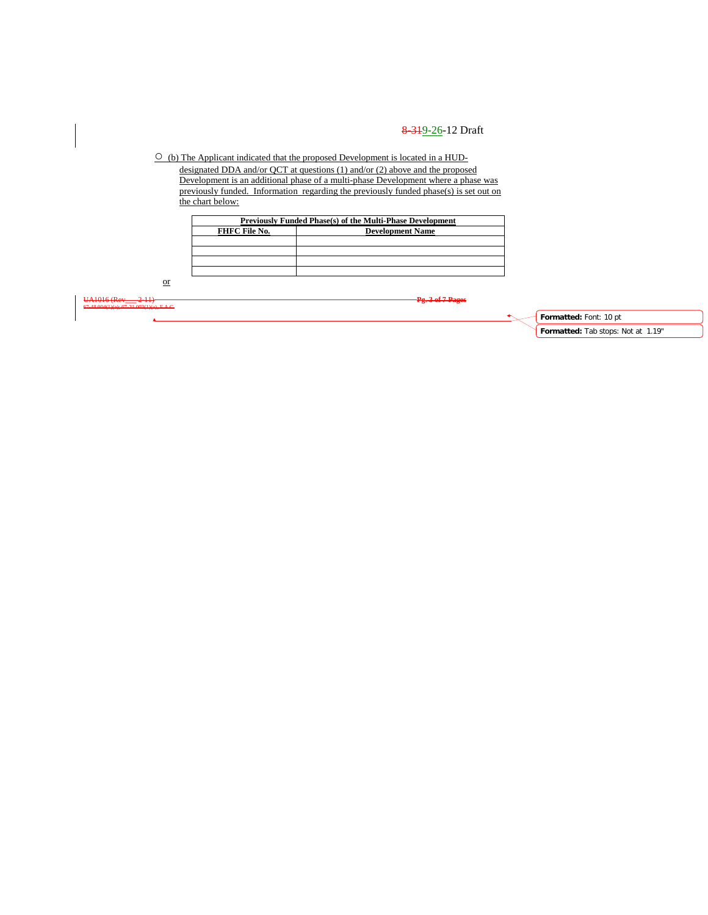○ (b) The Applicant indicated that the proposed Development is located in a HUD-designated DDA and/or QCT at questions (1) and/or (2) above and the proposed Development is an additional phase of a multi-phase Development where a phase was previously funded. Information regarding the previously funded phase(s) is set out on the chart below:

| Previously Funded Phase(s) of the Multi-Phase Development | |
|---|---|
| **FHFC File No.** | **Development Name** |
| | |
| | |
| | |
| | |

or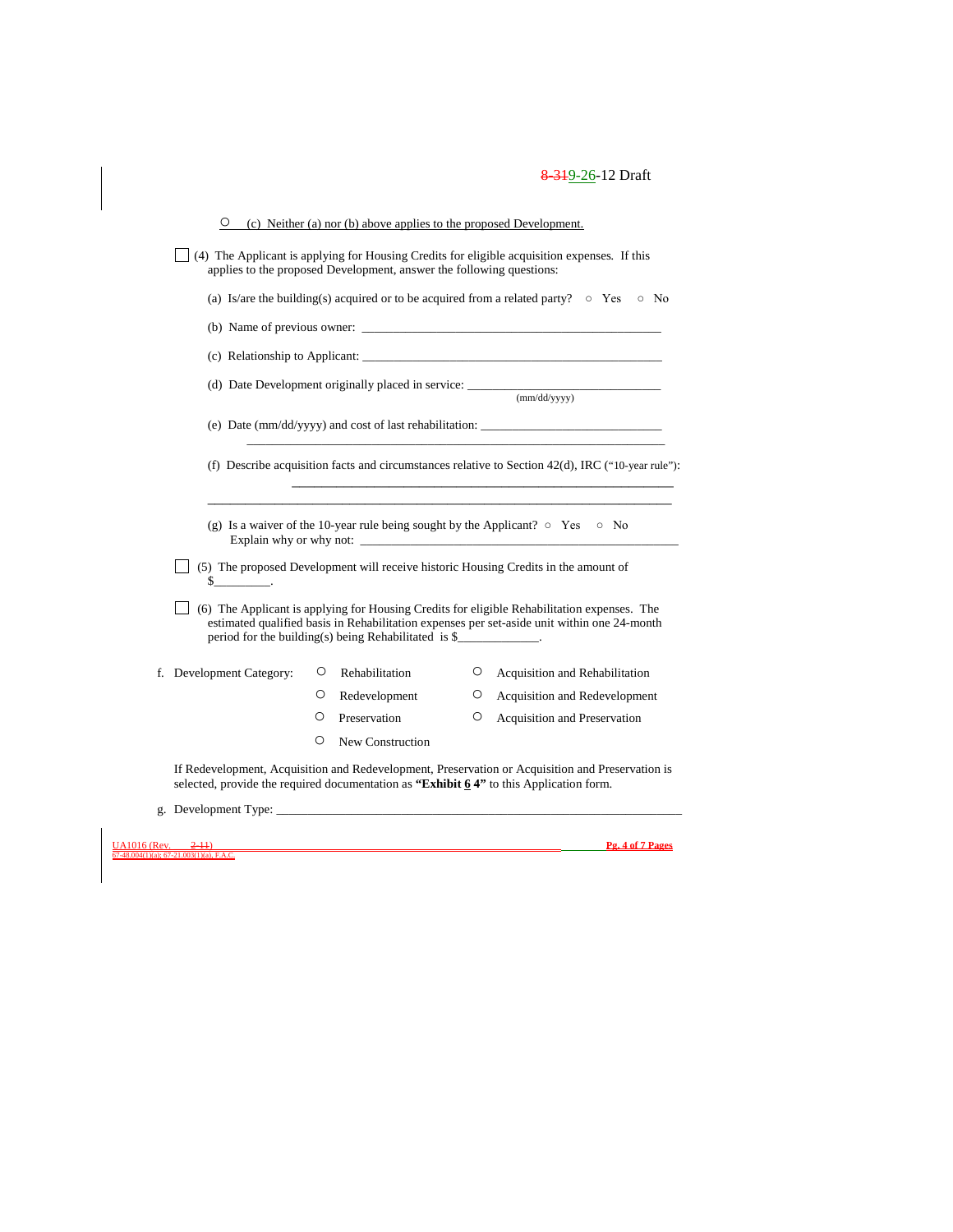○ (c) Neither (a) nor (b) above applies to the proposed Development.

☐ (4) The Applicant is applying for Housing Credits for eligible acquisition expenses. If this applies to the proposed Development, answer the following questions:

(a) Is/are the building(s) acquired or to be acquired from a related party? ○ Yes ○ No

(b) Name of previous owner: ______________________________________________

(c) Relationship to Applicant: ______________________________________________

(d) Date Development originally placed in service: ____________________________
(mm/dd/yyyy)

(e) Date (mm/dd/yyyy) and cost of last rehabilitation: ___________________________
_________________________________________________________________

(f) Describe acquisition facts and circumstances relative to Section 42(d), IRC ("10-year rule"):
_____________________________________________________________
_________________________________________________________________

(g) Is a waiver of the 10-year rule being sought by the Applicant? ○ Yes ○ No
Explain why or why not: ______________________________________________

☐ (5) The proposed Development will receive historic Housing Credits in the amount of $_________.

☐ (6) The Applicant is applying for Housing Credits for eligible Rehabilitation expenses. The estimated qualified basis in Rehabilitation expenses per set-aside unit within one 24-month period for the building(s) being Rehabilitated is $_____________.

f. Development Category:

- ○ Rehabilitation
- ○ Redevelopment
- ○ Preservation
- ○ New Construction
- ○ Acquisition and Rehabilitation
- ○ Acquisition and Redevelopment
- ○ Acquisition and Preservation

If Redevelopment, Acquisition and Redevelopment, Preservation or Acquisition and Preservation is selected, provide the required documentation as **"Exhibit 6 4"** to this Application form.

g. Development Type: ______________________________________________________________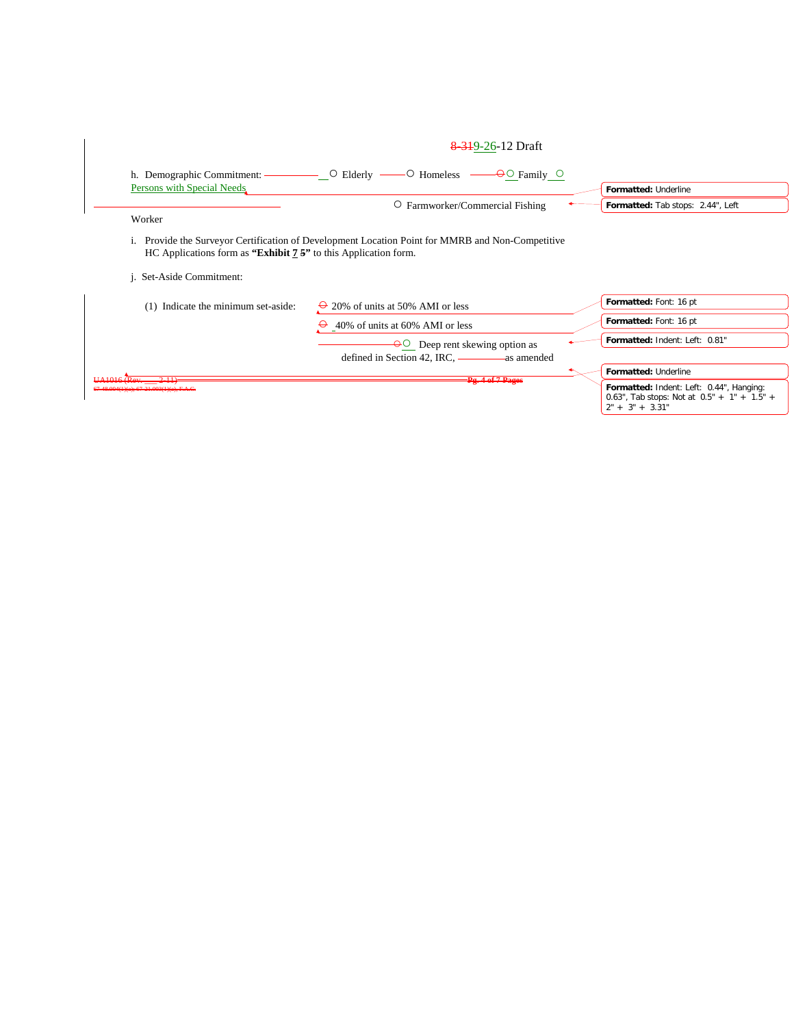8-319-26-12 Draft

h. Demographic Commitment: ○ Elderly ○ Homeless ○ Family ○ Persons with Special Needs ○ Farmworker/Commercial Fishing Worker

i. Provide the Surveyor Certification of Development Location Point for MMRB and Non-Competitive HC Applications form as **"Exhibit 7 5"** to this Application form.

j. Set-Aside Commitment:

(1) Indicate the minimum set-aside:

○ 20% of units at 50% AMI or less

○ 40% of units at 60% AMI or less

○ Deep rent skewing option as defined in Section 42, IRC, as amended

UA1016 (Rev. 2-11)
67-48.004(1)(a); 67-21.003(1)(a), F.A.C.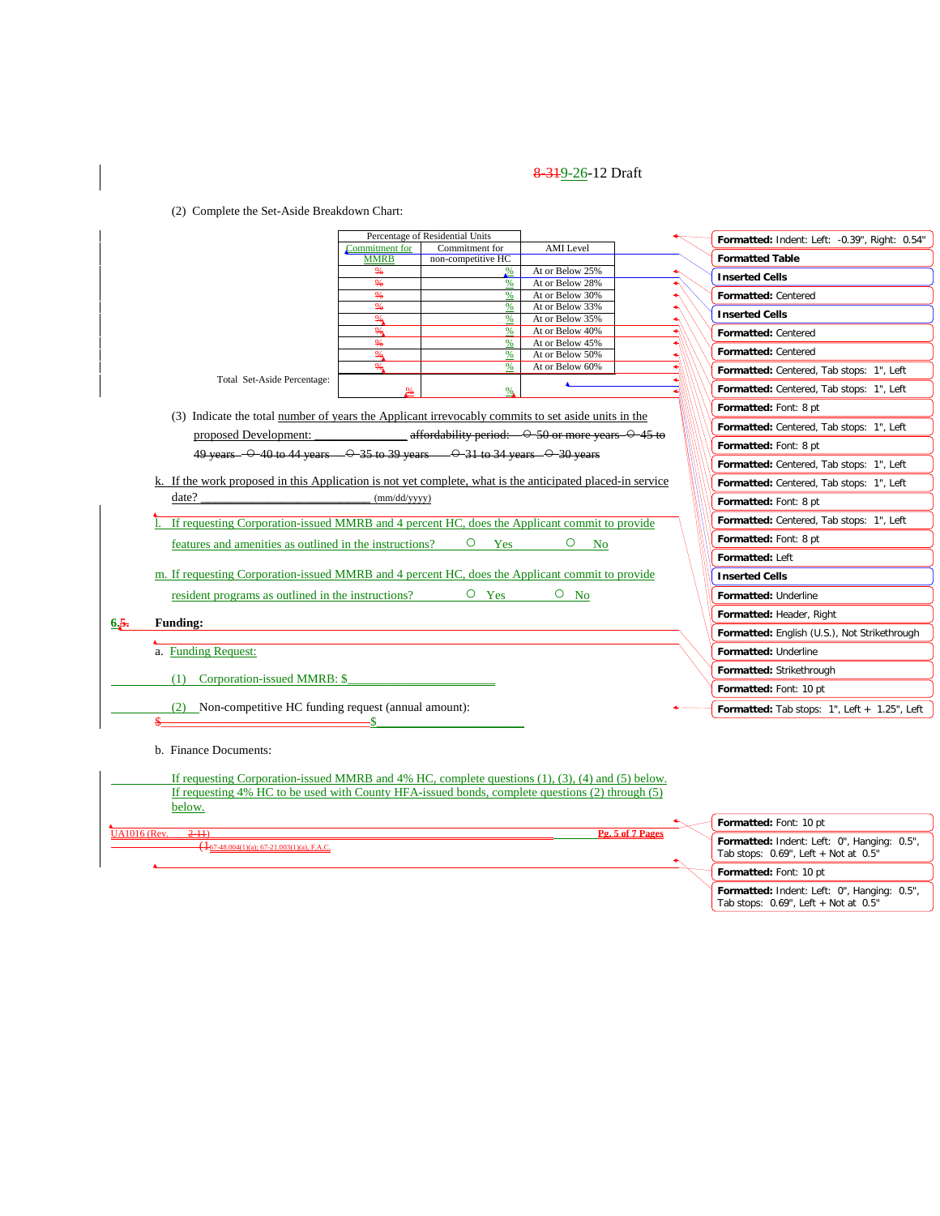8-319-26-12 Draft

(2) Complete the Set-Aside Breakdown Chart:

| Percentage of Residential Units | | |
|---|---|---|
| Commitment for MMRB | Commitment for non-competitive HC | AMI Level |
| % | % | At or Below 25% |
| % | % | At or Below 28% |
| % | % | At or Below 30% |
| % | % | At or Below 33% |
| % | % | At or Below 35% |
| % | % | At or Below 40% |
| % | % | At or Below 45% |
| % | % | At or Below 50% |
| % | % | At or Below 60% |
| Total Set-Aside Percentage: % | % | |

(3) Indicate the total number of years the Applicant irrevocably commits to set aside units in the proposed Development: _______________ affordability period: ○ 50 or more years ○ 45 to 49 years ○ 40 to 44 years ○ 35 to 39 years ○ 31 to 34 years ○ 30 years

k. If the work proposed in this Application is not yet complete, what is the anticipated placed-in service date? ___________________________ (mm/dd/yyyy)

l. If requesting Corporation-issued MMRB and 4 percent HC, does the Applicant commit to provide features and amenities as outlined in the instructions? ○ Yes ○ No

m. If requesting Corporation-issued MMRB and 4 percent HC, does the Applicant commit to provide resident programs as outlined in the instructions? ○ Yes ○ No

## 6.5. Funding:

a. Funding Request:

(1) Corporation-issued MMRB: $_______________________

(2) Non-competitive HC funding request (annual amount): $_______________________________$______________________

b. Finance Documents:

If requesting Corporation-issued MMRB and 4% HC, complete questions (1), (3), (4) and (5) below. If requesting 4% HC to be used with County HFA-issued bonds, complete questions (2) through (5) below.

UA1016 (Rev. 2-11) 67-48.004(1)(a); 67-21.003(1)(a), F.A.C.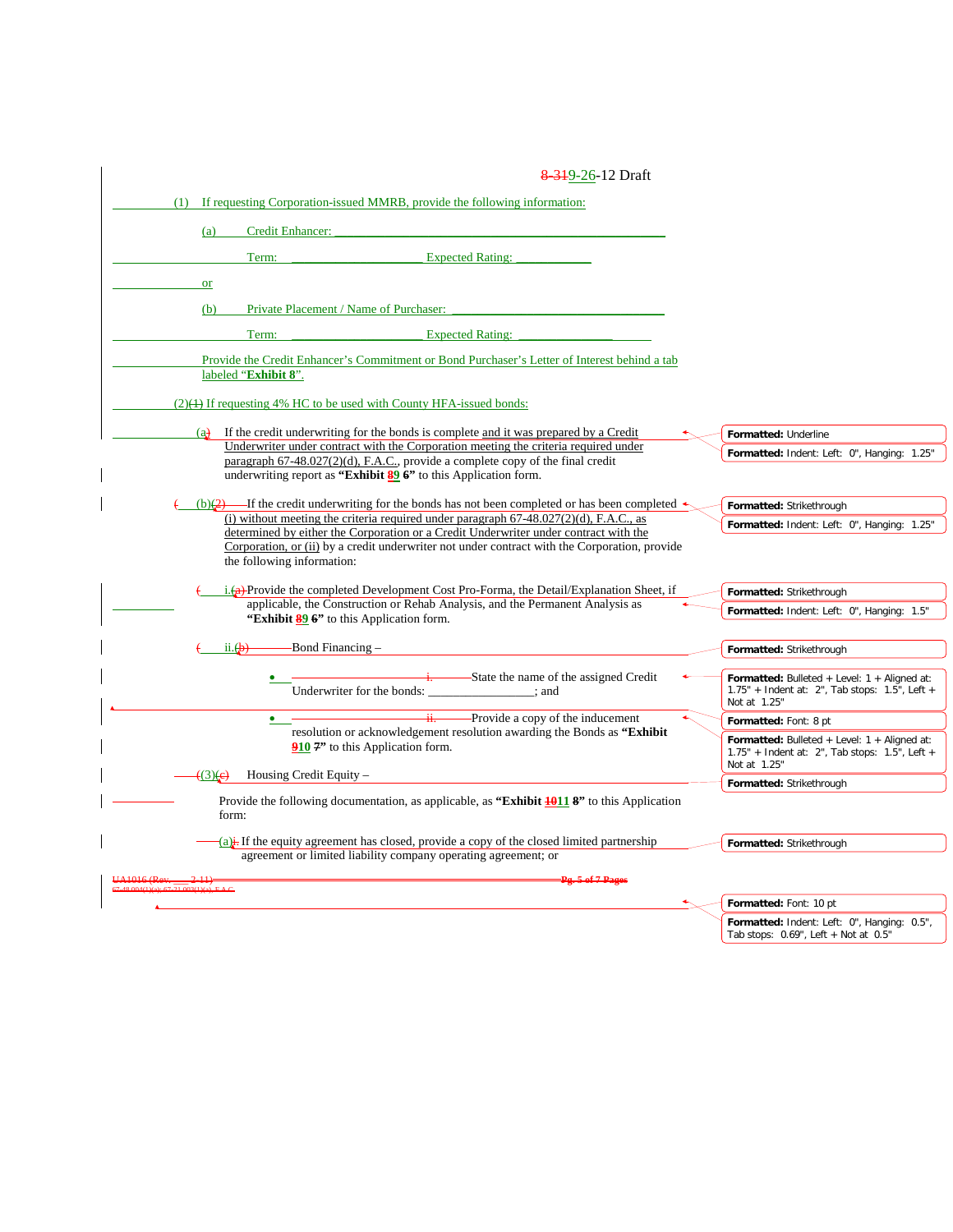8-319-26-12 Draft

(1) If requesting Corporation-issued MMRB, provide the following information:

(a) Credit Enhancer: ___________________________________________________

Term: _____________________ Expected Rating: ____________

or

(b) Private Placement / Name of Purchaser: _________________________________

Term: _____________________ Expected Rating: _______________

Provide the Credit Enhancer's Commitment or Bond Purchaser's Letter of Interest behind a tab labeled "**Exhibit 8**".

(2)(1) If requesting 4% HC to be used with County HFA-issued bonds:

(a) If the credit underwriting for the bonds is complete and it was prepared by a Credit Underwriter under contract with the Corporation meeting the criteria required under paragraph 67-48.027(2)(d), F.A.C., provide a complete copy of the final credit underwriting report as **"Exhibit 89 6"** to this Application form.

(b)(2) If the credit underwriting for the bonds has not been completed or has been completed (i) without meeting the criteria required under paragraph 67-48.027(2)(d), F.A.C., as determined by either the Corporation or a Credit Underwriter under contract with the Corporation, or (ii) by a credit underwriter not under contract with the Corporation, provide the following information:

i.(a) Provide the completed Development Cost Pro-Forma, the Detail/Explanation Sheet, if applicable, the Construction or Rehab Analysis, and the Permanent Analysis as **"Exhibit 89 6"** to this Application form.

ii.(b) Bond Financing –

- i. State the name of the assigned Credit Underwriter for the bonds: _________________; and
- ii. Provide a copy of the inducement resolution or acknowledgement resolution awarding the Bonds as **"Exhibit 910 7"** to this Application form.

(3)(c) Housing Credit Equity –

Provide the following documentation, as applicable, as **"Exhibit 1011 8"** to this Application form:

(a)i. If the equity agreement has closed, provide a copy of the closed limited partnership agreement or limited liability company operating agreement; or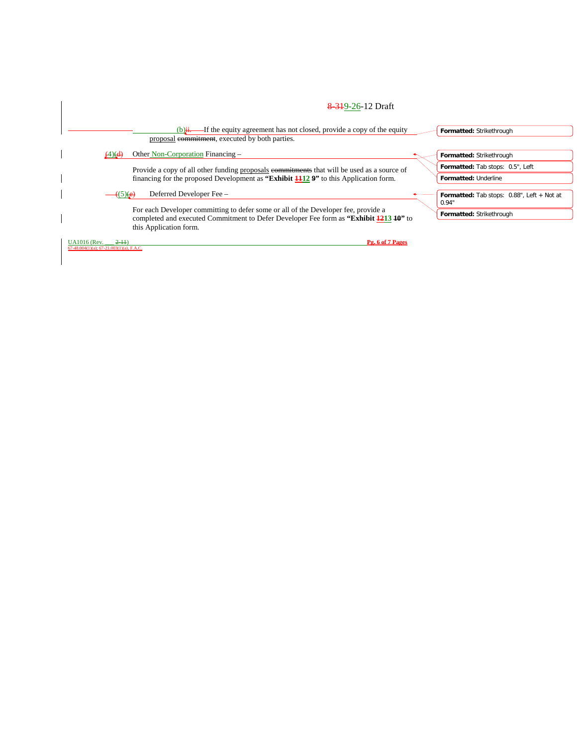(b) If the equity agreement has not closed, provide a copy of the equity proposal, executed by both parties.

(4) Other Non-Corporation Financing –

Provide a copy of all other funding proposals that will be used as a source of financing for the proposed Development as **"Exhibit 12"** to this Application form.

(5) Deferred Developer Fee –

For each Developer committing to defer some or all of the Developer fee, provide a completed and executed Commitment to Defer Developer Fee form as **"Exhibit 13"** to this Application form.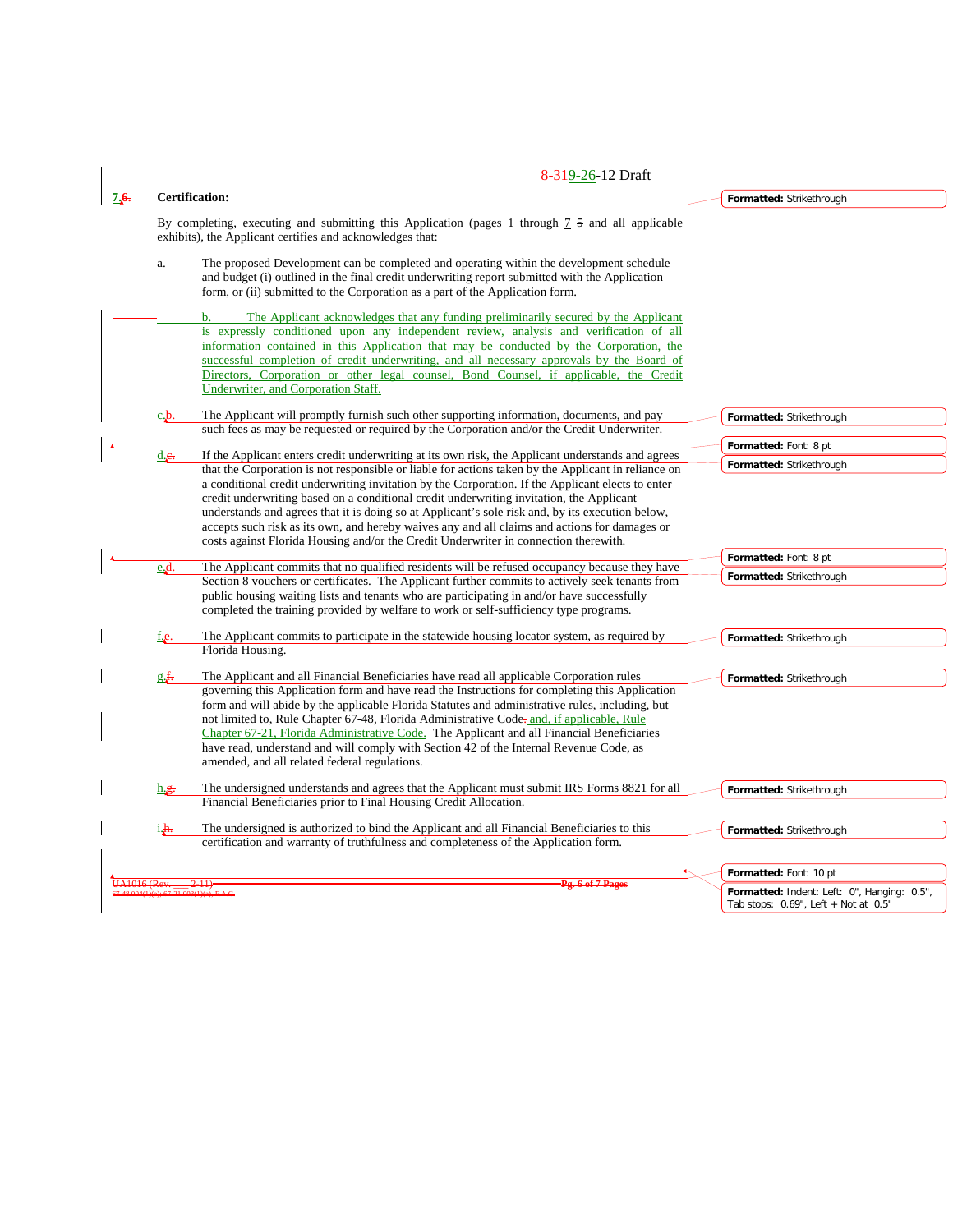8-319-26-12 Draft

**7.6. Certification:**

By completing, executing and submitting this Application (pages 1 through 7 5 and all applicable exhibits), the Applicant certifies and acknowledges that:

a. The proposed Development can be completed and operating within the development schedule and budget (i) outlined in the final credit underwriting report submitted with the Application form, or (ii) submitted to the Corporation as a part of the Application form.

b. The Applicant acknowledges that any funding preliminarily secured by the Applicant is expressly conditioned upon any independent review, analysis and verification of all information contained in this Application that may be conducted by the Corporation, the successful completion of credit underwriting, and all necessary approvals by the Board of Directors, Corporation or other legal counsel, Bond Counsel, if applicable, the Credit Underwriter, and Corporation Staff.

c.b. The Applicant will promptly furnish such other supporting information, documents, and pay such fees as may be requested or required by the Corporation and/or the Credit Underwriter.

d.c. If the Applicant enters credit underwriting at its own risk, the Applicant understands and agrees that the Corporation is not responsible or liable for actions taken by the Applicant in reliance on a conditional credit underwriting invitation by the Corporation. If the Applicant elects to enter credit underwriting based on a conditional credit underwriting invitation, the Applicant understands and agrees that it is doing so at Applicant's sole risk and, by its execution below, accepts such risk as its own, and hereby waives any and all claims and actions for damages or costs against Florida Housing and/or the Credit Underwriter in connection therewith.

e.d. The Applicant commits that no qualified residents will be refused occupancy because they have Section 8 vouchers or certificates. The Applicant further commits to actively seek tenants from public housing waiting lists and tenants who are participating in and/or have successfully completed the training provided by welfare to work or self-sufficiency type programs.

f.e. The Applicant commits to participate in the statewide housing locator system, as required by Florida Housing.

g.f. The Applicant and all Financial Beneficiaries have read all applicable Corporation rules governing this Application form and have read the Instructions for completing this Application form and will abide by the applicable Florida Statutes and administrative rules, including, but not limited to, Rule Chapter 67-48, Florida Administrative Code. and, if applicable, Rule Chapter 67-21, Florida Administrative Code. The Applicant and all Financial Beneficiaries have read, understand and will comply with Section 42 of the Internal Revenue Code, as amended, and all related federal regulations.

h.g. The undersigned understands and agrees that the Applicant must submit IRS Forms 8821 for all Financial Beneficiaries prior to Final Housing Credit Allocation.

i.h. The undersigned is authorized to bind the Applicant and all Financial Beneficiaries to this certification and warranty of truthfulness and completeness of the Application form.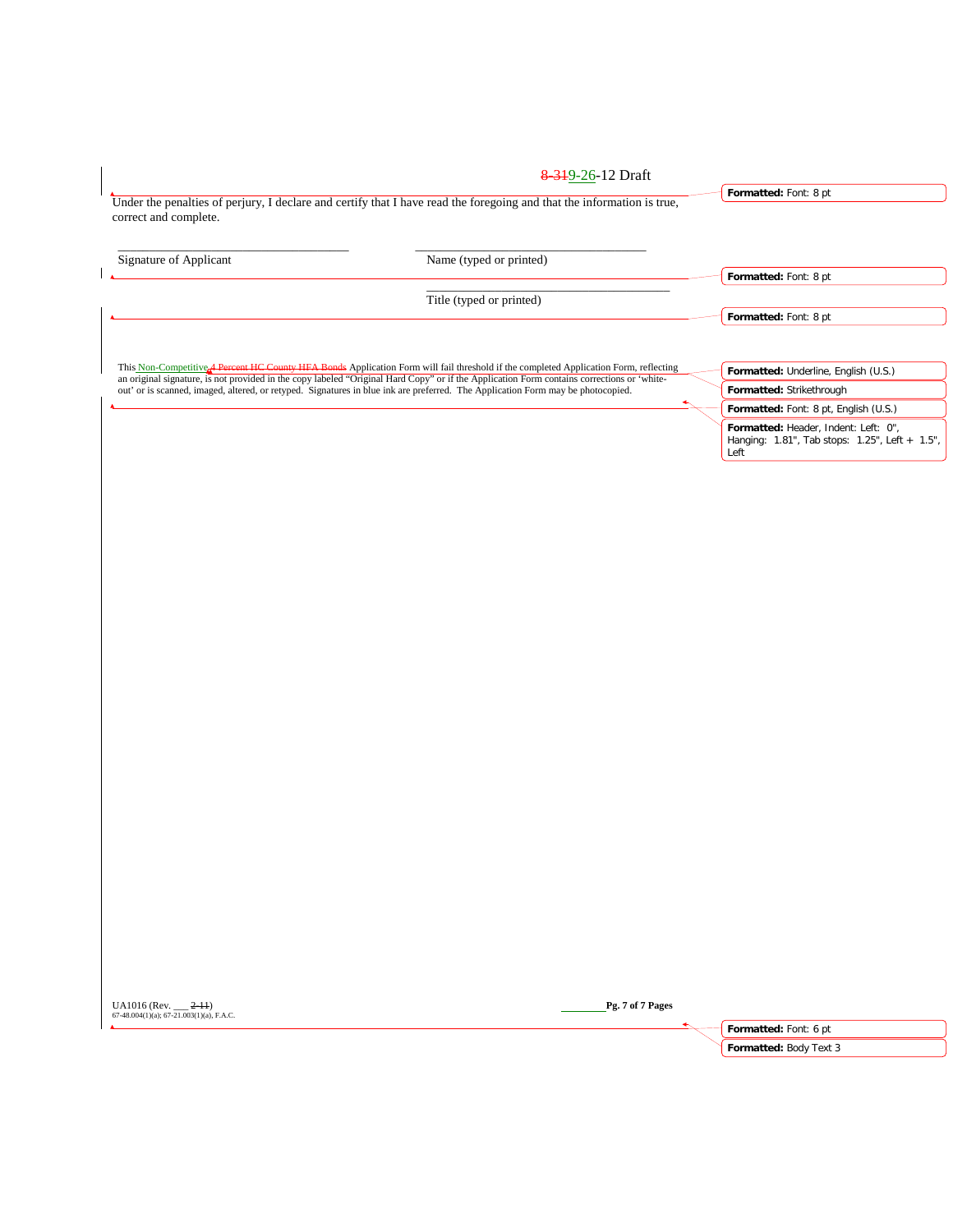8-319-26-12 Draft

Under the penalties of perjury, I declare and certify that I have read the foregoing and that the information is true, correct and complete.

\_\_\_\_\_\_\_\_\_\_\_\_\_\_\_\_\_\_\_\_\_\_\_\_\_\_\_\_\_\_\_\_\_\_\_\_\_\_ \_\_\_\_\_\_\_\_\_\_\_\_\_\_\_\_\_\_\_\_\_\_\_\_\_\_\_\_\_\_\_\_\_\_\_\_\_\_

Signature of Applicant Name (typed or printed)

\_\_\_\_\_\_\_\_\_\_\_\_\_\_\_\_\_\_\_\_\_\_\_\_\_\_\_\_\_\_\_\_\_\_\_\_\_\_

Title (typed or printed)

This Non-Competitive 4 Percent HC County HFA Bonds Application Form will fail threshold if the completed Application Form, reflecting an original signature, is not provided in the copy labeled "Original Hard Copy" or if the Application Form contains corrections or 'white-out' or is scanned, imaged, altered, or retyped. Signatures in blue ink are preferred. The Application Form may be photocopied.

Formatted: Font: 8 pt

Formatted: Font: 8 pt

Formatted: Font: 8 pt

Formatted: Underline, English (U.S.)

Formatted: Strikethrough

Formatted: Font: 8 pt, English (U.S.)

Formatted: Header, Indent: Left: 0", Hanging: 1.81", Tab stops: 1.25", Left + 1.5", Left

UA1016 (Rev. \_\_\_ 2-11)
67-48.004(1)(a); 67-21.003(1)(a), F.A.C.

Formatted: Font: 6 pt

Formatted: Body Text 3